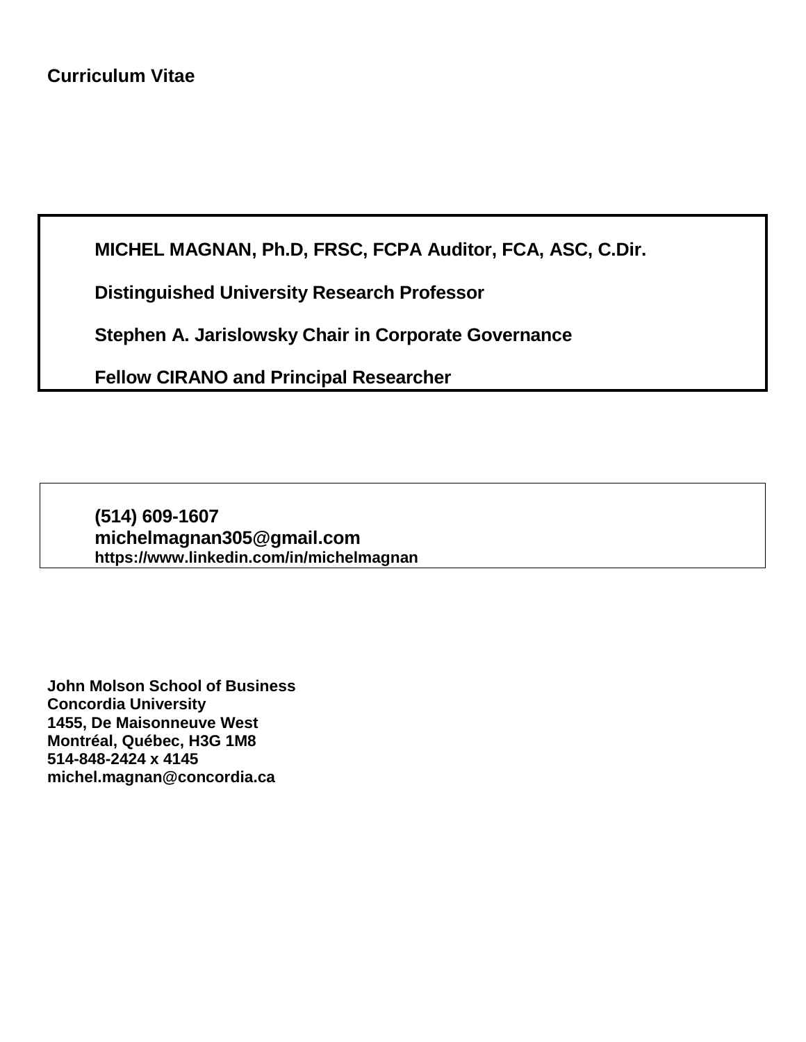**Curriculum Vitae**

**MICHEL MAGNAN, Ph.D, FRSC, FCPA Auditor, FCA, ASC, C.Dir.**

**Distinguished University Research Professor**

**Stephen A. Jarislowsky Chair in Corporate Governance**

**Fellow CIRANO and Principal Researcher**

**(514) 609-1607**
**michelmagnan305@gmail.com**
**https://www.linkedin.com/in/michelmagnan**

**John Molson School of Business**
**Concordia University**
**1455, De Maisonneuve West**
**Montréal, Québec, H3G 1M8**
**514-848-2424 x 4145**
**michel.magnan@concordia.ca**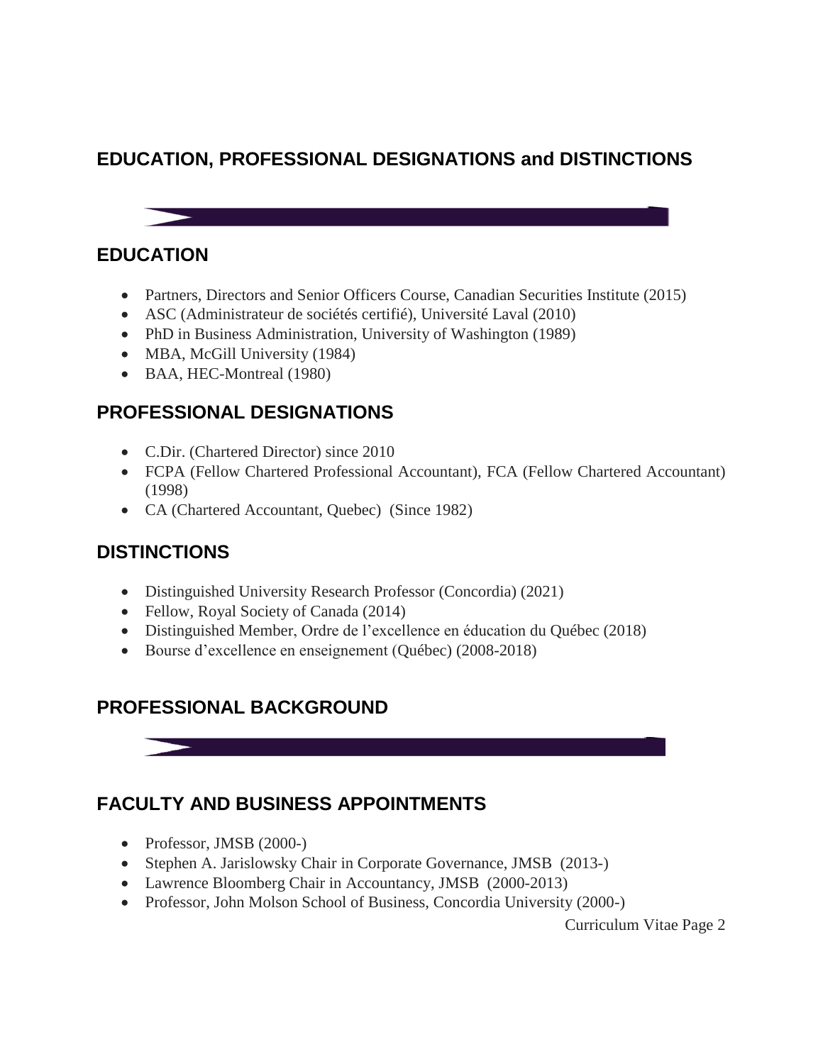## EDUCATION, PROFESSIONAL DESIGNATIONS and DISTINCTIONS

### EDUCATION

- Partners, Directors and Senior Officers Course, Canadian Securities Institute (2015)
- ASC (Administrateur de sociétés certifié), Université Laval (2010)
- PhD in Business Administration, University of Washington (1989)
- MBA, McGill University (1984)
- BAA, HEC-Montreal (1980)

### PROFESSIONAL DESIGNATIONS

- C.Dir. (Chartered Director) since 2010
- FCPA (Fellow Chartered Professional Accountant), FCA (Fellow Chartered Accountant) (1998)
- CA (Chartered Accountant, Quebec) (Since 1982)

### DISTINCTIONS

- Distinguished University Research Professor (Concordia) (2021)
- Fellow, Royal Society of Canada (2014)
- Distinguished Member, Ordre de l'excellence en éducation du Québec (2018)
- Bourse d'excellence en enseignement (Québec) (2008-2018)

## PROFESSIONAL BACKGROUND

### FACULTY AND BUSINESS APPOINTMENTS

- Professor, JMSB (2000-)
- Stephen A. Jarislowsky Chair in Corporate Governance, JMSB (2013-)
- Lawrence Bloomberg Chair in Accountancy, JMSB (2000-2013)
- Professor, John Molson School of Business, Concordia University (2000-)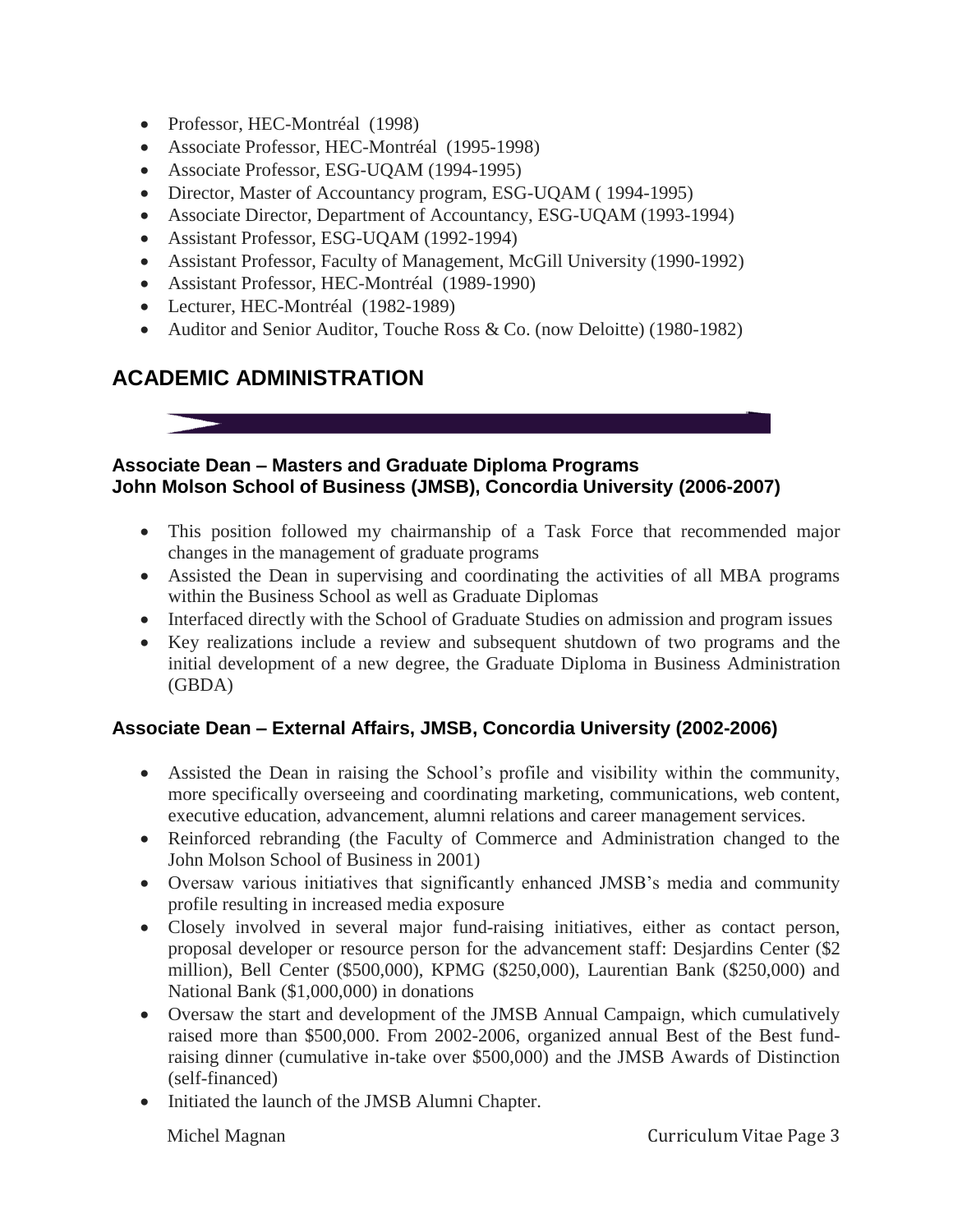- Professor, HEC-Montréal (1998)
- Associate Professor, HEC-Montréal (1995-1998)
- Associate Professor, ESG-UQAM (1994-1995)
- Director, Master of Accountancy program, ESG-UQAM ( 1994-1995)
- Associate Director, Department of Accountancy, ESG-UQAM (1993-1994)
- Assistant Professor, ESG-UQAM (1992-1994)
- Assistant Professor, Faculty of Management, McGill University (1990-1992)
- Assistant Professor, HEC-Montréal (1989-1990)
- Lecturer, HEC-Montréal (1982-1989)
- Auditor and Senior Auditor, Touche Ross & Co. (now Deloitte) (1980-1982)

## ACADEMIC ADMINISTRATION

### Associate Dean – Masters and Graduate Diploma Programs
### John Molson School of Business (JMSB), Concordia University (2006-2007)

- This position followed my chairmanship of a Task Force that recommended major changes in the management of graduate programs
- Assisted the Dean in supervising and coordinating the activities of all MBA programs within the Business School as well as Graduate Diplomas
- Interfaced directly with the School of Graduate Studies on admission and program issues
- Key realizations include a review and subsequent shutdown of two programs and the initial development of a new degree, the Graduate Diploma in Business Administration (GBDA)

### Associate Dean – External Affairs, JMSB, Concordia University (2002-2006)

- Assisted the Dean in raising the School's profile and visibility within the community, more specifically overseeing and coordinating marketing, communications, web content, executive education, advancement, alumni relations and career management services.
- Reinforced rebranding (the Faculty of Commerce and Administration changed to the John Molson School of Business in 2001)
- Oversaw various initiatives that significantly enhanced JMSB's media and community profile resulting in increased media exposure
- Closely involved in several major fund-raising initiatives, either as contact person, proposal developer or resource person for the advancement staff: Desjardins Center ($2 million), Bell Center ($500,000), KPMG ($250,000), Laurentian Bank ($250,000) and National Bank ($1,000,000) in donations
- Oversaw the start and development of the JMSB Annual Campaign, which cumulatively raised more than $500,000. From 2002-2006, organized annual Best of the Best fund-raising dinner (cumulative in-take over $500,000) and the JMSB Awards of Distinction (self-financed)
- Initiated the launch of the JMSB Alumni Chapter.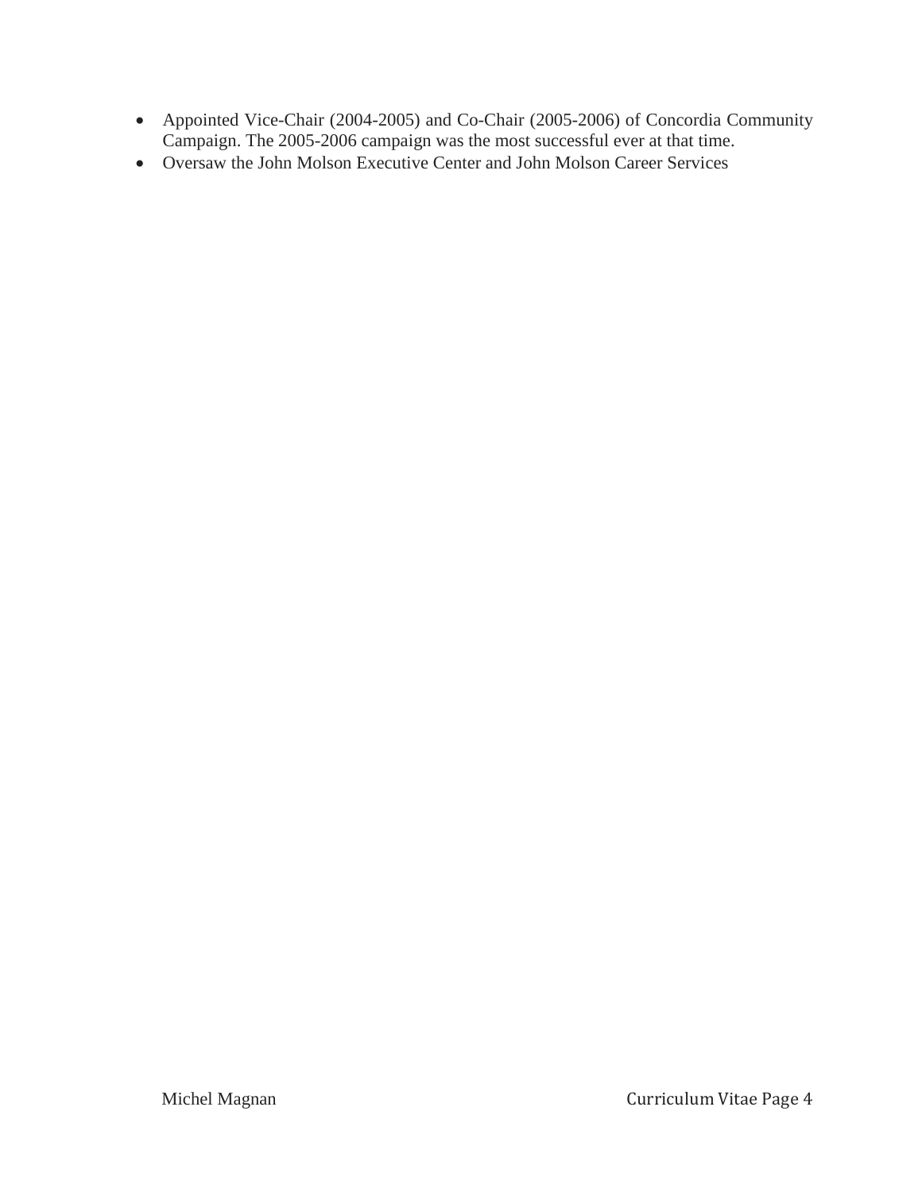- Appointed Vice-Chair (2004-2005) and Co-Chair (2005-2006) of Concordia Community Campaign. The 2005-2006 campaign was the most successful ever at that time.
- Oversaw the John Molson Executive Center and John Molson Career Services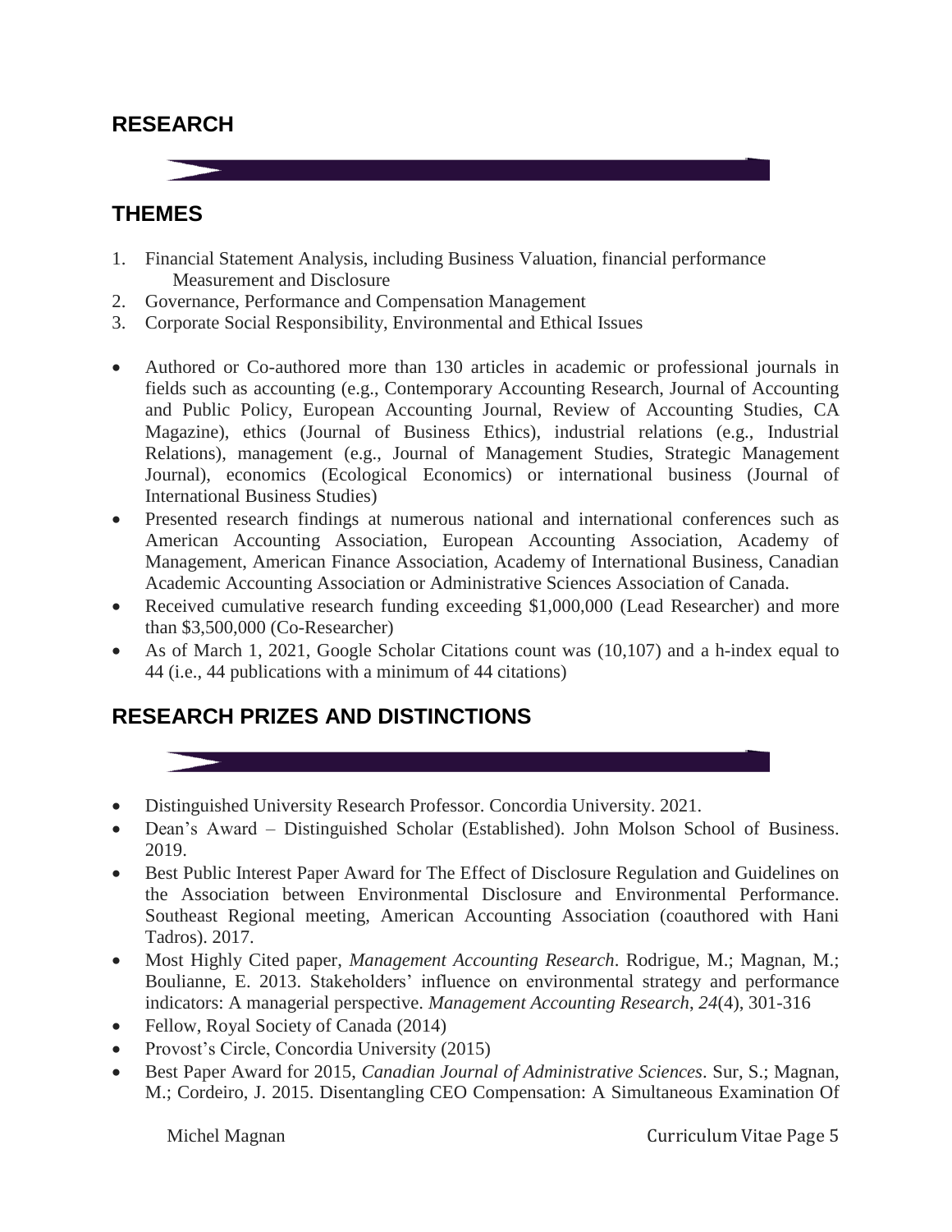## RESEARCH

## THEMES

1. Financial Statement Analysis, including Business Valuation, financial performance Measurement and Disclosure
2. Governance, Performance and Compensation Management
3. Corporate Social Responsibility, Environmental and Ethical Issues

- Authored or Co-authored more than 130 articles in academic or professional journals in fields such as accounting (e.g., Contemporary Accounting Research, Journal of Accounting and Public Policy, European Accounting Journal, Review of Accounting Studies, CA Magazine), ethics (Journal of Business Ethics), industrial relations (e.g., Industrial Relations), management (e.g., Journal of Management Studies, Strategic Management Journal), economics (Ecological Economics) or international business (Journal of International Business Studies)
- Presented research findings at numerous national and international conferences such as American Accounting Association, European Accounting Association, Academy of Management, American Finance Association, Academy of International Business, Canadian Academic Accounting Association or Administrative Sciences Association of Canada.
- Received cumulative research funding exceeding $1,000,000 (Lead Researcher) and more than $3,500,000 (Co-Researcher)
- As of March 1, 2021, Google Scholar Citations count was (10,107) and a h-index equal to 44 (i.e., 44 publications with a minimum of 44 citations)

## RESEARCH PRIZES AND DISTINCTIONS

- Distinguished University Research Professor. Concordia University. 2021.
- Dean's Award – Distinguished Scholar (Established). John Molson School of Business. 2019.
- Best Public Interest Paper Award for The Effect of Disclosure Regulation and Guidelines on the Association between Environmental Disclosure and Environmental Performance. Southeast Regional meeting, American Accounting Association (coauthored with Hani Tadros). 2017.
- Most Highly Cited paper, *Management Accounting Research*. Rodrigue, M.; Magnan, M.; Boulianne, E. 2013. Stakeholders' influence on environmental strategy and performance indicators: A managerial perspective. *Management Accounting Research*, *24*(4), 301-316
- Fellow, Royal Society of Canada (2014)
- Provost's Circle, Concordia University (2015)
- Best Paper Award for 2015, *Canadian Journal of Administrative Sciences*. Sur, S.; Magnan, M.; Cordeiro, J. 2015. Disentangling CEO Compensation: A Simultaneous Examination Of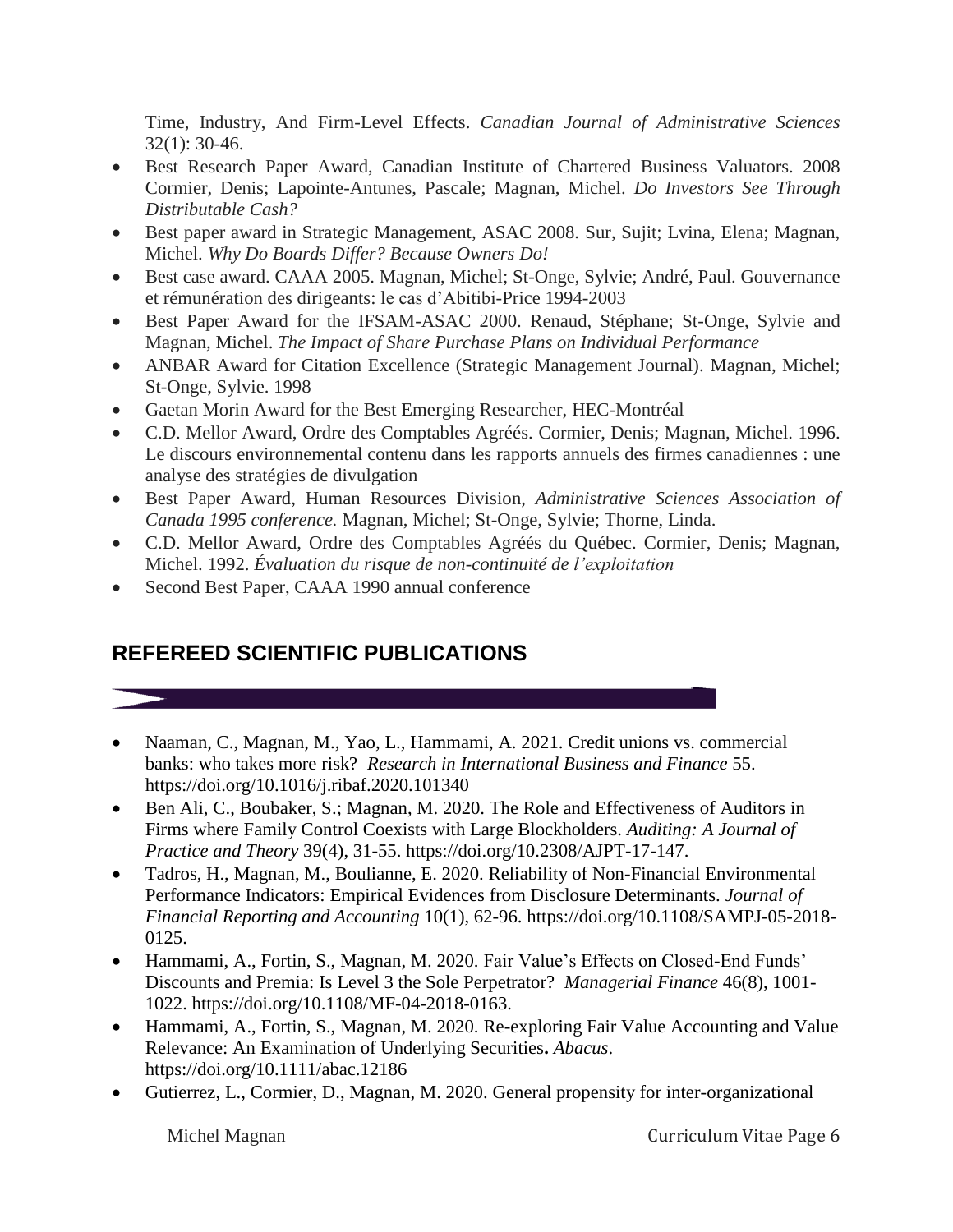Time, Industry, And Firm-Level Effects. *Canadian Journal of Administrative Sciences* 32(1): 30-46.

- Best Research Paper Award, Canadian Institute of Chartered Business Valuators. 2008 Cormier, Denis; Lapointe-Antunes, Pascale; Magnan, Michel. *Do Investors See Through Distributable Cash?*
- Best paper award in Strategic Management, ASAC 2008. Sur, Sujit; Lvina, Elena; Magnan, Michel. *Why Do Boards Differ? Because Owners Do!*
- Best case award. CAAA 2005. Magnan, Michel; St-Onge, Sylvie; André, Paul. Gouvernance et rémunération des dirigeants: le cas d'Abitibi-Price 1994-2003
- Best Paper Award for the IFSAM-ASAC 2000. Renaud, Stéphane; St-Onge, Sylvie and Magnan, Michel. *The Impact of Share Purchase Plans on Individual Performance*
- ANBAR Award for Citation Excellence (Strategic Management Journal). Magnan, Michel; St-Onge, Sylvie. 1998
- Gaetan Morin Award for the Best Emerging Researcher, HEC-Montréal
- C.D. Mellor Award, Ordre des Comptables Agréés. Cormier, Denis; Magnan, Michel. 1996. Le discours environnemental contenu dans les rapports annuels des firmes canadiennes : une analyse des stratégies de divulgation
- Best Paper Award, Human Resources Division, *Administrative Sciences Association of Canada 1995 conference.* Magnan, Michel; St-Onge, Sylvie; Thorne, Linda.
- C.D. Mellor Award, Ordre des Comptables Agréés du Québec. Cormier, Denis; Magnan, Michel. 1992. *Évaluation du risque de non-continuité de l'exploitation*
- Second Best Paper, CAAA 1990 annual conference

## REFEREED SCIENTIFIC PUBLICATIONS

- Naaman, C., Magnan, M., Yao, L., Hammami, A. 2021. Credit unions vs. commercial banks: who takes more risk? *Research in International Business and Finance* 55. https://doi.org/10.1016/j.ribaf.2020.101340
- Ben Ali, C., Boubaker, S.; Magnan, M. 2020. The Role and Effectiveness of Auditors in Firms where Family Control Coexists with Large Blockholders. *Auditing: A Journal of Practice and Theory* 39(4), 31-55. https://doi.org/10.2308/AJPT-17-147.
- Tadros, H., Magnan, M., Boulianne, E. 2020. Reliability of Non-Financial Environmental Performance Indicators: Empirical Evidences from Disclosure Determinants. *Journal of Financial Reporting and Accounting* 10(1), 62-96. https://doi.org/10.1108/SAMPJ-05-2018-0125.
- Hammami, A., Fortin, S., Magnan, M. 2020. Fair Value's Effects on Closed-End Funds' Discounts and Premia: Is Level 3 the Sole Perpetrator? *Managerial Finance* 46(8), 1001-1022. https://doi.org/10.1108/MF-04-2018-0163.
- Hammami, A., Fortin, S., Magnan, M. 2020. Re-exploring Fair Value Accounting and Value Relevance: An Examination of Underlying Securities**.** *Abacus*. https://doi.org/10.1111/abac.12186
- Gutierrez, L., Cormier, D., Magnan, M. 2020. General propensity for inter-organizational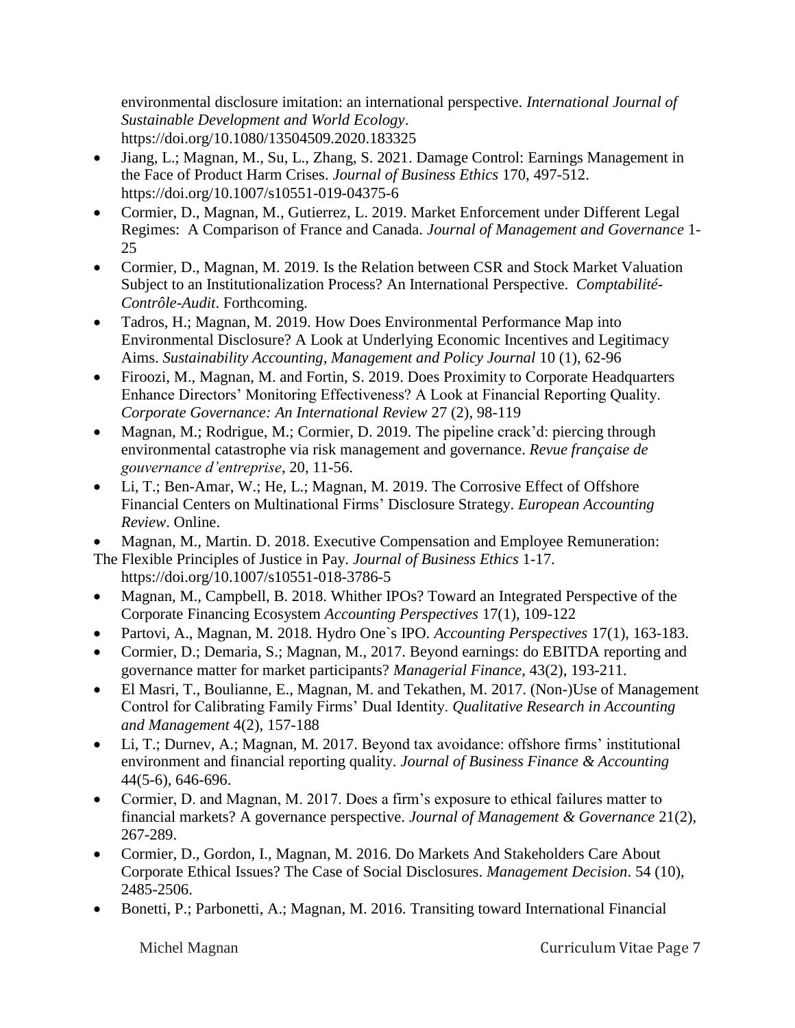environmental disclosure imitation: an international perspective. *International Journal of Sustainable Development and World Ecology*. https://doi.org/10.1080/13504509.2020.183325

- Jiang, L.; Magnan, M., Su, L., Zhang, S. 2021. Damage Control: Earnings Management in the Face of Product Harm Crises. *Journal of Business Ethics* 170, 497-512. https://doi.org/10.1007/s10551-019-04375-6
- Cormier, D., Magnan, M., Gutierrez, L. 2019. Market Enforcement under Different Legal Regimes: A Comparison of France and Canada. *Journal of Management and Governance* 1-25
- Cormier, D., Magnan, M. 2019. Is the Relation between CSR and Stock Market Valuation Subject to an Institutionalization Process? An International Perspective. *Comptabilité-Contrôle-Audit*. Forthcoming.
- Tadros, H.; Magnan, M. 2019. How Does Environmental Performance Map into Environmental Disclosure? A Look at Underlying Economic Incentives and Legitimacy Aims. *Sustainability Accounting, Management and Policy Journal* 10 (1), 62-96
- Firoozi, M., Magnan, M. and Fortin, S. 2019. Does Proximity to Corporate Headquarters Enhance Directors' Monitoring Effectiveness? A Look at Financial Reporting Quality. *Corporate Governance: An International Review* 27 (2), 98-119
- Magnan, M.; Rodrigue, M.; Cormier, D. 2019. The pipeline crack'd: piercing through environmental catastrophe via risk management and governance. *Revue française de gouvernance d'entreprise*, 20, 11-56.
- Li, T.; Ben-Amar, W.; He, L.; Magnan, M. 2019. The Corrosive Effect of Offshore Financial Centers on Multinational Firms' Disclosure Strategy. *European Accounting Review*. Online.
- Magnan, M., Martin. D. 2018. Executive Compensation and Employee Remuneration: The Flexible Principles of Justice in Pay. *Journal of Business Ethics* 1-17. https://doi.org/10.1007/s10551-018-3786-5
- Magnan, M., Campbell, B. 2018. Whither IPOs? Toward an Integrated Perspective of the Corporate Financing Ecosystem *Accounting Perspectives* 17(1), 109-122
- Partovi, A., Magnan, M. 2018. Hydro One`s IPO. *Accounting Perspectives* 17(1), 163-183.
- Cormier, D.; Demaria, S.; Magnan, M., 2017. Beyond earnings: do EBITDA reporting and governance matter for market participants? *Managerial Finance*, 43(2), 193-211.
- El Masri, T., Boulianne, E., Magnan, M. and Tekathen, M. 2017. (Non-)Use of Management Control for Calibrating Family Firms' Dual Identity. *Qualitative Research in Accounting and Management* 4(2), 157-188
- Li, T.; Durnev, A.; Magnan, M. 2017. Beyond tax avoidance: offshore firms' institutional environment and financial reporting quality. *Journal of Business Finance & Accounting* 44(5-6), 646-696.
- Cormier, D. and Magnan, M. 2017. Does a firm's exposure to ethical failures matter to financial markets? A governance perspective. *Journal of Management & Governance* 21(2), 267-289.
- Cormier, D., Gordon, I., Magnan, M. 2016. Do Markets And Stakeholders Care About Corporate Ethical Issues? The Case of Social Disclosures. *Management Decision*. 54 (10), 2485-2506.
- Bonetti, P.; Parbonetti, A.; Magnan, M. 2016. Transiting toward International Financial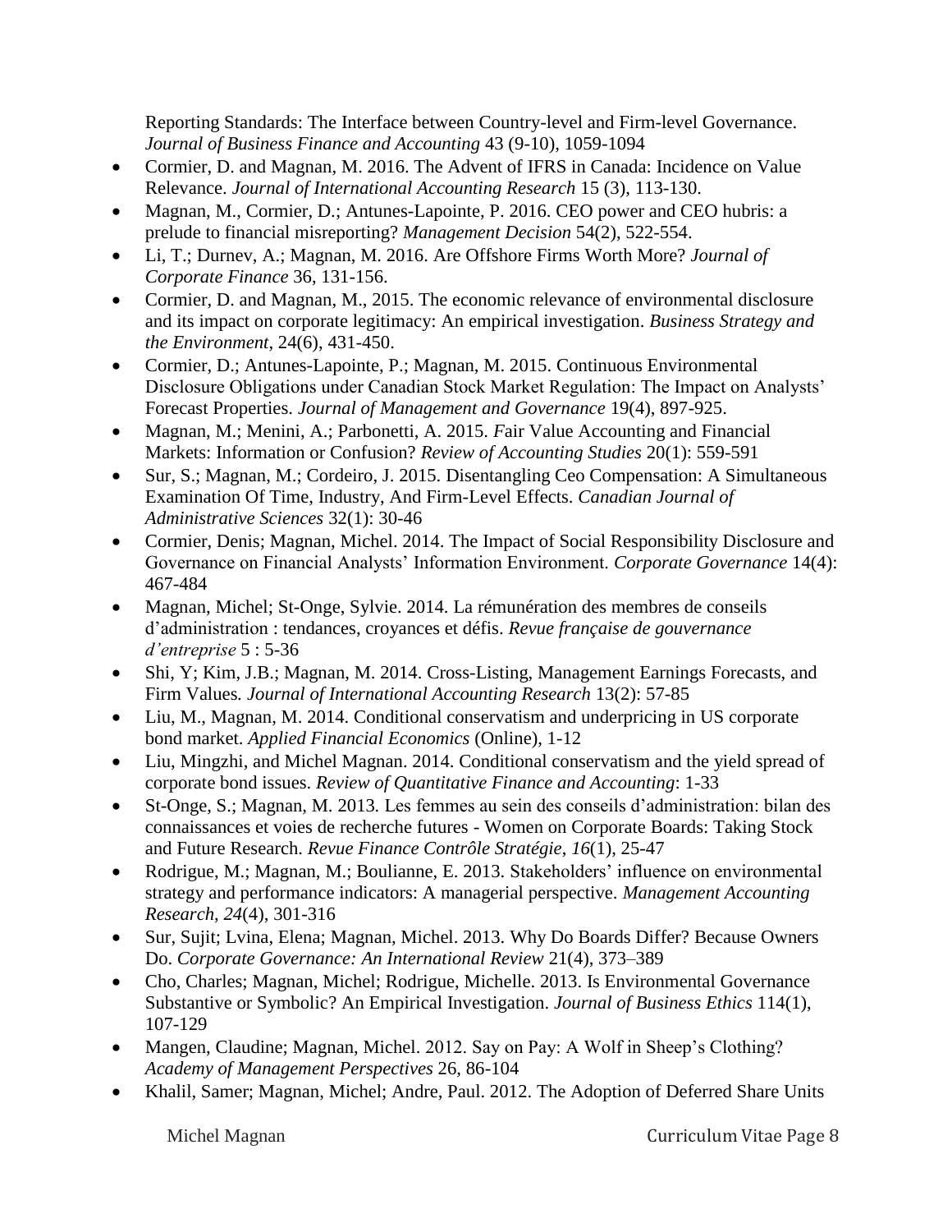Reporting Standards: The Interface between Country-level and Firm-level Governance. *Journal of Business Finance and Accounting* 43 (9-10), 1059-1094

- Cormier, D. and Magnan, M. 2016. The Advent of IFRS in Canada: Incidence on Value Relevance. *Journal of International Accounting Research* 15 (3), 113-130.
- Magnan, M., Cormier, D.; Antunes-Lapointe, P. 2016. CEO power and CEO hubris: a prelude to financial misreporting? *Management Decision* 54(2), 522-554.
- Li, T.; Durnev, A.; Magnan, M. 2016. Are Offshore Firms Worth More? *Journal of Corporate Finance* 36, 131-156.
- Cormier, D. and Magnan, M., 2015. The economic relevance of environmental disclosure and its impact on corporate legitimacy: An empirical investigation. *Business Strategy and the Environment*, 24(6), 431-450.
- Cormier, D.; Antunes-Lapointe, P.; Magnan, M. 2015. Continuous Environmental Disclosure Obligations under Canadian Stock Market Regulation: The Impact on Analysts' Forecast Properties. *Journal of Management and Governance* 19(4), 897-925.
- Magnan, M.; Menini, A.; Parbonetti, A. 2015. Fair Value Accounting and Financial Markets: Information or Confusion? *Review of Accounting Studies* 20(1): 559-591
- Sur, S.; Magnan, M.; Cordeiro, J. 2015. Disentangling Ceo Compensation: A Simultaneous Examination Of Time, Industry, And Firm-Level Effects. *Canadian Journal of Administrative Sciences* 32(1): 30-46
- Cormier, Denis; Magnan, Michel. 2014. The Impact of Social Responsibility Disclosure and Governance on Financial Analysts' Information Environment. *Corporate Governance* 14(4): 467-484
- Magnan, Michel; St-Onge, Sylvie. 2014. La rémunération des membres de conseils d'administration : tendances, croyances et défis. *Revue française de gouvernance d'entreprise* 5 : 5-36
- Shi, Y; Kim, J.B.; Magnan, M. 2014. Cross-Listing, Management Earnings Forecasts, and Firm Values. *Journal of International Accounting Research* 13(2): 57-85
- Liu, M., Magnan, M. 2014. Conditional conservatism and underpricing in US corporate bond market. *Applied Financial Economics* (Online), 1-12
- Liu, Mingzhi, and Michel Magnan. 2014. Conditional conservatism and the yield spread of corporate bond issues. *Review of Quantitative Finance and Accounting*: 1-33
- St-Onge, S.; Magnan, M. 2013. Les femmes au sein des conseils d'administration: bilan des connaissances et voies de recherche futures - Women on Corporate Boards: Taking Stock and Future Research. *Revue Finance Contrôle Stratégie*, *16*(1), 25-47
- Rodrigue, M.; Magnan, M.; Boulianne, E. 2013. Stakeholders' influence on environmental strategy and performance indicators: A managerial perspective. *Management Accounting Research*, *24*(4), 301-316
- Sur, Sujit; Lvina, Elena; Magnan, Michel. 2013. Why Do Boards Differ? Because Owners Do. *Corporate Governance: An International Review* 21(4), 373–389
- Cho, Charles; Magnan, Michel; Rodrigue, Michelle. 2013. Is Environmental Governance Substantive or Symbolic? An Empirical Investigation. *Journal of Business Ethics* 114(1), 107-129
- Mangen, Claudine; Magnan, Michel. 2012. Say on Pay: A Wolf in Sheep's Clothing? *Academy of Management Perspectives* 26, 86-104
- Khalil, Samer; Magnan, Michel; Andre, Paul. 2012. The Adoption of Deferred Share Units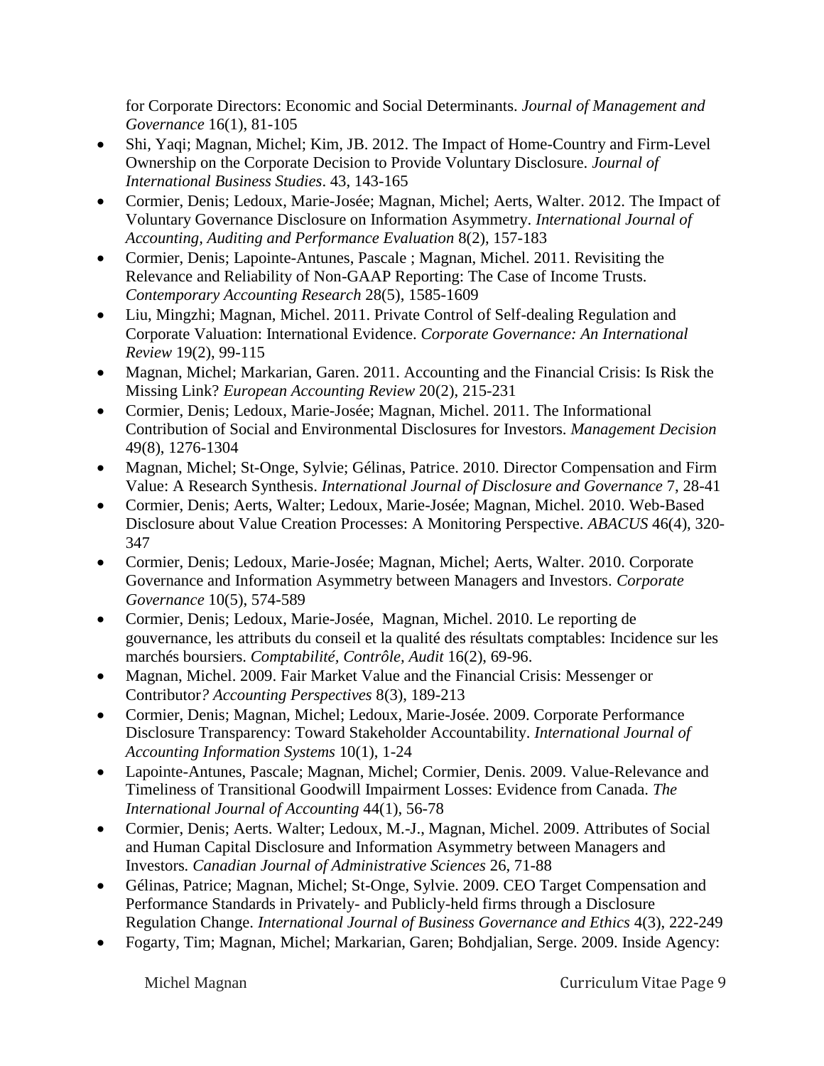for Corporate Directors: Economic and Social Determinants. *Journal of Management and Governance* 16(1), 81-105

- Shi, Yaqi; Magnan, Michel; Kim, JB. 2012. The Impact of Home-Country and Firm-Level Ownership on the Corporate Decision to Provide Voluntary Disclosure. *Journal of International Business Studies*. 43, 143-165
- Cormier, Denis; Ledoux, Marie-Josée; Magnan, Michel; Aerts, Walter. 2012. The Impact of Voluntary Governance Disclosure on Information Asymmetry. *International Journal of Accounting, Auditing and Performance Evaluation* 8(2), 157-183
- Cormier, Denis; Lapointe-Antunes, Pascale ; Magnan, Michel. 2011. Revisiting the Relevance and Reliability of Non-GAAP Reporting: The Case of Income Trusts. *Contemporary Accounting Research* 28(5), 1585-1609
- Liu, Mingzhi; Magnan, Michel. 2011. Private Control of Self-dealing Regulation and Corporate Valuation: International Evidence. *Corporate Governance: An International Review* 19(2), 99-115
- Magnan, Michel; Markarian, Garen. 2011. Accounting and the Financial Crisis: Is Risk the Missing Link? *European Accounting Review* 20(2), 215-231
- Cormier, Denis; Ledoux, Marie-Josée; Magnan, Michel. 2011. The Informational Contribution of Social and Environmental Disclosures for Investors. *Management Decision* 49(8), 1276-1304
- Magnan, Michel; St-Onge, Sylvie; Gélinas, Patrice. 2010. Director Compensation and Firm Value: A Research Synthesis. *International Journal of Disclosure and Governance* 7, 28-41
- Cormier, Denis; Aerts, Walter; Ledoux, Marie-Josée; Magnan, Michel. 2010. Web-Based Disclosure about Value Creation Processes: A Monitoring Perspective. *ABACUS* 46(4), 320-347
- Cormier, Denis; Ledoux, Marie-Josée; Magnan, Michel; Aerts, Walter. 2010. Corporate Governance and Information Asymmetry between Managers and Investors. *Corporate Governance* 10(5), 574-589
- Cormier, Denis; Ledoux, Marie-Josée, Magnan, Michel. 2010. Le reporting de gouvernance, les attributs du conseil et la qualité des résultats comptables: Incidence sur les marchés boursiers. *Comptabilité, Contrôle, Audit* 16(2), 69-96.
- Magnan, Michel. 2009. Fair Market Value and the Financial Crisis: Messenger or Contributor*? Accounting Perspectives* 8(3), 189-213
- Cormier, Denis; Magnan, Michel; Ledoux, Marie-Josée. 2009. Corporate Performance Disclosure Transparency: Toward Stakeholder Accountability. *International Journal of Accounting Information Systems* 10(1), 1-24
- Lapointe-Antunes, Pascale; Magnan, Michel; Cormier, Denis. 2009. Value-Relevance and Timeliness of Transitional Goodwill Impairment Losses: Evidence from Canada. *The International Journal of Accounting* 44(1), 56-78
- Cormier, Denis; Aerts. Walter; Ledoux, M.-J., Magnan, Michel. 2009. Attributes of Social and Human Capital Disclosure and Information Asymmetry between Managers and Investors. *Canadian Journal of Administrative Sciences* 26, 71-88
- Gélinas, Patrice; Magnan, Michel; St-Onge, Sylvie. 2009. CEO Target Compensation and Performance Standards in Privately- and Publicly-held firms through a Disclosure Regulation Change. *International Journal of Business Governance and Ethics* 4(3), 222-249
- Fogarty, Tim; Magnan, Michel; Markarian, Garen; Bohdjalian, Serge. 2009. Inside Agency: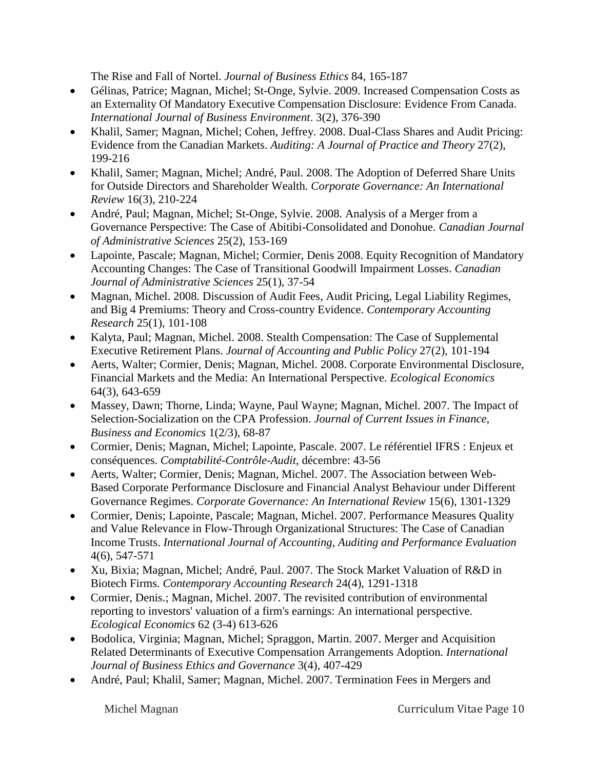The Rise and Fall of Nortel. *Journal of Business Ethics* 84, 165-187

- Gélinas, Patrice; Magnan, Michel; St-Onge, Sylvie. 2009. Increased Compensation Costs as an Externality Of Mandatory Executive Compensation Disclosure: Evidence From Canada. *International Journal of Business Environment*. 3(2), 376-390
- Khalil, Samer; Magnan, Michel; Cohen, Jeffrey. 2008. Dual-Class Shares and Audit Pricing: Evidence from the Canadian Markets. *Auditing: A Journal of Practice and Theory* 27(2), 199-216
- Khalil, Samer; Magnan, Michel; André, Paul. 2008. The Adoption of Deferred Share Units for Outside Directors and Shareholder Wealth. *Corporate Governance: An International Review* 16(3), 210-224
- André, Paul; Magnan, Michel; St-Onge, Sylvie. 2008. Analysis of a Merger from a Governance Perspective: The Case of Abitibi-Consolidated and Donohue. *Canadian Journal of Administrative Sciences* 25(2), 153-169
- Lapointe, Pascale; Magnan, Michel; Cormier, Denis 2008. Equity Recognition of Mandatory Accounting Changes: The Case of Transitional Goodwill Impairment Losses. *Canadian Journal of Administrative Sciences* 25(1), 37-54
- Magnan, Michel. 2008. Discussion of Audit Fees, Audit Pricing, Legal Liability Regimes, and Big 4 Premiums: Theory and Cross-country Evidence. *Contemporary Accounting Research* 25(1), 101-108
- Kalyta, Paul; Magnan, Michel. 2008. Stealth Compensation: The Case of Supplemental Executive Retirement Plans. *Journal of Accounting and Public Policy* 27(2), 101-194
- Aerts, Walter; Cormier, Denis; Magnan, Michel. 2008. Corporate Environmental Disclosure, Financial Markets and the Media: An International Perspective. *Ecological Economics* 64(3), 643-659
- Massey, Dawn; Thorne, Linda; Wayne, Paul Wayne; Magnan, Michel. 2007. The Impact of Selection-Socialization on the CPA Profession. *Journal of Current Issues in Finance, Business and Economics* 1(2/3), 68-87
- Cormier, Denis; Magnan, Michel; Lapointe, Pascale. 2007. Le référentiel IFRS : Enjeux et conséquences. *Comptabilité-Contrôle-Audit*, décembre: 43-56
- Aerts, Walter; Cormier, Denis; Magnan, Michel. 2007. The Association between Web-Based Corporate Performance Disclosure and Financial Analyst Behaviour under Different Governance Regimes. *Corporate Governance: An International Review* 15(6), 1301-1329
- Cormier, Denis; Lapointe, Pascale; Magnan, Michel. 2007. Performance Measures Quality and Value Relevance in Flow-Through Organizational Structures: The Case of Canadian Income Trusts. *International Journal of Accounting, Auditing and Performance Evaluation* 4(6), 547-571
- Xu, Bixia; Magnan, Michel; André, Paul. 2007. The Stock Market Valuation of R&D in Biotech Firms. *Contemporary Accounting Research* 24(4), 1291-1318
- Cormier, Denis.; Magnan, Michel. 2007. The revisited contribution of environmental reporting to investors' valuation of a firm's earnings: An international perspective. *Ecological Economics* 62 (3-4) 613-626
- Bodolica, Virginia; Magnan, Michel; Spraggon, Martin. 2007. Merger and Acquisition Related Determinants of Executive Compensation Arrangements Adoption. *International Journal of Business Ethics and Governance* 3(4), 407-429
- André, Paul; Khalil, Samer; Magnan, Michel. 2007. Termination Fees in Mergers and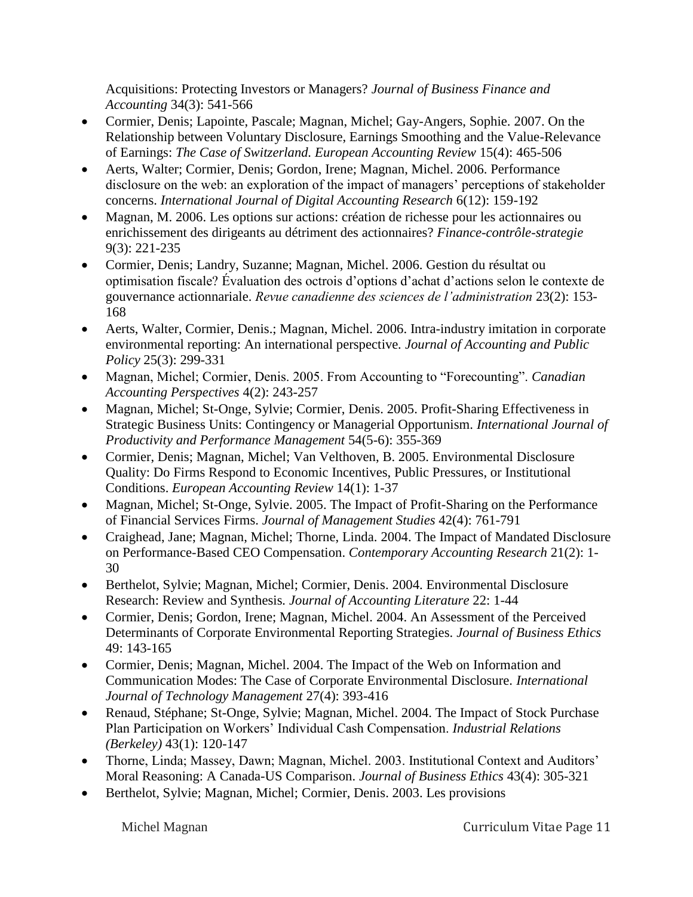Acquisitions: Protecting Investors or Managers? *Journal of Business Finance and Accounting* 34(3): 541-566

- Cormier, Denis; Lapointe, Pascale; Magnan, Michel; Gay-Angers, Sophie. 2007. On the Relationship between Voluntary Disclosure, Earnings Smoothing and the Value-Relevance of Earnings: *The Case of Switzerland. European Accounting Review* 15(4): 465-506
- Aerts, Walter; Cormier, Denis; Gordon, Irene; Magnan, Michel. 2006. Performance disclosure on the web: an exploration of the impact of managers' perceptions of stakeholder concerns. *International Journal of Digital Accounting Research* 6(12): 159-192
- Magnan, M. 2006. Les options sur actions: création de richesse pour les actionnaires ou enrichissement des dirigeants au détriment des actionnaires? *Finance-contrôle-strategie* 9(3): 221-235
- Cormier, Denis; Landry, Suzanne; Magnan, Michel. 2006. Gestion du résultat ou optimisation fiscale? Évaluation des octrois d'options d'achat d'actions selon le contexte de gouvernance actionnariale. *Revue canadienne des sciences de l'administration* 23(2): 153-168
- Aerts, Walter, Cormier, Denis.; Magnan, Michel. 2006. Intra-industry imitation in corporate environmental reporting: An international perspective. *Journal of Accounting and Public Policy* 25(3): 299-331
- Magnan, Michel; Cormier, Denis. 2005. From Accounting to "Forecounting". *Canadian Accounting Perspectives* 4(2): 243-257
- Magnan, Michel; St-Onge, Sylvie; Cormier, Denis. 2005. Profit-Sharing Effectiveness in Strategic Business Units: Contingency or Managerial Opportunism. *International Journal of Productivity and Performance Management* 54(5-6): 355-369
- Cormier, Denis; Magnan, Michel; Van Velthoven, B. 2005. Environmental Disclosure Quality: Do Firms Respond to Economic Incentives, Public Pressures, or Institutional Conditions. *European Accounting Review* 14(1): 1-37
- Magnan, Michel; St-Onge, Sylvie. 2005. The Impact of Profit-Sharing on the Performance of Financial Services Firms. *Journal of Management Studies* 42(4): 761-791
- Craighead, Jane; Magnan, Michel; Thorne, Linda. 2004. The Impact of Mandated Disclosure on Performance-Based CEO Compensation. *Contemporary Accounting Research* 21(2): 1-30
- Berthelot, Sylvie; Magnan, Michel; Cormier, Denis. 2004. Environmental Disclosure Research: Review and Synthesis. *Journal of Accounting Literature* 22: 1-44
- Cormier, Denis; Gordon, Irene; Magnan, Michel. 2004. An Assessment of the Perceived Determinants of Corporate Environmental Reporting Strategies. *Journal of Business Ethics* 49: 143-165
- Cormier, Denis; Magnan, Michel. 2004. The Impact of the Web on Information and Communication Modes: The Case of Corporate Environmental Disclosure. *International Journal of Technology Management* 27(4): 393-416
- Renaud, Stéphane; St-Onge, Sylvie; Magnan, Michel. 2004. The Impact of Stock Purchase Plan Participation on Workers' Individual Cash Compensation. *Industrial Relations (Berkeley)* 43(1): 120-147
- Thorne, Linda; Massey, Dawn; Magnan, Michel. 2003. Institutional Context and Auditors' Moral Reasoning: A Canada-US Comparison. *Journal of Business Ethics* 43(4): 305-321
- Berthelot, Sylvie; Magnan, Michel; Cormier, Denis. 2003. Les provisions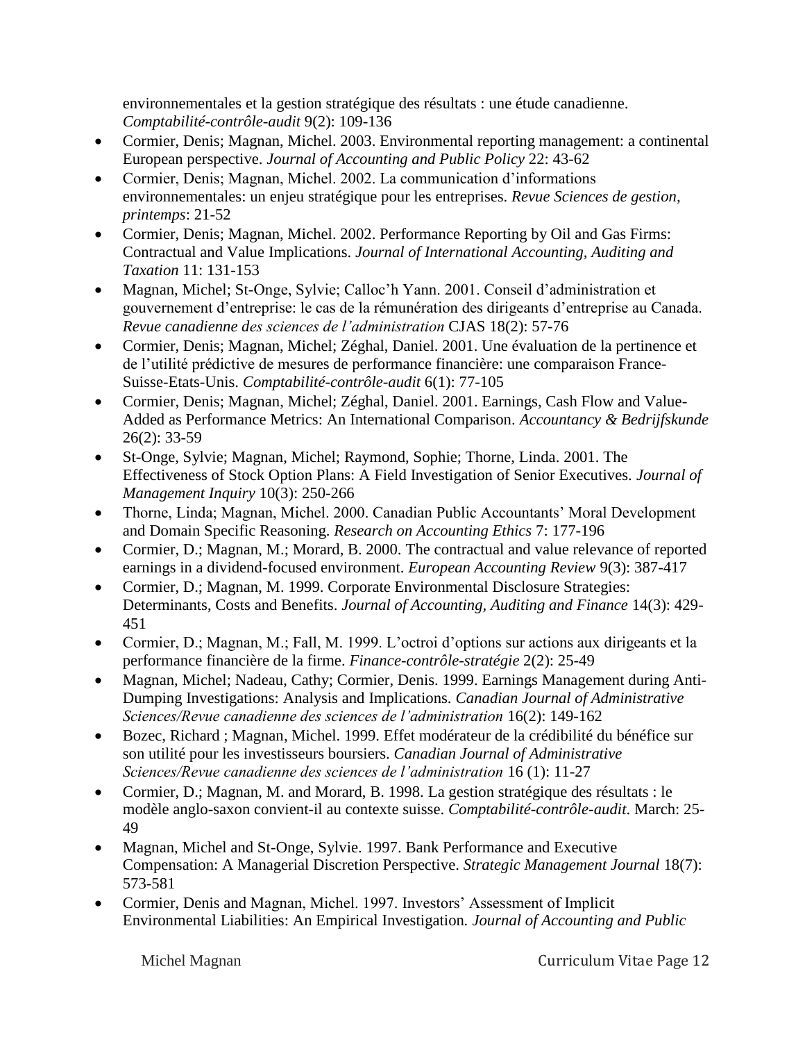environnementales et la gestion stratégique des résultats : une étude canadienne. *Comptabilité-contrôle-audit* 9(2): 109-136

- Cormier, Denis; Magnan, Michel. 2003. Environmental reporting management: a continental European perspective. *Journal of Accounting and Public Policy* 22: 43-62
- Cormier, Denis; Magnan, Michel. 2002. La communication d'informations environnementales: un enjeu stratégique pour les entreprises. *Revue Sciences de gestion, printemps*: 21-52
- Cormier, Denis; Magnan, Michel. 2002. Performance Reporting by Oil and Gas Firms: Contractual and Value Implications. *Journal of International Accounting, Auditing and Taxation* 11: 131-153
- Magnan, Michel; St-Onge, Sylvie; Calloc'h Yann. 2001. Conseil d'administration et gouvernement d'entreprise: le cas de la rémunération des dirigeants d'entreprise au Canada. *Revue canadienne des sciences de l'administration* CJAS 18(2): 57-76
- Cormier, Denis; Magnan, Michel; Zéghal, Daniel. 2001. Une évaluation de la pertinence et de l'utilité prédictive de mesures de performance financière: une comparaison France-Suisse-Etats-Unis. *Comptabilité-contrôle-audit* 6(1): 77-105
- Cormier, Denis; Magnan, Michel; Zéghal, Daniel. 2001. Earnings, Cash Flow and Value-Added as Performance Metrics: An International Comparison. *Accountancy & Bedrijfskunde* 26(2): 33-59
- St-Onge, Sylvie; Magnan, Michel; Raymond, Sophie; Thorne, Linda. 2001. The Effectiveness of Stock Option Plans: A Field Investigation of Senior Executives. *Journal of Management Inquiry* 10(3): 250-266
- Thorne, Linda; Magnan, Michel. 2000. Canadian Public Accountants' Moral Development and Domain Specific Reasoning. *Research on Accounting Ethics* 7: 177-196
- Cormier, D.; Magnan, M.; Morard, B. 2000. The contractual and value relevance of reported earnings in a dividend-focused environment. *European Accounting Review* 9(3): 387-417
- Cormier, D.; Magnan, M. 1999. Corporate Environmental Disclosure Strategies: Determinants, Costs and Benefits. *Journal of Accounting, Auditing and Finance* 14(3): 429-451
- Cormier, D.; Magnan, M.; Fall, M. 1999. L'octroi d'options sur actions aux dirigeants et la performance financière de la firme. *Finance-contrôle-stratégie* 2(2): 25-49
- Magnan, Michel; Nadeau, Cathy; Cormier, Denis. 1999. Earnings Management during Anti-Dumping Investigations: Analysis and Implications. *Canadian Journal of Administrative Sciences/Revue canadienne des sciences de l'administration* 16(2): 149-162
- Bozec, Richard ; Magnan, Michel. 1999. Effet modérateur de la crédibilité du bénéfice sur son utilité pour les investisseurs boursiers. *Canadian Journal of Administrative Sciences/Revue canadienne des sciences de l'administration* 16 (1): 11-27
- Cormier, D.; Magnan, M. and Morard, B. 1998. La gestion stratégique des résultats : le modèle anglo-saxon convient-il au contexte suisse. *Comptabilité-contrôle-audit*. March: 25-49
- Magnan, Michel and St-Onge, Sylvie. 1997. Bank Performance and Executive Compensation: A Managerial Discretion Perspective. *Strategic Management Journal* 18(7): 573-581
- Cormier, Denis and Magnan, Michel. 1997. Investors' Assessment of Implicit Environmental Liabilities: An Empirical Investigation. *Journal of Accounting and Public*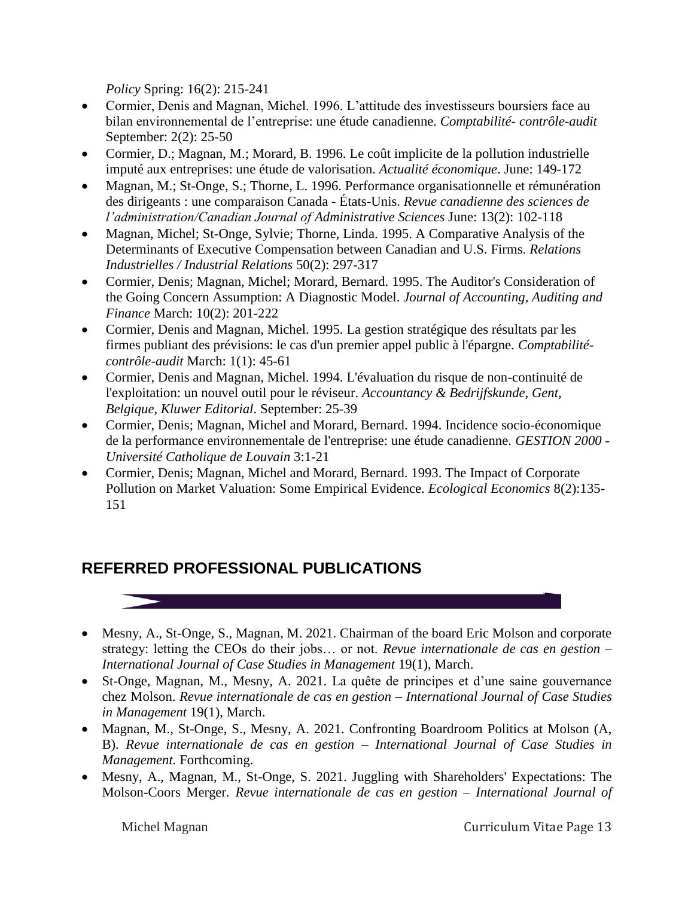*Policy* Spring: 16(2): 215-241

- Cormier, Denis and Magnan, Michel. 1996. L'attitude des investisseurs boursiers face au bilan environnemental de l'entreprise: une étude canadienne. *Comptabilité- contrôle-audit* September: 2(2): 25-50
- Cormier, D.; Magnan, M.; Morard, B. 1996. Le coût implicite de la pollution industrielle imputé aux entreprises: une étude de valorisation. *Actualité économique*. June: 149-172
- Magnan, M.; St-Onge, S.; Thorne, L. 1996. Performance organisationnelle et rémunération des dirigeants : une comparaison Canada - États-Unis. *Revue canadienne des sciences de l'administration/Canadian Journal of Administrative Sciences* June: 13(2): 102-118
- Magnan, Michel; St-Onge, Sylvie; Thorne, Linda. 1995. A Comparative Analysis of the Determinants of Executive Compensation between Canadian and U.S. Firms. *Relations Industrielles / Industrial Relations* 50(2): 297-317
- Cormier, Denis; Magnan, Michel; Morard, Bernard. 1995. The Auditor's Consideration of the Going Concern Assumption: A Diagnostic Model. *Journal of Accounting, Auditing and Finance* March: 10(2): 201-222
- Cormier, Denis and Magnan, Michel. 1995. La gestion stratégique des résultats par les firmes publiant des prévisions: le cas d'un premier appel public à l'épargne. *Comptabilité-contrôle-audit* March: 1(1): 45-61
- Cormier, Denis and Magnan, Michel. 1994. L'évaluation du risque de non-continuité de l'exploitation: un nouvel outil pour le réviseur. *Accountancy & Bedrijfskunde, Gent, Belgique, Kluwer Editorial*. September: 25-39
- Cormier, Denis; Magnan, Michel and Morard, Bernard. 1994. Incidence socio-économique de la performance environnementale de l'entreprise: une étude canadienne. *GESTION 2000 - Université Catholique de Louvain* 3:1-21
- Cormier, Denis; Magnan, Michel and Morard, Bernard. 1993. The Impact of Corporate Pollution on Market Valuation: Some Empirical Evidence. *Ecological Economics* 8(2):135-151

## REFERRED PROFESSIONAL PUBLICATIONS

- Mesny, A., St-Onge, S., Magnan, M. 2021. Chairman of the board Eric Molson and corporate strategy: letting the CEOs do their jobs… or not. *Revue internationale de cas en gestion – International Journal of Case Studies in Management* 19(1), March.
- St-Onge, Magnan, M., Mesny, A. 2021. La quête de principes et d'une saine gouvernance chez Molson. *Revue internationale de cas en gestion – International Journal of Case Studies in Management* 19(1), March.
- Magnan, M., St-Onge, S., Mesny, A. 2021. Confronting Boardroom Politics at Molson (A, B). *Revue internationale de cas en gestion – International Journal of Case Studies in Management.* Forthcoming.
- Mesny, A., Magnan, M., St-Onge, S. 2021. Juggling with Shareholders' Expectations: The Molson-Coors Merger. *Revue internationale de cas en gestion – International Journal of*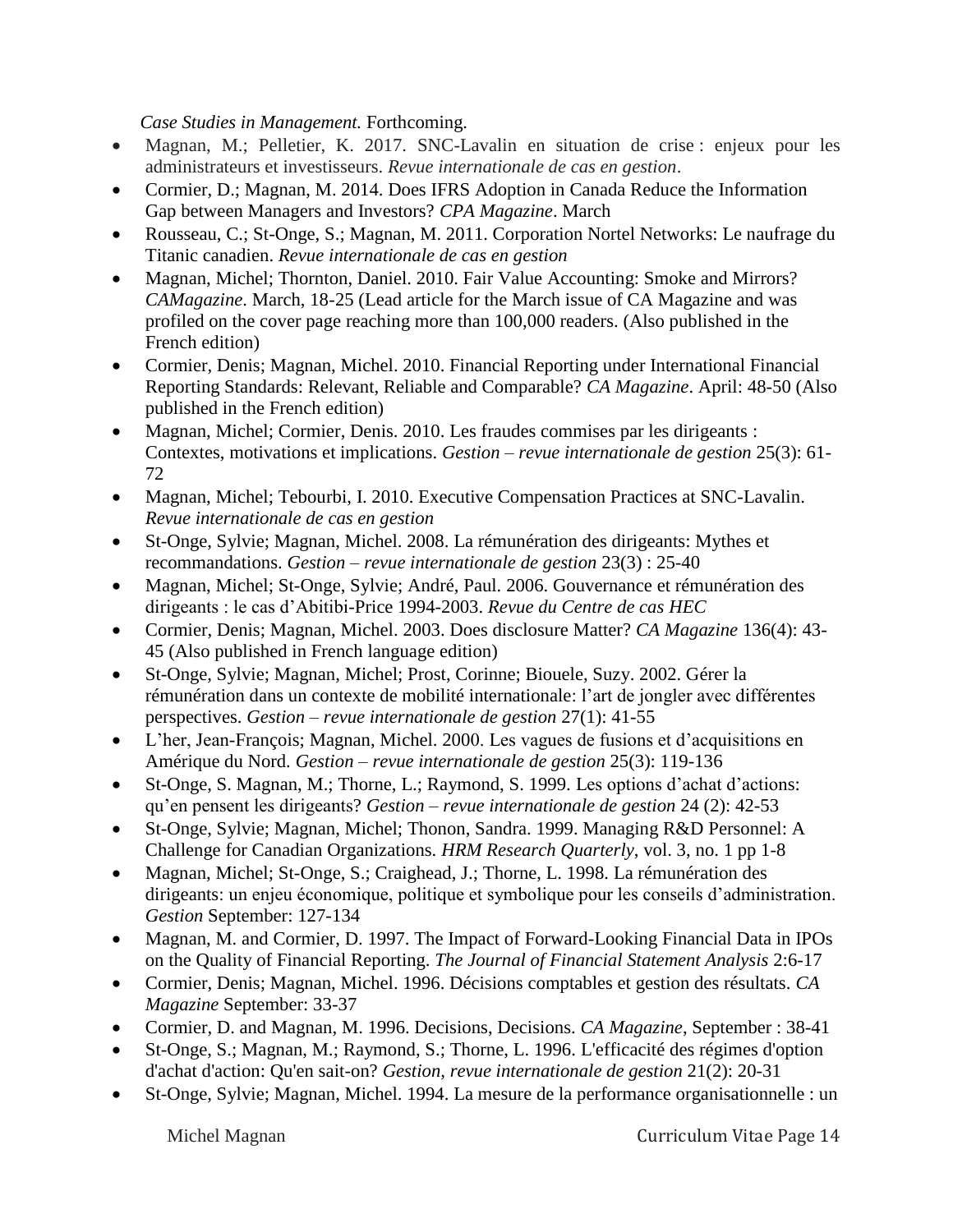*Case Studies in Management.* Forthcoming.

- Magnan, M.; Pelletier, K. 2017. SNC-Lavalin en situation de crise : enjeux pour les administrateurs et investisseurs. *Revue internationale de cas en gestion*.
- Cormier, D.; Magnan, M. 2014. Does IFRS Adoption in Canada Reduce the Information Gap between Managers and Investors? *CPA Magazine*. March
- Rousseau, C.; St-Onge, S.; Magnan, M. 2011. Corporation Nortel Networks: Le naufrage du Titanic canadien. *Revue internationale de cas en gestion*
- Magnan, Michel; Thornton, Daniel. 2010. Fair Value Accounting: Smoke and Mirrors? *CAMagazine*. March, 18-25 (Lead article for the March issue of CA Magazine and was profiled on the cover page reaching more than 100,000 readers. (Also published in the French edition)
- Cormier, Denis; Magnan, Michel. 2010. Financial Reporting under International Financial Reporting Standards: Relevant, Reliable and Comparable? *CA Magazine*. April: 48-50 (Also published in the French edition)
- Magnan, Michel; Cormier, Denis. 2010. Les fraudes commises par les dirigeants : Contextes, motivations et implications. *Gestion – revue internationale de gestion* 25(3): 61-72
- Magnan, Michel; Tebourbi, I. 2010. Executive Compensation Practices at SNC-Lavalin. *Revue internationale de cas en gestion*
- St-Onge, Sylvie; Magnan, Michel. 2008. La rémunération des dirigeants: Mythes et recommandations. *Gestion – revue internationale de gestion* 23(3) : 25-40
- Magnan, Michel; St-Onge, Sylvie; André, Paul. 2006. Gouvernance et rémunération des dirigeants : le cas d'Abitibi-Price 1994-2003. *Revue du Centre de cas HEC*
- Cormier, Denis; Magnan, Michel. 2003. Does disclosure Matter? *CA Magazine* 136(4): 43-45 (Also published in French language edition)
- St-Onge, Sylvie; Magnan, Michel; Prost, Corinne; Biouele, Suzy. 2002. Gérer la rémunération dans un contexte de mobilité internationale: l'art de jongler avec différentes perspectives. *Gestion – revue internationale de gestion* 27(1): 41-55
- L'her, Jean-François; Magnan, Michel. 2000. Les vagues de fusions et d'acquisitions en Amérique du Nord. *Gestion – revue internationale de gestion* 25(3): 119-136
- St-Onge, S. Magnan, M.; Thorne, L.; Raymond, S. 1999. Les options d'achat d'actions: qu'en pensent les dirigeants? *Gestion – revue internationale de gestion* 24 (2): 42-53
- St-Onge, Sylvie; Magnan, Michel; Thonon, Sandra. 1999. Managing R&D Personnel: A Challenge for Canadian Organizations. *HRM Research Quarterly*, vol. 3, no. 1 pp 1-8
- Magnan, Michel; St-Onge, S.; Craighead, J.; Thorne, L. 1998. La rémunération des dirigeants: un enjeu économique, politique et symbolique pour les conseils d'administration. *Gestion* September: 127-134
- Magnan, M. and Cormier, D. 1997. The Impact of Forward-Looking Financial Data in IPOs on the Quality of Financial Reporting. *The Journal of Financial Statement Analysis* 2:6-17
- Cormier, Denis; Magnan, Michel. 1996. Décisions comptables et gestion des résultats. *CA Magazine* September: 33-37
- Cormier, D. and Magnan, M. 1996. Decisions, Decisions. *CA Magazine*, September : 38-41
- St-Onge, S.; Magnan, M.; Raymond, S.; Thorne, L. 1996. L'efficacité des régimes d'option d'achat d'action: Qu'en sait-on? *Gestion, revue internationale de gestion* 21(2): 20-31
- St-Onge, Sylvie; Magnan, Michel. 1994. La mesure de la performance organisationnelle : un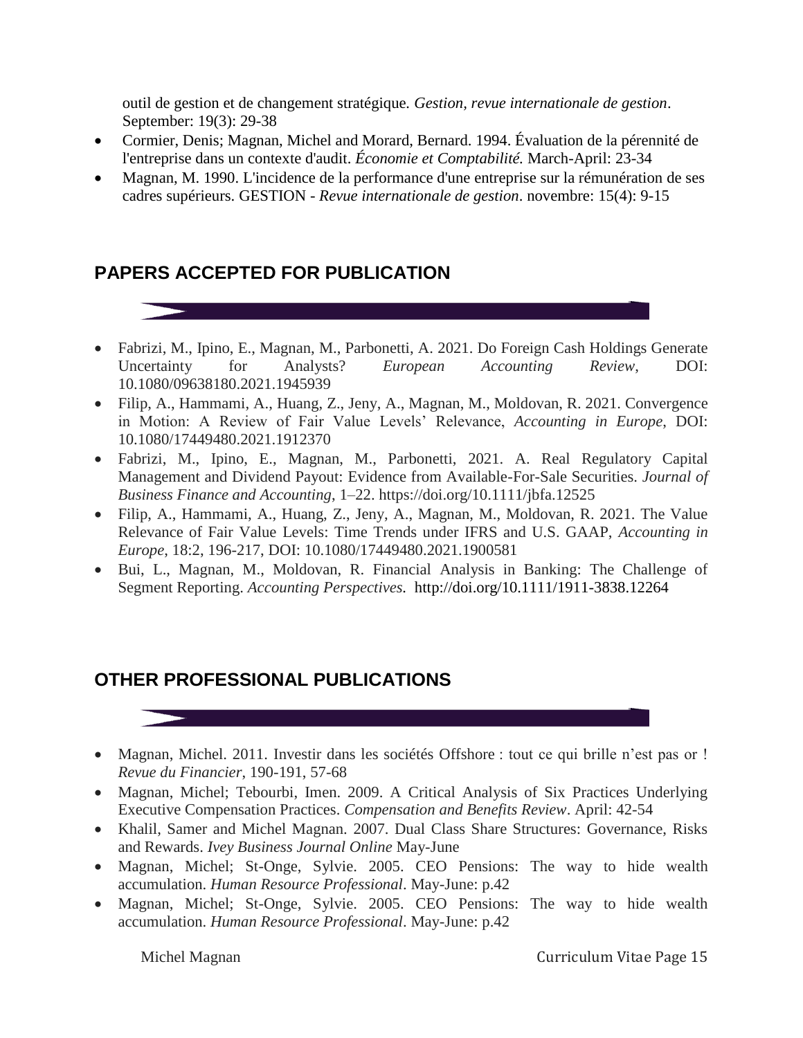outil de gestion et de changement stratégique. *Gestion, revue internationale de gestion*. September: 19(3): 29-38

- Cormier, Denis; Magnan, Michel and Morard, Bernard. 1994. Évaluation de la pérennité de l'entreprise dans un contexte d'audit. *Économie et Comptabilité.* March-April: 23-34
- Magnan, M. 1990. L'incidence de la performance d'une entreprise sur la rémunération de ses cadres supérieurs. GESTION - *Revue internationale de gestion*. novembre: 15(4): 9-15

## PAPERS ACCEPTED FOR PUBLICATION

- Fabrizi, M., Ipino, E., Magnan, M., Parbonetti, A. 2021. Do Foreign Cash Holdings Generate Uncertainty for Analysts? *European Accounting Review*, DOI: 10.1080/09638180.2021.1945939
- Filip, A., Hammami, A., Huang, Z., Jeny, A., Magnan, M., Moldovan, R. 2021. Convergence in Motion: A Review of Fair Value Levels' Relevance, *Accounting in Europe*, DOI: 10.1080/17449480.2021.1912370
- Fabrizi, M., Ipino, E., Magnan, M., Parbonetti, 2021. A. Real Regulatory Capital Management and Dividend Payout: Evidence from Available-For-Sale Securities. *Journal of Business Finance and Accounting*, 1–22. https://doi.org/10.1111/jbfa.12525
- Filip, A., Hammami, A., Huang, Z., Jeny, A., Magnan, M., Moldovan, R. 2021. The Value Relevance of Fair Value Levels: Time Trends under IFRS and U.S. GAAP, *Accounting in Europe*, 18:2, 196-217, DOI: 10.1080/17449480.2021.1900581
- Bui, L., Magnan, M., Moldovan, R. Financial Analysis in Banking: The Challenge of Segment Reporting. *Accounting Perspectives.* http://doi.org/10.1111/1911-3838.12264

## OTHER PROFESSIONAL PUBLICATIONS

- Magnan, Michel. 2011. Investir dans les sociétés Offshore : tout ce qui brille n'est pas or ! *Revue du Financier*, 190-191, 57-68
- Magnan, Michel; Tebourbi, Imen. 2009. A Critical Analysis of Six Practices Underlying Executive Compensation Practices. *Compensation and Benefits Review*. April: 42-54
- Khalil, Samer and Michel Magnan. 2007. Dual Class Share Structures: Governance, Risks and Rewards. *Ivey Business Journal Online* May-June
- Magnan, Michel; St-Onge, Sylvie. 2005. CEO Pensions: The way to hide wealth accumulation. *Human Resource Professional*. May-June: p.42
- Magnan, Michel; St-Onge, Sylvie. 2005. CEO Pensions: The way to hide wealth accumulation. *Human Resource Professional*. May-June: p.42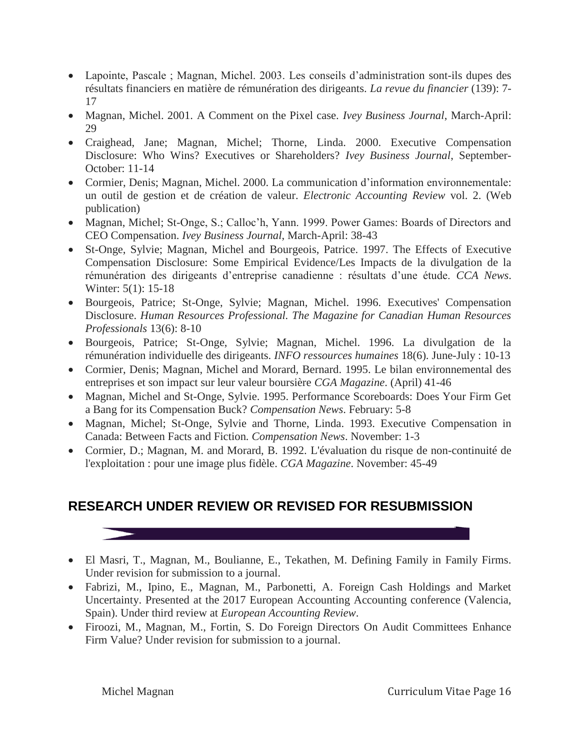- Lapointe, Pascale ; Magnan, Michel. 2003. Les conseils d'administration sont-ils dupes des résultats financiers en matière de rémunération des dirigeants. *La revue du financier* (139): 7-17
- Magnan, Michel. 2001. A Comment on the Pixel case. *Ivey Business Journal*, March-April: 29
- Craighead, Jane; Magnan, Michel; Thorne, Linda. 2000. Executive Compensation Disclosure: Who Wins? Executives or Shareholders? *Ivey Business Journal*, September-October: 11-14
- Cormier, Denis; Magnan, Michel. 2000. La communication d'information environnementale: un outil de gestion et de création de valeur. *Electronic Accounting Review* vol. 2. (Web publication)
- Magnan, Michel; St-Onge, S.; Calloc'h, Yann. 1999. Power Games: Boards of Directors and CEO Compensation. *Ivey Business Journal*, March-April: 38-43
- St-Onge, Sylvie; Magnan, Michel and Bourgeois, Patrice. 1997. The Effects of Executive Compensation Disclosure: Some Empirical Evidence/Les Impacts de la divulgation de la rémunération des dirigeants d'entreprise canadienne : résultats d'une étude. *CCA News*. Winter: 5(1): 15-18
- Bourgeois, Patrice; St-Onge, Sylvie; Magnan, Michel. 1996. Executives' Compensation Disclosure. *Human Resources Professional. The Magazine for Canadian Human Resources Professionals* 13(6): 8-10
- Bourgeois, Patrice; St-Onge, Sylvie; Magnan, Michel. 1996. La divulgation de la rémunération individuelle des dirigeants. *INFO ressources humaines* 18(6). June-July : 10-13
- Cormier, Denis; Magnan, Michel and Morard, Bernard. 1995. Le bilan environnemental des entreprises et son impact sur leur valeur boursière *CGA Magazine*. (April) 41-46
- Magnan, Michel and St-Onge, Sylvie. 1995. Performance Scoreboards: Does Your Firm Get a Bang for its Compensation Buck? *Compensation News*. February: 5-8
- Magnan, Michel; St-Onge, Sylvie and Thorne, Linda. 1993. Executive Compensation in Canada: Between Facts and Fiction. *Compensation News*. November: 1-3
- Cormier, D.; Magnan, M. and Morard, B. 1992. L'évaluation du risque de non-continuité de l'exploitation : pour une image plus fidèle. *CGA Magazine*. November: 45-49

## RESEARCH UNDER REVIEW OR REVISED FOR RESUBMISSION

- El Masri, T., Magnan, M., Boulianne, E., Tekathen, M. Defining Family in Family Firms. Under revision for submission to a journal.
- Fabrizi, M., Ipino, E., Magnan, M., Parbonetti, A. Foreign Cash Holdings and Market Uncertainty. Presented at the 2017 European Accounting Accounting conference (Valencia, Spain). Under third review at *European Accounting Review*.
- Firoozi, M., Magnan, M., Fortin, S. Do Foreign Directors On Audit Committees Enhance Firm Value? Under revision for submission to a journal.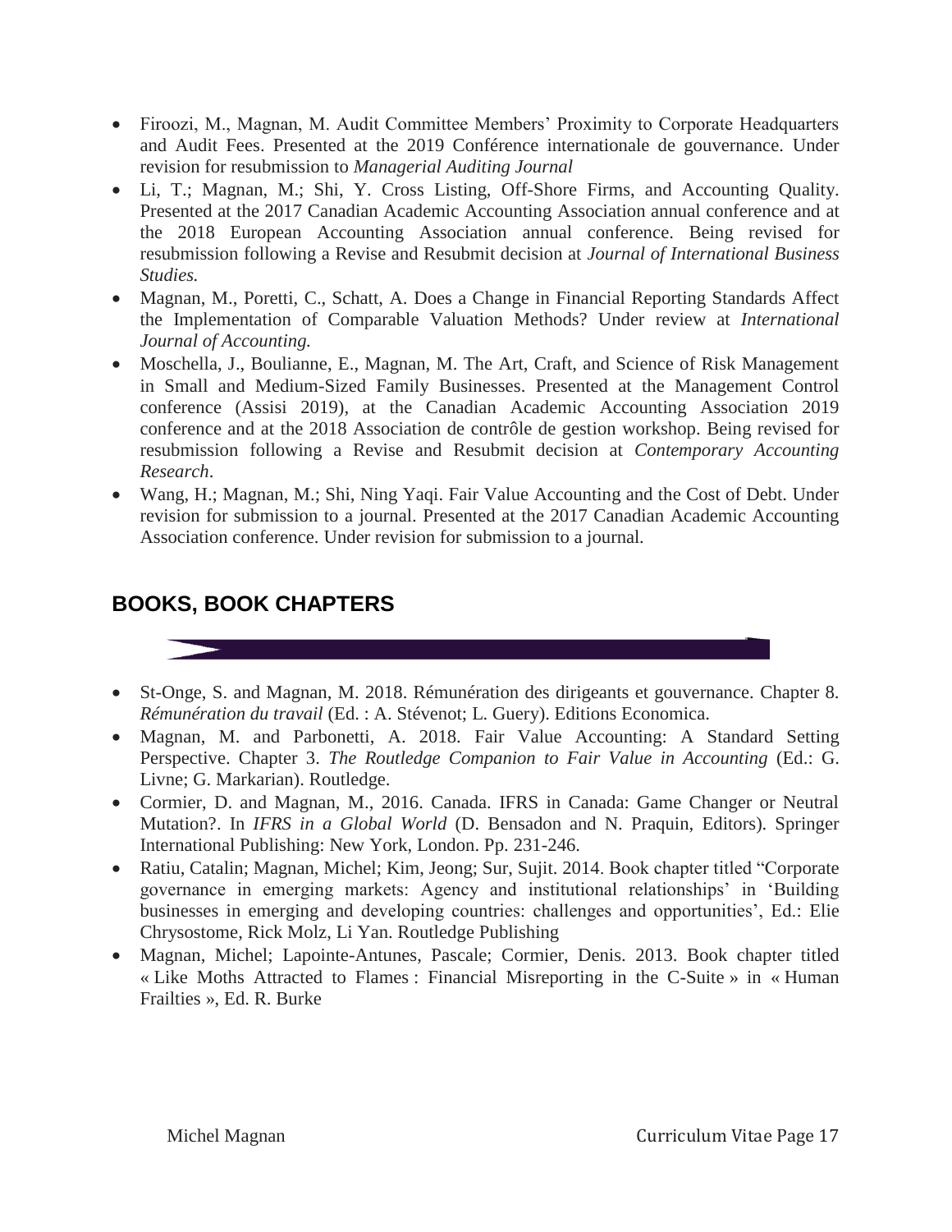- Firoozi, M., Magnan, M. Audit Committee Members' Proximity to Corporate Headquarters and Audit Fees. Presented at the 2019 Conférence internationale de gouvernance. Under revision for resubmission to *Managerial Auditing Journal*
- Li, T.; Magnan, M.; Shi, Y. Cross Listing, Off-Shore Firms, and Accounting Quality. Presented at the 2017 Canadian Academic Accounting Association annual conference and at the 2018 European Accounting Association annual conference. Being revised for resubmission following a Revise and Resubmit decision at *Journal of International Business Studies.*
- Magnan, M., Poretti, C., Schatt, A. Does a Change in Financial Reporting Standards Affect the Implementation of Comparable Valuation Methods? Under review at *International Journal of Accounting.*
- Moschella, J., Boulianne, E., Magnan, M. The Art, Craft, and Science of Risk Management in Small and Medium-Sized Family Businesses. Presented at the Management Control conference (Assisi 2019), at the Canadian Academic Accounting Association 2019 conference and at the 2018 Association de contrôle de gestion workshop. Being revised for resubmission following a Revise and Resubmit decision at *Contemporary Accounting Research*.
- Wang, H.; Magnan, M.; Shi, Ning Yaqi. Fair Value Accounting and the Cost of Debt. Under revision for submission to a journal. Presented at the 2017 Canadian Academic Accounting Association conference. Under revision for submission to a journal.

## BOOKS, BOOK CHAPTERS

- St-Onge, S. and Magnan, M. 2018. Rémunération des dirigeants et gouvernance. Chapter 8. *Rémunération du travail* (Ed. : A. Stévenot; L. Guery). Editions Economica.
- Magnan, M. and Parbonetti, A. 2018. Fair Value Accounting: A Standard Setting Perspective. Chapter 3. *The Routledge Companion to Fair Value in Accounting* (Ed.: G. Livne; G. Markarian). Routledge.
- Cormier, D. and Magnan, M., 2016. Canada. IFRS in Canada: Game Changer or Neutral Mutation?. In *IFRS in a Global World* (D. Bensadon and N. Praquin, Editors). Springer International Publishing: New York, London. Pp. 231-246.
- Ratiu, Catalin; Magnan, Michel; Kim, Jeong; Sur, Sujit. 2014. Book chapter titled "Corporate governance in emerging markets: Agency and institutional relationships' in 'Building businesses in emerging and developing countries: challenges and opportunities', Ed.: Elie Chrysostome, Rick Molz, Li Yan. Routledge Publishing
- Magnan, Michel; Lapointe-Antunes, Pascale; Cormier, Denis. 2013. Book chapter titled « Like Moths Attracted to Flames : Financial Misreporting in the C-Suite » in « Human Frailties », Ed. R. Burke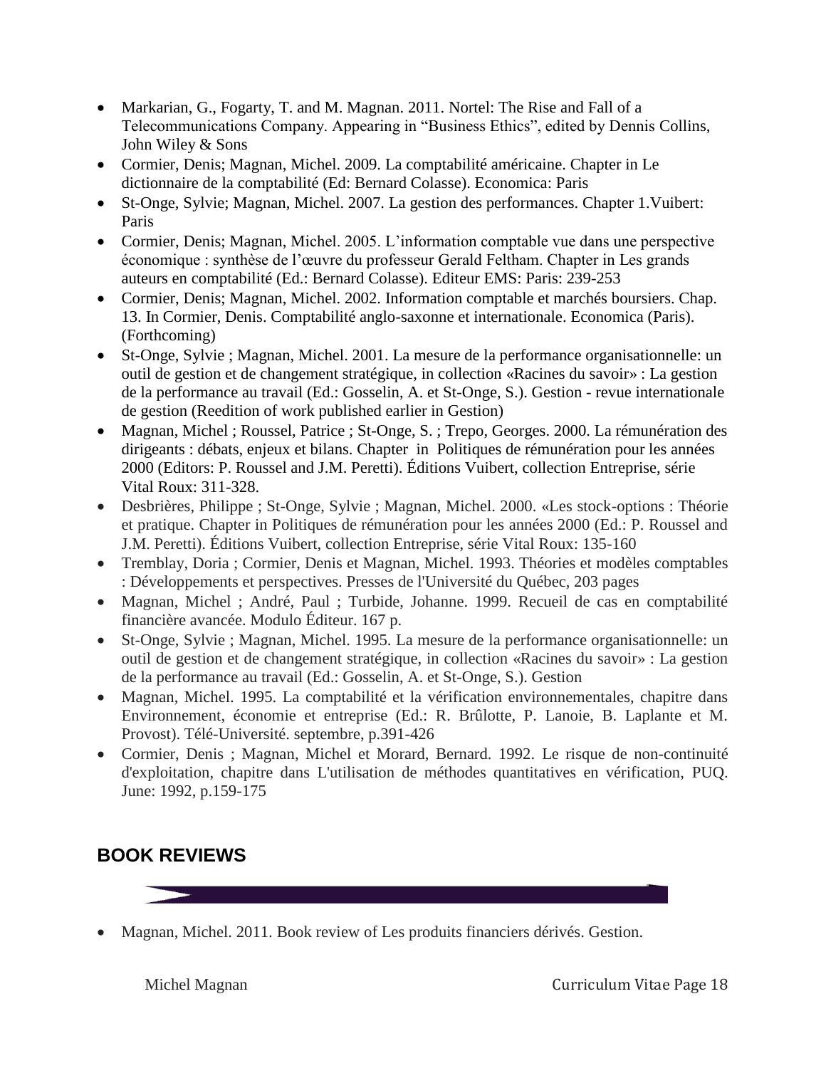- Markarian, G., Fogarty, T. and M. Magnan. 2011. Nortel: The Rise and Fall of a Telecommunications Company. Appearing in "Business Ethics", edited by Dennis Collins, John Wiley & Sons
- Cormier, Denis; Magnan, Michel. 2009. La comptabilité américaine. Chapter in Le dictionnaire de la comptabilité (Ed: Bernard Colasse). Economica: Paris
- St-Onge, Sylvie; Magnan, Michel. 2007. La gestion des performances. Chapter 1.Vuibert: Paris
- Cormier, Denis; Magnan, Michel. 2005. L'information comptable vue dans une perspective économique : synthèse de l'œuvre du professeur Gerald Feltham. Chapter in Les grands auteurs en comptabilité (Ed.: Bernard Colasse). Editeur EMS: Paris: 239-253
- Cormier, Denis; Magnan, Michel. 2002. Information comptable et marchés boursiers. Chap. 13. In Cormier, Denis. Comptabilité anglo-saxonne et internationale. Economica (Paris). (Forthcoming)
- St-Onge, Sylvie ; Magnan, Michel. 2001. La mesure de la performance organisationnelle: un outil de gestion et de changement stratégique, in collection «Racines du savoir» : La gestion de la performance au travail (Ed.: Gosselin, A. et St-Onge, S.). Gestion - revue internationale de gestion (Reedition of work published earlier in Gestion)
- Magnan, Michel ; Roussel, Patrice ; St-Onge, S. ; Trepo, Georges. 2000. La rémunération des dirigeants : débats, enjeux et bilans. Chapter in Politiques de rémunération pour les années 2000 (Editors: P. Roussel and J.M. Peretti). Éditions Vuibert, collection Entreprise, série Vital Roux: 311-328.
- Desbrières, Philippe ; St-Onge, Sylvie ; Magnan, Michel. 2000. «Les stock-options : Théorie et pratique. Chapter in Politiques de rémunération pour les années 2000 (Ed.: P. Roussel and J.M. Peretti). Éditions Vuibert, collection Entreprise, série Vital Roux: 135-160
- Tremblay, Doria ; Cormier, Denis et Magnan, Michel. 1993. Théories et modèles comptables : Développements et perspectives. Presses de l'Université du Québec, 203 pages
- Magnan, Michel ; André, Paul ; Turbide, Johanne. 1999. Recueil de cas en comptabilité financière avancée. Modulo Éditeur. 167 p.
- St-Onge, Sylvie ; Magnan, Michel. 1995. La mesure de la performance organisationnelle: un outil de gestion et de changement stratégique, in collection «Racines du savoir» : La gestion de la performance au travail (Ed.: Gosselin, A. et St-Onge, S.). Gestion
- Magnan, Michel. 1995. La comptabilité et la vérification environnementales, chapitre dans Environnement, économie et entreprise (Ed.: R. Brûlotte, P. Lanoie, B. Laplante et M. Provost). Télé-Université. septembre, p.391-426
- Cormier, Denis ; Magnan, Michel et Morard, Bernard. 1992. Le risque de non-continuité d'exploitation, chapitre dans L'utilisation de méthodes quantitatives en vérification, PUQ. June: 1992, p.159-175

## BOOK REVIEWS

- Magnan, Michel. 2011. Book review of Les produits financiers dérivés. Gestion.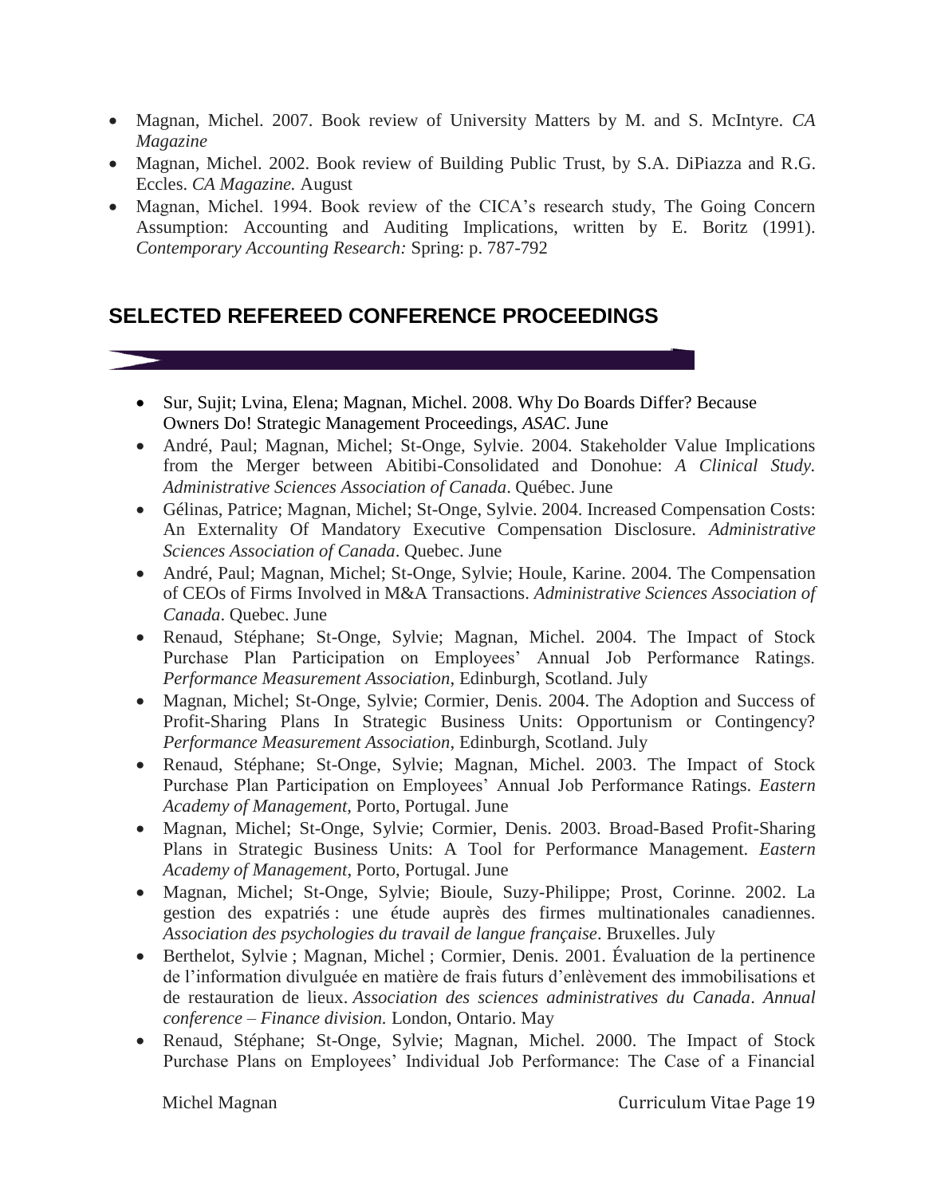- Magnan, Michel. 2007. Book review of University Matters by M. and S. McIntyre. *CA Magazine*
- Magnan, Michel. 2002. Book review of Building Public Trust, by S.A. DiPiazza and R.G. Eccles. *CA Magazine.* August
- Magnan, Michel. 1994. Book review of the CICA's research study, The Going Concern Assumption: Accounting and Auditing Implications, written by E. Boritz (1991). *Contemporary Accounting Research:* Spring: p. 787-792

## SELECTED REFEREED CONFERENCE PROCEEDINGS

- Sur, Sujit; Lvina, Elena; Magnan, Michel. 2008. Why Do Boards Differ? Because Owners Do! Strategic Management Proceedings, *ASAC*. June
- André, Paul; Magnan, Michel; St-Onge, Sylvie. 2004. Stakeholder Value Implications from the Merger between Abitibi-Consolidated and Donohue: *A Clinical Study. Administrative Sciences Association of Canada*. Québec. June
- Gélinas, Patrice; Magnan, Michel; St-Onge, Sylvie. 2004. Increased Compensation Costs: An Externality Of Mandatory Executive Compensation Disclosure. *Administrative Sciences Association of Canada*. Quebec. June
- André, Paul; Magnan, Michel; St-Onge, Sylvie; Houle, Karine. 2004. The Compensation of CEOs of Firms Involved in M&A Transactions. *Administrative Sciences Association of Canada*. Quebec. June
- Renaud, Stéphane; St-Onge, Sylvie; Magnan, Michel. 2004. The Impact of Stock Purchase Plan Participation on Employees' Annual Job Performance Ratings. *Performance Measurement Association*, Edinburgh, Scotland. July
- Magnan, Michel; St-Onge, Sylvie; Cormier, Denis. 2004. The Adoption and Success of Profit-Sharing Plans In Strategic Business Units: Opportunism or Contingency? *Performance Measurement Association*, Edinburgh, Scotland. July
- Renaud, Stéphane; St-Onge, Sylvie; Magnan, Michel. 2003. The Impact of Stock Purchase Plan Participation on Employees' Annual Job Performance Ratings. *Eastern Academy of Management*, Porto, Portugal. June
- Magnan, Michel; St-Onge, Sylvie; Cormier, Denis. 2003. Broad-Based Profit-Sharing Plans in Strategic Business Units: A Tool for Performance Management. *Eastern Academy of Management*, Porto, Portugal. June
- Magnan, Michel; St-Onge, Sylvie; Bioule, Suzy-Philippe; Prost, Corinne. 2002. La gestion des expatriés : une étude auprès des firmes multinationales canadiennes. *Association des psychologies du travail de langue française*. Bruxelles. July
- Berthelot, Sylvie ; Magnan, Michel ; Cormier, Denis. 2001. Évaluation de la pertinence de l'information divulguée en matière de frais futurs d'enlèvement des immobilisations et de restauration de lieux. *Association des sciences administratives du Canada*. *Annual conference – Finance division.* London, Ontario. May
- Renaud, Stéphane; St-Onge, Sylvie; Magnan, Michel. 2000. The Impact of Stock Purchase Plans on Employees' Individual Job Performance: The Case of a Financial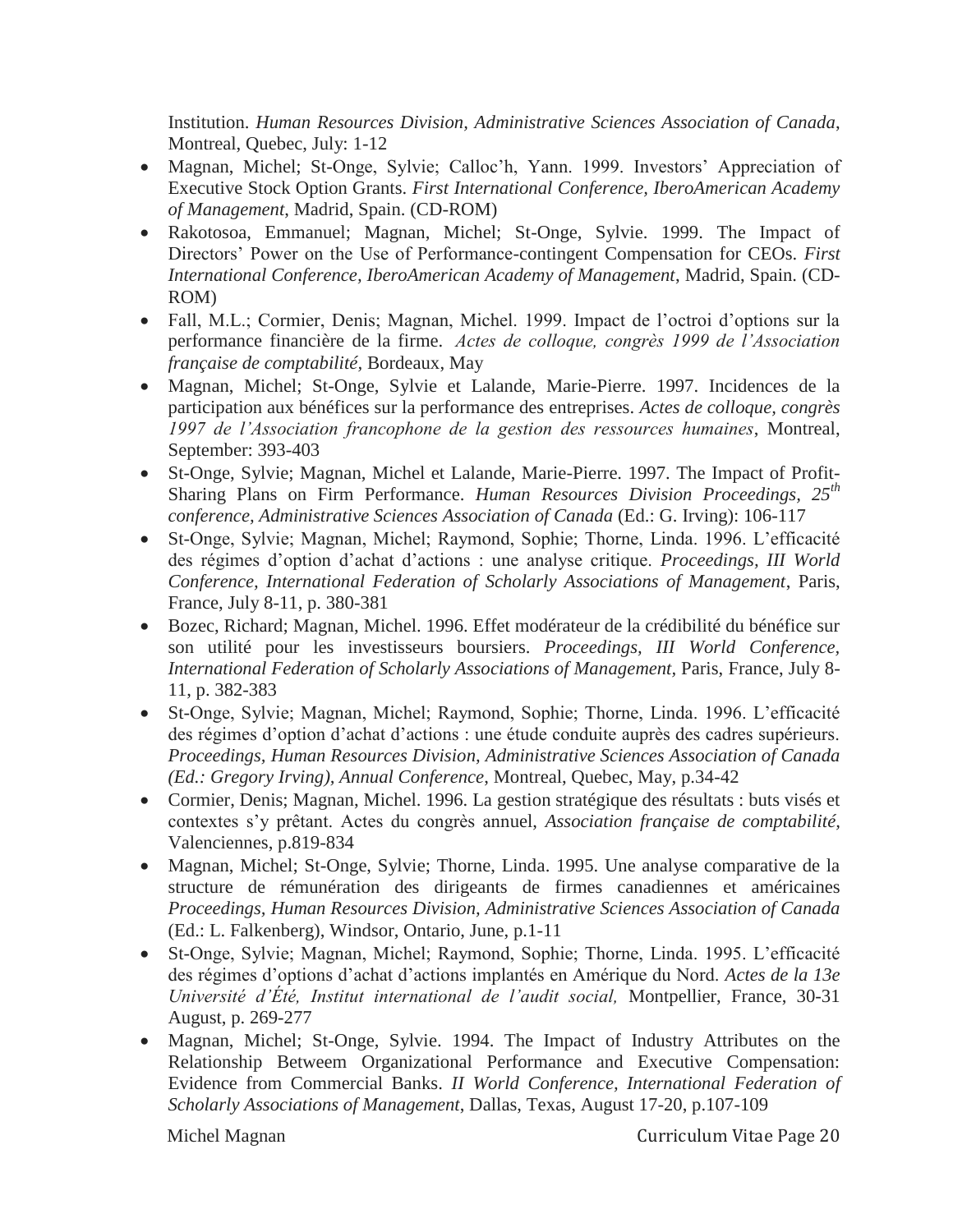Institution. *Human Resources Division, Administrative Sciences Association of Canada*, Montreal, Quebec, July: 1-12

- Magnan, Michel; St-Onge, Sylvie; Calloc'h, Yann. 1999. Investors' Appreciation of Executive Stock Option Grants. *First International Conference, IberoAmerican Academy of Management*, Madrid, Spain. (CD-ROM)
- Rakotosoa, Emmanuel; Magnan, Michel; St-Onge, Sylvie. 1999. The Impact of Directors' Power on the Use of Performance-contingent Compensation for CEOs. *First International Conference, IberoAmerican Academy of Management*, Madrid, Spain. (CD-ROM)
- Fall, M.L.; Cormier, Denis; Magnan, Michel. 1999. Impact de l'octroi d'options sur la performance financière de la firme. *Actes de colloque, congrès 1999 de l'Association française de comptabilité*, Bordeaux, May
- Magnan, Michel; St-Onge, Sylvie et Lalande, Marie-Pierre. 1997. Incidences de la participation aux bénéfices sur la performance des entreprises. *Actes de colloque, congrès 1997 de l'Association francophone de la gestion des ressources humaines*, Montreal, September: 393-403
- St-Onge, Sylvie; Magnan, Michel et Lalande, Marie-Pierre. 1997. The Impact of Profit-Sharing Plans on Firm Performance. *Human Resources Division Proceedings, 25th conference, Administrative Sciences Association of Canada* (Ed.: G. Irving): 106-117
- St-Onge, Sylvie; Magnan, Michel; Raymond, Sophie; Thorne, Linda. 1996. L'efficacité des régimes d'option d'achat d'actions : une analyse critique. *Proceedings, III World Conference, International Federation of Scholarly Associations of Management*, Paris, France, July 8-11, p. 380-381
- Bozec, Richard; Magnan, Michel. 1996. Effet modérateur de la crédibilité du bénéfice sur son utilité pour les investisseurs boursiers. *Proceedings, III World Conference, International Federation of Scholarly Associations of Management*, Paris, France, July 8-11, p. 382-383
- St-Onge, Sylvie; Magnan, Michel; Raymond, Sophie; Thorne, Linda. 1996. L'efficacité des régimes d'option d'achat d'actions : une étude conduite auprès des cadres supérieurs. *Proceedings, Human Resources Division, Administrative Sciences Association of Canada (Ed.: Gregory Irving), Annual Conference*, Montreal, Quebec, May, p.34-42
- Cormier, Denis; Magnan, Michel. 1996. La gestion stratégique des résultats : buts visés et contextes s'y prêtant. Actes du congrès annuel, *Association française de comptabilité*, Valenciennes, p.819-834
- Magnan, Michel; St-Onge, Sylvie; Thorne, Linda. 1995. Une analyse comparative de la structure de rémunération des dirigeants de firmes canadiennes et américaines *Proceedings, Human Resources Division, Administrative Sciences Association of Canada* (Ed.: L. Falkenberg), Windsor, Ontario, June, p.1-11
- St-Onge, Sylvie; Magnan, Michel; Raymond, Sophie; Thorne, Linda. 1995. L'efficacité des régimes d'options d'achat d'actions implantés en Amérique du Nord. *Actes de la 13e Université d'Été, Institut international de l'audit social,* Montpellier, France, 30-31 August, p. 269-277
- Magnan, Michel; St-Onge, Sylvie. 1994. The Impact of Industry Attributes on the Relationship Betweem Organizational Performance and Executive Compensation: Evidence from Commercial Banks. *II World Conference, International Federation of Scholarly Associations of Management*, Dallas, Texas, August 17-20, p.107-109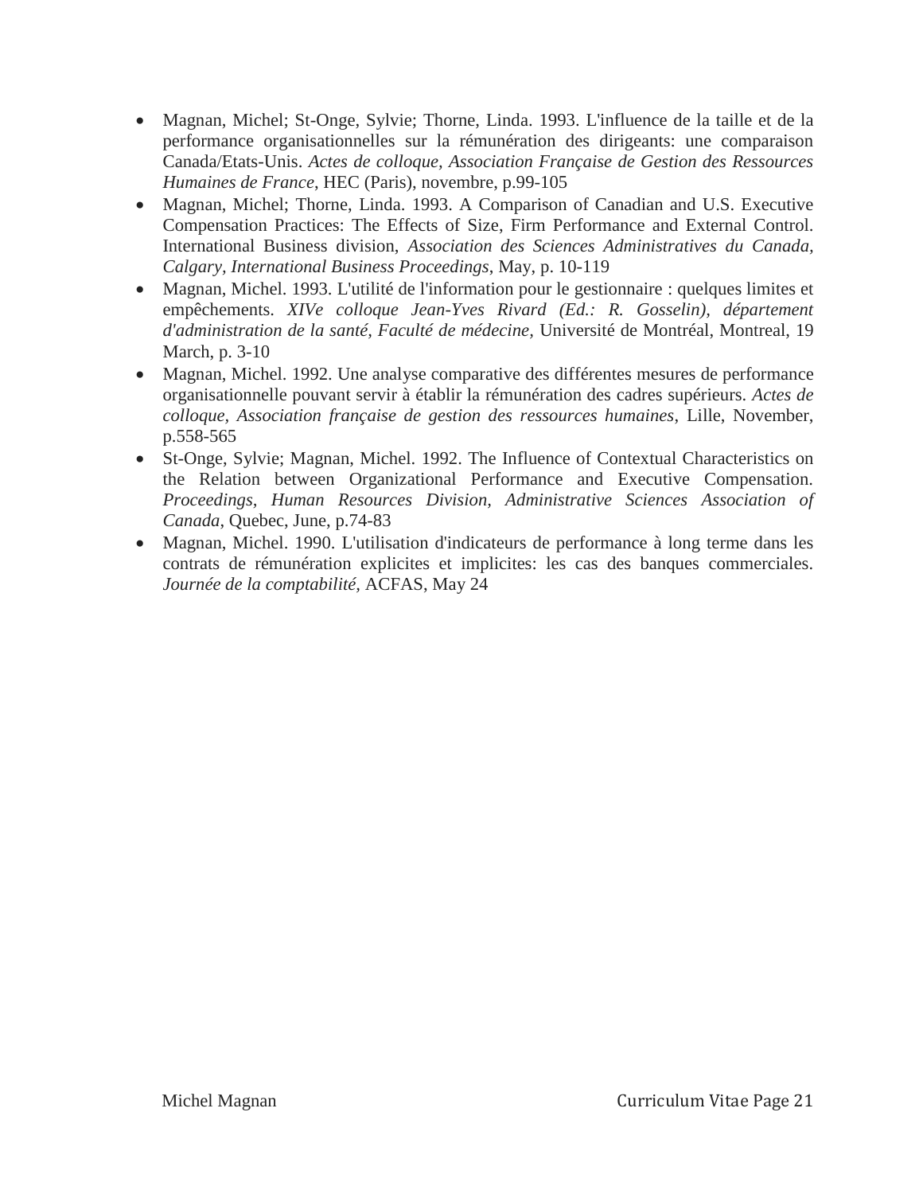- Magnan, Michel; St-Onge, Sylvie; Thorne, Linda. 1993. L'influence de la taille et de la performance organisationnelles sur la rémunération des dirigeants: une comparaison Canada/Etats-Unis. *Actes de colloque, Association Française de Gestion des Ressources Humaines de France*, HEC (Paris), novembre, p.99-105
- Magnan, Michel; Thorne, Linda. 1993. A Comparison of Canadian and U.S. Executive Compensation Practices: The Effects of Size, Firm Performance and External Control. International Business division, *Association des Sciences Administratives du Canada, Calgary, International Business Proceedings*, May, p. 10-119
- Magnan, Michel. 1993. L'utilité de l'information pour le gestionnaire : quelques limites et empêchements. *XIVe colloque Jean-Yves Rivard (Ed.: R. Gosselin), département d'administration de la santé, Faculté de médecine,* Université de Montréal, Montreal, 19 March, p. 3-10
- Magnan, Michel. 1992. Une analyse comparative des différentes mesures de performance organisationnelle pouvant servir à établir la rémunération des cadres supérieurs. *Actes de colloque, Association française de gestion des ressources humaines*, Lille, November, p.558-565
- St-Onge, Sylvie; Magnan, Michel. 1992. The Influence of Contextual Characteristics on the Relation between Organizational Performance and Executive Compensation. *Proceedings, Human Resources Division, Administrative Sciences Association of Canada*, Quebec, June, p.74-83
- Magnan, Michel. 1990. L'utilisation d'indicateurs de performance à long terme dans les contrats de rémunération explicites et implicites: les cas des banques commerciales. *Journée de la comptabilité,* ACFAS, May 24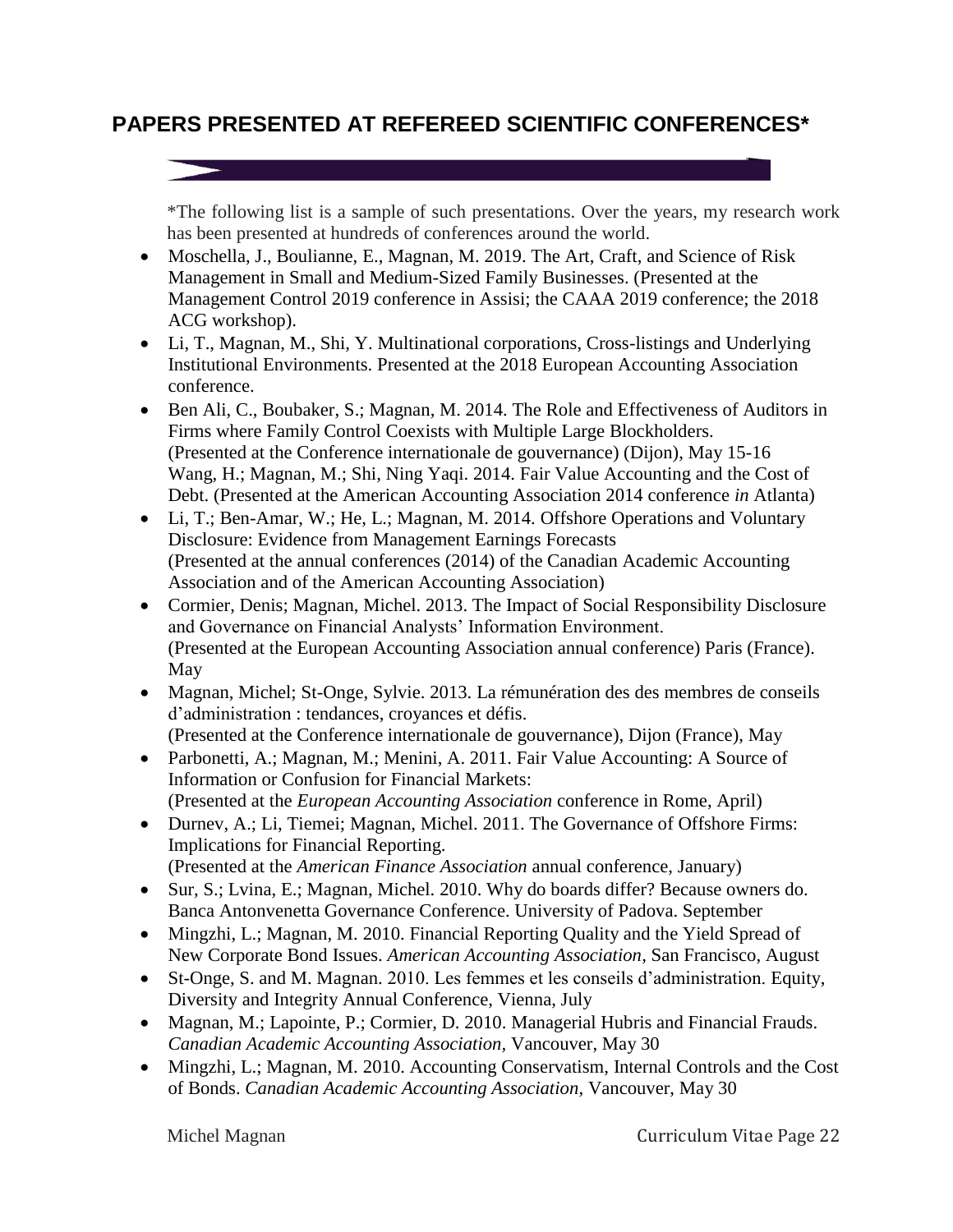## PAPERS PRESENTED AT REFEREED SCIENTIFIC CONFERENCES*

*The following list is a sample of such presentations. Over the years, my research work has been presented at hundreds of conferences around the world.

- Moschella, J., Boulianne, E., Magnan, M. 2019. The Art, Craft, and Science of Risk Management in Small and Medium-Sized Family Businesses. (Presented at the Management Control 2019 conference in Assisi; the CAAA 2019 conference; the 2018 ACG workshop).
- Li, T., Magnan, M., Shi, Y. Multinational corporations, Cross-listings and Underlying Institutional Environments. Presented at the 2018 European Accounting Association conference.
- Ben Ali, C., Boubaker, S.; Magnan, M. 2014. The Role and Effectiveness of Auditors in Firms where Family Control Coexists with Multiple Large Blockholders. (Presented at the Conference internationale de gouvernance) (Dijon), May 15-16
  Wang, H.; Magnan, M.; Shi, Ning Yaqi. 2014. Fair Value Accounting and the Cost of Debt. (Presented at the American Accounting Association 2014 conference *in* Atlanta)
- Li, T.; Ben-Amar, W.; He, L.; Magnan, M. 2014. Offshore Operations and Voluntary Disclosure: Evidence from Management Earnings Forecasts
  (Presented at the annual conferences (2014) of the Canadian Academic Accounting Association and of the American Accounting Association)
- Cormier, Denis; Magnan, Michel. 2013. The Impact of Social Responsibility Disclosure and Governance on Financial Analysts' Information Environment.
  (Presented at the European Accounting Association annual conference) Paris (France). May
- Magnan, Michel; St-Onge, Sylvie. 2013. La rémunération des des membres de conseils d'administration : tendances, croyances et défis.
  (Presented at the Conference internationale de gouvernance), Dijon (France), May
- Parbonetti, A.; Magnan, M.; Menini, A. 2011. Fair Value Accounting: A Source of Information or Confusion for Financial Markets:
  (Presented at the *European Accounting Association* conference in Rome, April)
- Durnev, A.; Li, Tiemei; Magnan, Michel. 2011. The Governance of Offshore Firms: Implications for Financial Reporting.
  (Presented at the *American Finance Association* annual conference, January)
- Sur, S.; Lvina, E.; Magnan, Michel. 2010. Why do boards differ? Because owners do. Banca Antonvenetta Governance Conference. University of Padova. September
- Mingzhi, L.; Magnan, M. 2010. Financial Reporting Quality and the Yield Spread of New Corporate Bond Issues. *American Accounting Association*, San Francisco, August
- St-Onge, S. and M. Magnan. 2010. Les femmes et les conseils d'administration. Equity, Diversity and Integrity Annual Conference, Vienna, July
- Magnan, M.; Lapointe, P.; Cormier, D. 2010. Managerial Hubris and Financial Frauds. *Canadian Academic Accounting Association*, Vancouver, May 30
- Mingzhi, L.; Magnan, M. 2010. Accounting Conservatism, Internal Controls and the Cost of Bonds. *Canadian Academic Accounting Association*, Vancouver, May 30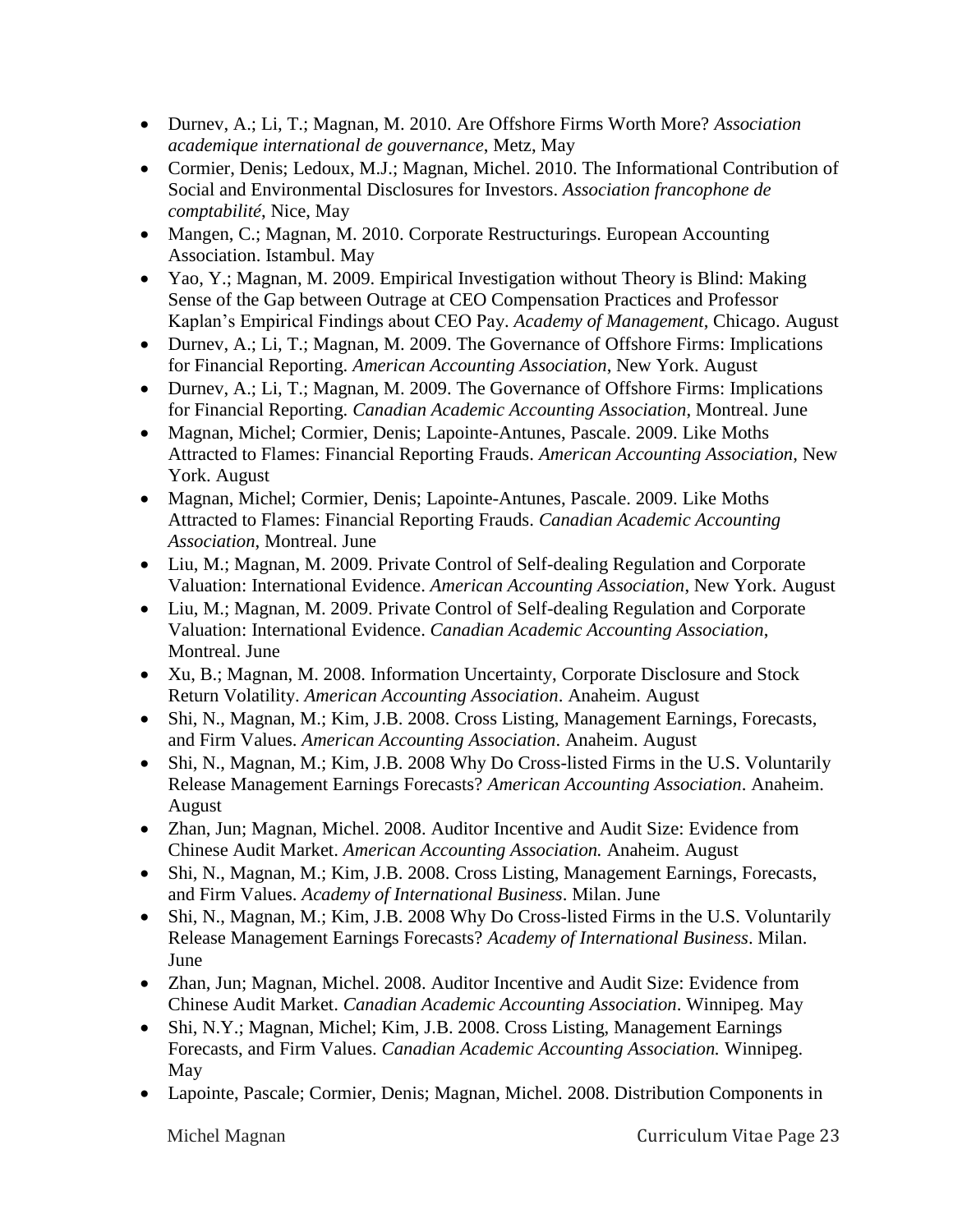- Durnev, A.; Li, T.; Magnan, M. 2010. Are Offshore Firms Worth More? *Association academique international de gouvernance*, Metz, May
- Cormier, Denis; Ledoux, M.J.; Magnan, Michel. 2010. The Informational Contribution of Social and Environmental Disclosures for Investors. *Association francophone de comptabilité*, Nice, May
- Mangen, C.; Magnan, M. 2010. Corporate Restructurings. European Accounting Association. Istambul. May
- Yao, Y.; Magnan, M. 2009. Empirical Investigation without Theory is Blind: Making Sense of the Gap between Outrage at CEO Compensation Practices and Professor Kaplan's Empirical Findings about CEO Pay. *Academy of Management*, Chicago. August
- Durnev, A.; Li, T.; Magnan, M. 2009. The Governance of Offshore Firms: Implications for Financial Reporting. *American Accounting Association*, New York. August
- Durnev, A.; Li, T.; Magnan, M. 2009. The Governance of Offshore Firms: Implications for Financial Reporting. *Canadian Academic Accounting Association*, Montreal. June
- Magnan, Michel; Cormier, Denis; Lapointe-Antunes, Pascale. 2009. Like Moths Attracted to Flames: Financial Reporting Frauds. *American Accounting Association*, New York. August
- Magnan, Michel; Cormier, Denis; Lapointe-Antunes, Pascale. 2009. Like Moths Attracted to Flames: Financial Reporting Frauds. *Canadian Academic Accounting Association*, Montreal. June
- Liu, M.; Magnan, M. 2009. Private Control of Self-dealing Regulation and Corporate Valuation: International Evidence. *American Accounting Association*, New York. August
- Liu, M.; Magnan, M. 2009. Private Control of Self-dealing Regulation and Corporate Valuation: International Evidence. *Canadian Academic Accounting Association*, Montreal. June
- Xu, B.; Magnan, M. 2008. Information Uncertainty, Corporate Disclosure and Stock Return Volatility. *American Accounting Association*. Anaheim. August
- Shi, N., Magnan, M.; Kim, J.B. 2008. Cross Listing, Management Earnings, Forecasts, and Firm Values. *American Accounting Association*. Anaheim. August
- Shi, N., Magnan, M.; Kim, J.B. 2008 Why Do Cross-listed Firms in the U.S. Voluntarily Release Management Earnings Forecasts? *American Accounting Association*. Anaheim. August
- Zhan, Jun; Magnan, Michel. 2008. Auditor Incentive and Audit Size: Evidence from Chinese Audit Market. *American Accounting Association.* Anaheim. August
- Shi, N., Magnan, M.; Kim, J.B. 2008. Cross Listing, Management Earnings, Forecasts, and Firm Values. *Academy of International Business*. Milan. June
- Shi, N., Magnan, M.; Kim, J.B. 2008 Why Do Cross-listed Firms in the U.S. Voluntarily Release Management Earnings Forecasts? *Academy of International Business*. Milan. June
- Zhan, Jun; Magnan, Michel. 2008. Auditor Incentive and Audit Size: Evidence from Chinese Audit Market. *Canadian Academic Accounting Association*. Winnipeg. May
- Shi, N.Y.; Magnan, Michel; Kim, J.B. 2008. Cross Listing, Management Earnings Forecasts, and Firm Values. *Canadian Academic Accounting Association.* Winnipeg. May
- Lapointe, Pascale; Cormier, Denis; Magnan, Michel. 2008. Distribution Components in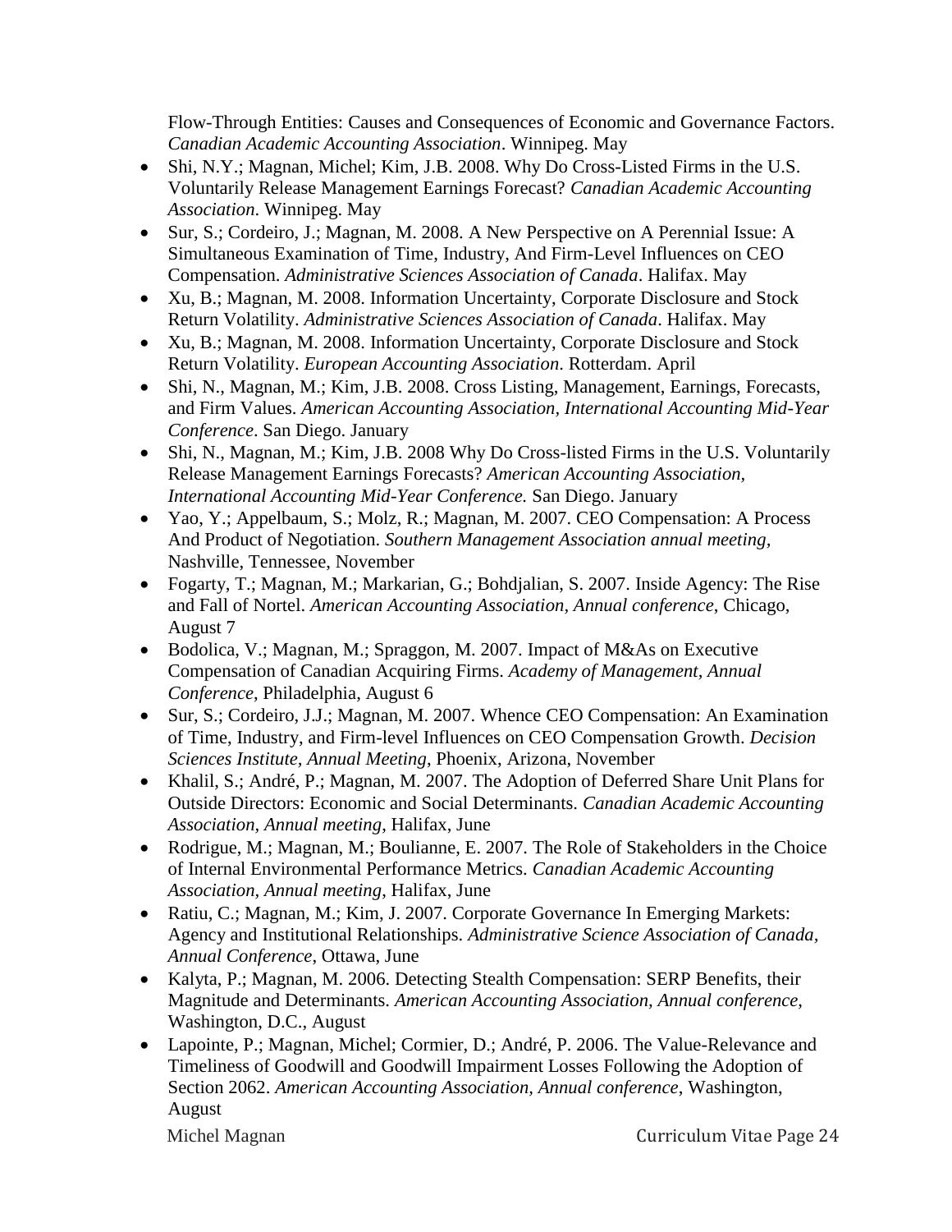Flow-Through Entities: Causes and Consequences of Economic and Governance Factors. *Canadian Academic Accounting Association*. Winnipeg. May

- Shi, N.Y.; Magnan, Michel; Kim, J.B. 2008. Why Do Cross-Listed Firms in the U.S. Voluntarily Release Management Earnings Forecast? *Canadian Academic Accounting Association*. Winnipeg. May
- Sur, S.; Cordeiro, J.; Magnan, M. 2008. A New Perspective on A Perennial Issue: A Simultaneous Examination of Time, Industry, And Firm-Level Influences on CEO Compensation. *Administrative Sciences Association of Canada*. Halifax. May
- Xu, B.; Magnan, M. 2008. Information Uncertainty, Corporate Disclosure and Stock Return Volatility. *Administrative Sciences Association of Canada*. Halifax. May
- Xu, B.; Magnan, M. 2008. Information Uncertainty, Corporate Disclosure and Stock Return Volatility. *European Accounting Association*. Rotterdam. April
- Shi, N., Magnan, M.; Kim, J.B. 2008. Cross Listing, Management, Earnings, Forecasts, and Firm Values. *American Accounting Association, International Accounting Mid-Year Conference*. San Diego. January
- Shi, N., Magnan, M.; Kim, J.B. 2008 Why Do Cross-listed Firms in the U.S. Voluntarily Release Management Earnings Forecasts? *American Accounting Association, International Accounting Mid-Year Conference.* San Diego. January
- Yao, Y.; Appelbaum, S.; Molz, R.; Magnan, M. 2007. CEO Compensation: A Process And Product of Negotiation. *Southern Management Association annual meeting,* Nashville, Tennessee, November
- Fogarty, T.; Magnan, M.; Markarian, G.; Bohdjalian, S. 2007. Inside Agency: The Rise and Fall of Nortel. *American Accounting Association, Annual conference*, Chicago, August 7
- Bodolica, V.; Magnan, M.; Spraggon, M. 2007. Impact of M&As on Executive Compensation of Canadian Acquiring Firms. *Academy of Management, Annual Conference*, Philadelphia, August 6
- Sur, S.; Cordeiro, J.J.; Magnan, M. 2007. Whence CEO Compensation: An Examination of Time, Industry, and Firm-level Influences on CEO Compensation Growth. *Decision Sciences Institute, Annual Meeting*, Phoenix, Arizona, November
- Khalil, S.; André, P.; Magnan, M. 2007. The Adoption of Deferred Share Unit Plans for Outside Directors: Economic and Social Determinants. *Canadian Academic Accounting Association, Annual meeting*, Halifax, June
- Rodrigue, M.; Magnan, M.; Boulianne, E. 2007. The Role of Stakeholders in the Choice of Internal Environmental Performance Metrics. *Canadian Academic Accounting Association, Annual meeting*, Halifax, June
- Ratiu, C.; Magnan, M.; Kim, J. 2007. Corporate Governance In Emerging Markets: Agency and Institutional Relationships. *Administrative Science Association of Canada, Annual Conference*, Ottawa, June
- Kalyta, P.; Magnan, M. 2006. Detecting Stealth Compensation: SERP Benefits, their Magnitude and Determinants. *American Accounting Association, Annual conference,* Washington, D.C., August
- Lapointe, P.; Magnan, Michel; Cormier, D.; André, P. 2006. The Value-Relevance and Timeliness of Goodwill and Goodwill Impairment Losses Following the Adoption of Section 2062. *American Accounting Association, Annual conference*, Washington, August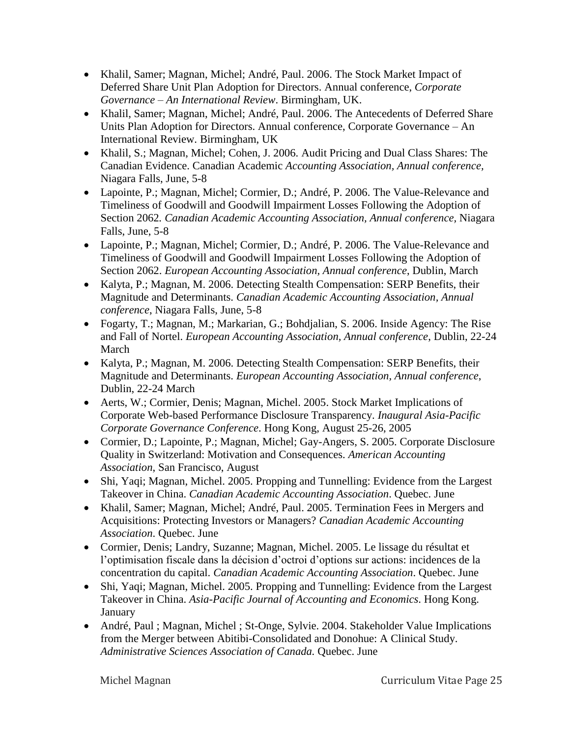- Khalil, Samer; Magnan, Michel; André, Paul. 2006. The Stock Market Impact of Deferred Share Unit Plan Adoption for Directors. Annual conference, *Corporate Governance – An International Review*. Birmingham, UK.
- Khalil, Samer; Magnan, Michel; André, Paul. 2006. The Antecedents of Deferred Share Units Plan Adoption for Directors. Annual conference, Corporate Governance – An International Review. Birmingham, UK
- Khalil, S.; Magnan, Michel; Cohen, J. 2006. Audit Pricing and Dual Class Shares: The Canadian Evidence. Canadian Academic *Accounting Association, Annual conference,* Niagara Falls, June, 5-8
- Lapointe, P.; Magnan, Michel; Cormier, D.; André, P. 2006. The Value-Relevance and Timeliness of Goodwill and Goodwill Impairment Losses Following the Adoption of Section 2062. *Canadian Academic Accounting Association, Annual conference,* Niagara Falls, June, 5-8
- Lapointe, P.; Magnan, Michel; Cormier, D.; André, P. 2006. The Value-Relevance and Timeliness of Goodwill and Goodwill Impairment Losses Following the Adoption of Section 2062. *European Accounting Association, Annual conference*, Dublin, March
- Kalyta, P.; Magnan, M. 2006. Detecting Stealth Compensation: SERP Benefits, their Magnitude and Determinants. *Canadian Academic Accounting Association, Annual conference*, Niagara Falls, June, 5-8
- Fogarty, T.; Magnan, M.; Markarian, G.; Bohdjalian, S. 2006. Inside Agency: The Rise and Fall of Nortel. *European Accounting Association, Annual conference*, Dublin, 22-24 March
- Kalyta, P.; Magnan, M. 2006. Detecting Stealth Compensation: SERP Benefits, their Magnitude and Determinants. *European Accounting Association, Annual conference*, Dublin, 22-24 March
- Aerts, W.; Cormier, Denis; Magnan, Michel. 2005. Stock Market Implications of Corporate Web-based Performance Disclosure Transparency. *Inaugural Asia-Pacific Corporate Governance Conference*. Hong Kong, August 25-26, 2005
- Cormier, D.; Lapointe, P.; Magnan, Michel; Gay-Angers, S. 2005. Corporate Disclosure Quality in Switzerland: Motivation and Consequences. *American Accounting Association*, San Francisco, August
- Shi, Yaqi; Magnan, Michel. 2005. Propping and Tunnelling: Evidence from the Largest Takeover in China. *Canadian Academic Accounting Association*. Quebec. June
- Khalil, Samer; Magnan, Michel; André, Paul. 2005. Termination Fees in Mergers and Acquisitions: Protecting Investors or Managers? *Canadian Academic Accounting Association*. Quebec. June
- Cormier, Denis; Landry, Suzanne; Magnan, Michel. 2005. Le lissage du résultat et l'optimisation fiscale dans la décision d'octroi d'options sur actions: incidences de la concentration du capital. *Canadian Academic Accounting Association*. Quebec. June
- Shi, Yaqi; Magnan, Michel. 2005. Propping and Tunnelling: Evidence from the Largest Takeover in China. *Asia-Pacific Journal of Accounting and Economics*. Hong Kong. January
- André, Paul ; Magnan, Michel ; St-Onge, Sylvie. 2004. Stakeholder Value Implications from the Merger between Abitibi-Consolidated and Donohue: A Clinical Study. *Administrative Sciences Association of Canada.* Quebec. June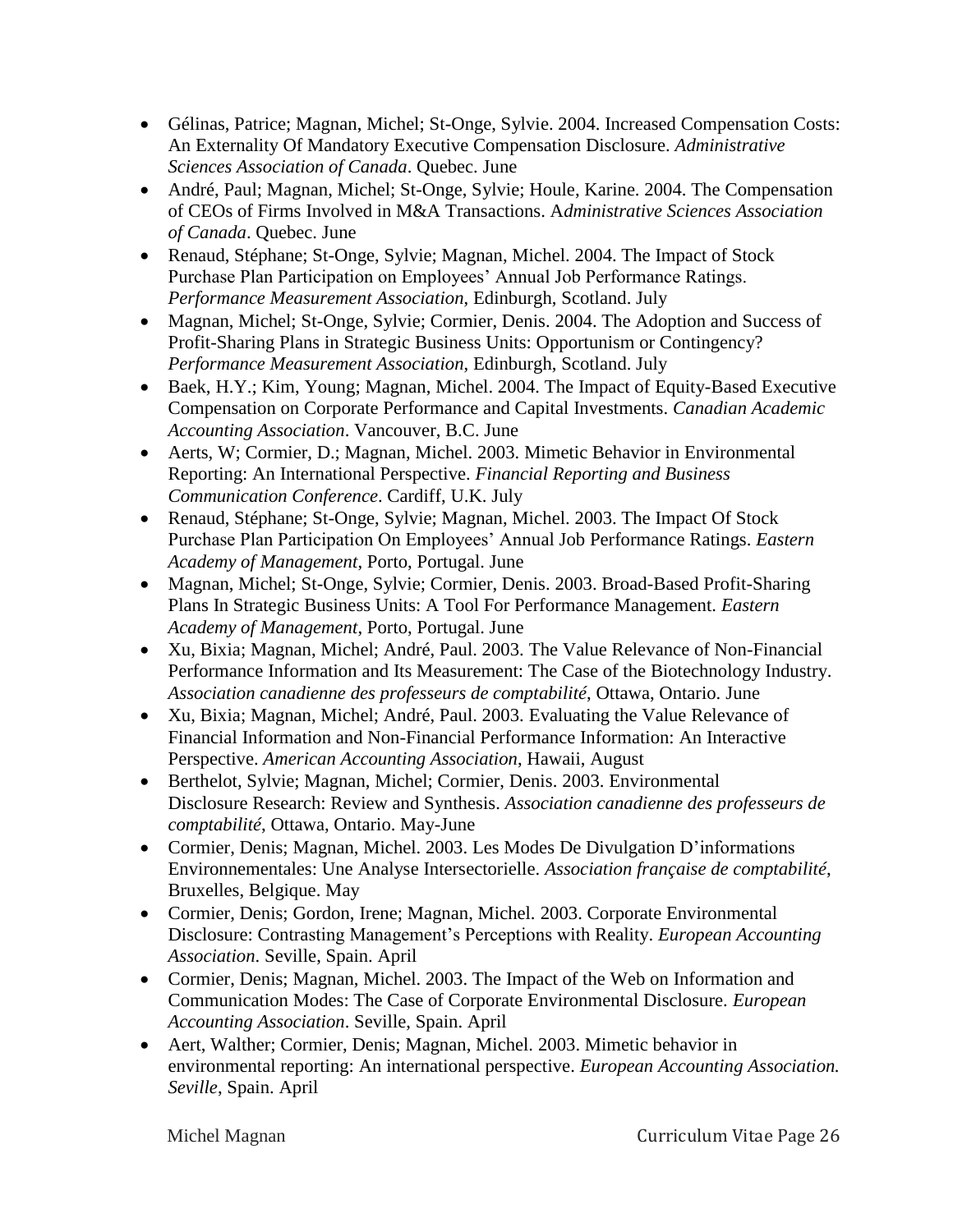- Gélinas, Patrice; Magnan, Michel; St-Onge, Sylvie. 2004. Increased Compensation Costs: An Externality Of Mandatory Executive Compensation Disclosure. *Administrative Sciences Association of Canada*. Quebec. June
- André, Paul; Magnan, Michel; St-Onge, Sylvie; Houle, Karine. 2004. The Compensation of CEOs of Firms Involved in M&A Transactions. A*dministrative Sciences Association of Canada*. Quebec. June
- Renaud, Stéphane; St-Onge, Sylvie; Magnan, Michel. 2004. The Impact of Stock Purchase Plan Participation on Employees' Annual Job Performance Ratings. *Performance Measurement Association*, Edinburgh, Scotland. July
- Magnan, Michel; St-Onge, Sylvie; Cormier, Denis. 2004. The Adoption and Success of Profit-Sharing Plans in Strategic Business Units: Opportunism or Contingency? *Performance Measurement Association*, Edinburgh, Scotland. July
- Baek, H.Y.; Kim, Young; Magnan, Michel. 2004. The Impact of Equity-Based Executive Compensation on Corporate Performance and Capital Investments. *Canadian Academic Accounting Association*. Vancouver, B.C. June
- Aerts, W; Cormier, D.; Magnan, Michel. 2003. Mimetic Behavior in Environmental Reporting: An International Perspective. *Financial Reporting and Business Communication Conference*. Cardiff, U.K. July
- Renaud, Stéphane; St-Onge, Sylvie; Magnan, Michel. 2003. The Impact Of Stock Purchase Plan Participation On Employees' Annual Job Performance Ratings. *Eastern Academy of Management*, Porto, Portugal. June
- Magnan, Michel; St-Onge, Sylvie; Cormier, Denis. 2003. Broad-Based Profit-Sharing Plans In Strategic Business Units: A Tool For Performance Management. *Eastern Academy of Management*, Porto, Portugal. June
- Xu, Bixia; Magnan, Michel; André, Paul. 2003. The Value Relevance of Non-Financial Performance Information and Its Measurement: The Case of the Biotechnology Industry. *Association canadienne des professeurs de comptabilité*, Ottawa, Ontario. June
- Xu, Bixia; Magnan, Michel; André, Paul. 2003. Evaluating the Value Relevance of Financial Information and Non-Financial Performance Information: An Interactive Perspective. *American Accounting Association*, Hawaii, August
- Berthelot, Sylvie; Magnan, Michel; Cormier, Denis. 2003. Environmental Disclosure Research: Review and Synthesis. *Association canadienne des professeurs de comptabilité*, Ottawa, Ontario. May-June
- Cormier, Denis; Magnan, Michel. 2003. Les Modes De Divulgation D'informations Environnementales: Une Analyse Intersectorielle. *Association française de comptabilité*, Bruxelles, Belgique. May
- Cormier, Denis; Gordon, Irene; Magnan, Michel. 2003. Corporate Environmental Disclosure: Contrasting Management's Perceptions with Reality. *European Accounting Association.* Seville, Spain. April
- Cormier, Denis; Magnan, Michel. 2003. The Impact of the Web on Information and Communication Modes: The Case of Corporate Environmental Disclosure. *European Accounting Association*. Seville, Spain. April
- Aert, Walther; Cormier, Denis; Magnan, Michel. 2003. Mimetic behavior in environmental reporting: An international perspective. *European Accounting Association. Seville*, Spain. April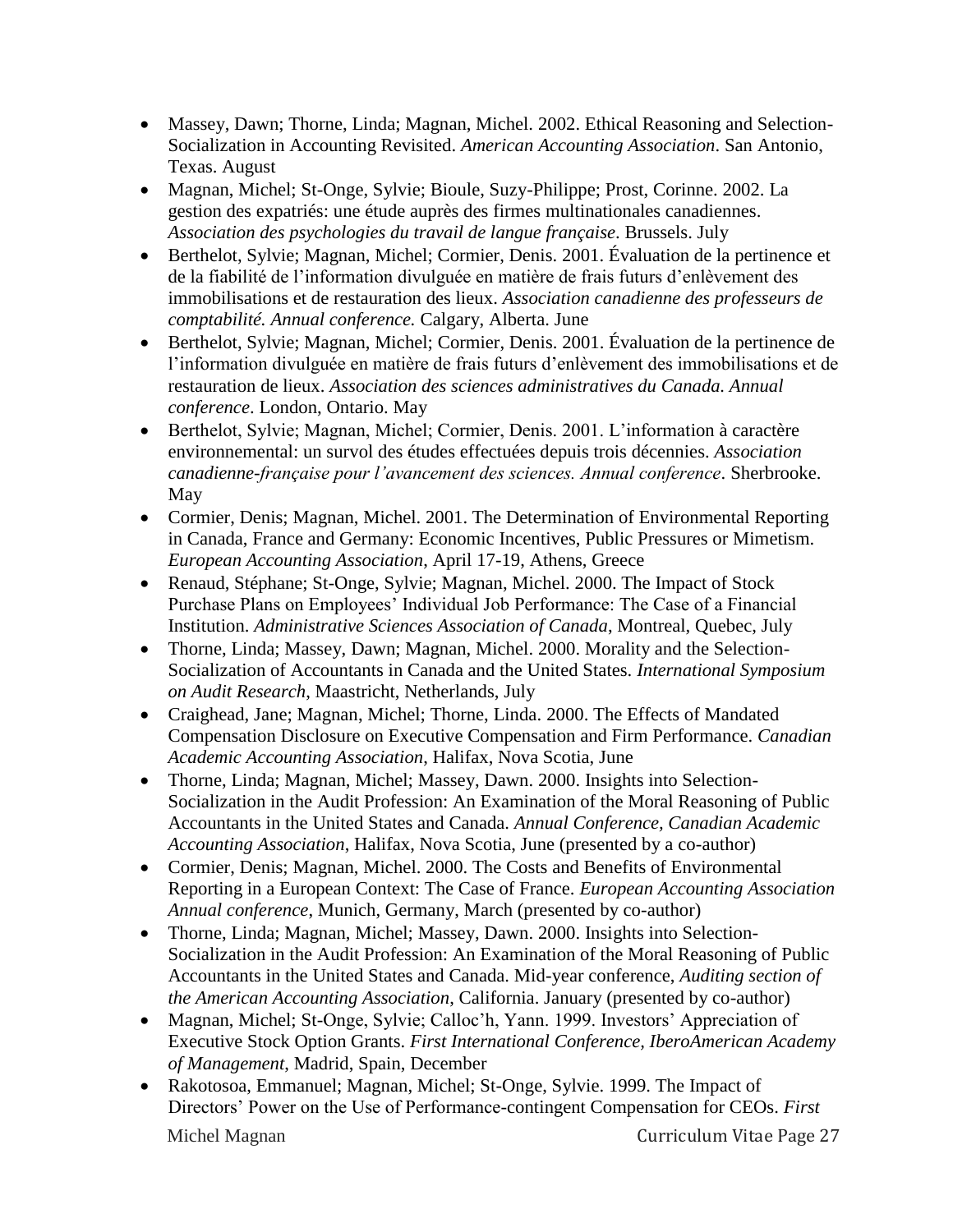- Massey, Dawn; Thorne, Linda; Magnan, Michel. 2002. Ethical Reasoning and Selection-Socialization in Accounting Revisited. *American Accounting Association*. San Antonio, Texas. August
- Magnan, Michel; St-Onge, Sylvie; Bioule, Suzy-Philippe; Prost, Corinne. 2002. La gestion des expatriés: une étude auprès des firmes multinationales canadiennes. *Association des psychologies du travail de langue française*. Brussels. July
- Berthelot, Sylvie; Magnan, Michel; Cormier, Denis. 2001. Évaluation de la pertinence et de la fiabilité de l'information divulguée en matière de frais futurs d'enlèvement des immobilisations et de restauration des lieux. *Association canadienne des professeurs de comptabilité. Annual conference.* Calgary, Alberta. June
- Berthelot, Sylvie; Magnan, Michel; Cormier, Denis. 2001. Évaluation de la pertinence de l'information divulguée en matière de frais futurs d'enlèvement des immobilisations et de restauration de lieux. *Association des sciences administratives du Canada. Annual conference*. London, Ontario. May
- Berthelot, Sylvie; Magnan, Michel; Cormier, Denis. 2001. L'information à caractère environnemental: un survol des études effectuées depuis trois décennies. *Association canadienne-française pour l'avancement des sciences. Annual conference*. Sherbrooke. May
- Cormier, Denis; Magnan, Michel. 2001. The Determination of Environmental Reporting in Canada, France and Germany: Economic Incentives, Public Pressures or Mimetism. *European Accounting Association*, April 17-19, Athens, Greece
- Renaud, Stéphane; St-Onge, Sylvie; Magnan, Michel. 2000. The Impact of Stock Purchase Plans on Employees' Individual Job Performance: The Case of a Financial Institution. *Administrative Sciences Association of Canada*, Montreal, Quebec, July
- Thorne, Linda; Massey, Dawn; Magnan, Michel. 2000. Morality and the Selection-Socialization of Accountants in Canada and the United States. *International Symposium on Audit Research*, Maastricht, Netherlands, July
- Craighead, Jane; Magnan, Michel; Thorne, Linda. 2000. The Effects of Mandated Compensation Disclosure on Executive Compensation and Firm Performance. *Canadian Academic Accounting Association*, Halifax, Nova Scotia, June
- Thorne, Linda; Magnan, Michel; Massey, Dawn. 2000. Insights into Selection-Socialization in the Audit Profession: An Examination of the Moral Reasoning of Public Accountants in the United States and Canada. *Annual Conference, Canadian Academic Accounting Association*, Halifax, Nova Scotia, June (presented by a co-author)
- Cormier, Denis; Magnan, Michel. 2000. The Costs and Benefits of Environmental Reporting in a European Context: The Case of France. *European Accounting Association Annual conference*, Munich, Germany, March (presented by co-author)
- Thorne, Linda; Magnan, Michel; Massey, Dawn. 2000. Insights into Selection-Socialization in the Audit Profession: An Examination of the Moral Reasoning of Public Accountants in the United States and Canada. Mid-year conference, *Auditing section of the American Accounting Association*, California. January (presented by co-author)
- Magnan, Michel; St-Onge, Sylvie; Calloc'h, Yann. 1999. Investors' Appreciation of Executive Stock Option Grants. *First International Conference, IberoAmerican Academy of Management*, Madrid, Spain, December
- Rakotosoa, Emmanuel; Magnan, Michel; St-Onge, Sylvie. 1999. The Impact of Directors' Power on the Use of Performance-contingent Compensation for CEOs. *First*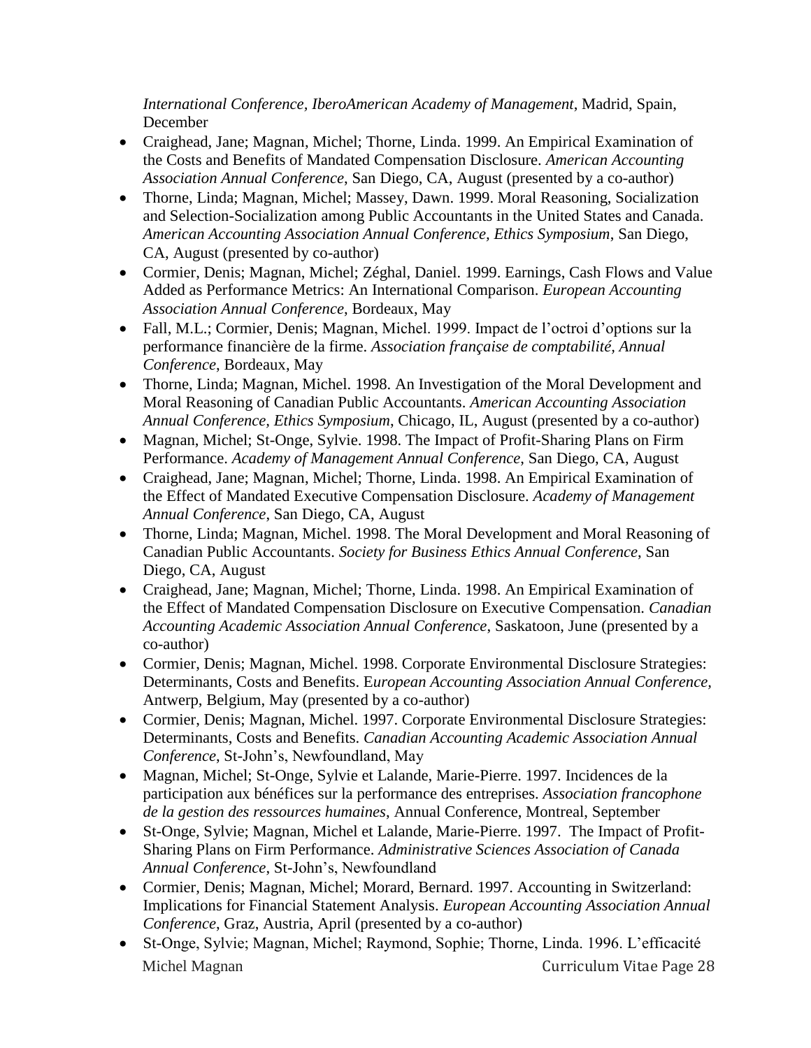*International Conference, IberoAmerican Academy of Management*, Madrid, Spain, December

- Craighead, Jane; Magnan, Michel; Thorne, Linda. 1999. An Empirical Examination of the Costs and Benefits of Mandated Compensation Disclosure. *American Accounting Association Annual Conference*, San Diego, CA, August (presented by a co-author)
- Thorne, Linda; Magnan, Michel; Massey, Dawn. 1999. Moral Reasoning, Socialization and Selection-Socialization among Public Accountants in the United States and Canada. *American Accounting Association Annual Conference, Ethics Symposium*, San Diego, CA, August (presented by co-author)
- Cormier, Denis; Magnan, Michel; Zéghal, Daniel. 1999. Earnings, Cash Flows and Value Added as Performance Metrics: An International Comparison. *European Accounting Association Annual Conference*, Bordeaux, May
- Fall, M.L.; Cormier, Denis; Magnan, Michel. 1999. Impact de l'octroi d'options sur la performance financière de la firme. *Association française de comptabilité, Annual Conference*, Bordeaux, May
- Thorne, Linda; Magnan, Michel. 1998. An Investigation of the Moral Development and Moral Reasoning of Canadian Public Accountants. *American Accounting Association Annual Conference, Ethics Symposium*, Chicago, IL, August (presented by a co-author)
- Magnan, Michel; St-Onge, Sylvie. 1998. The Impact of Profit-Sharing Plans on Firm Performance. *Academy of Management Annual Conference*, San Diego, CA, August
- Craighead, Jane; Magnan, Michel; Thorne, Linda. 1998. An Empirical Examination of the Effect of Mandated Executive Compensation Disclosure. *Academy of Management Annual Conference*, San Diego, CA, August
- Thorne, Linda; Magnan, Michel. 1998. The Moral Development and Moral Reasoning of Canadian Public Accountants. *Society for Business Ethics Annual Conference*, San Diego, CA, August
- Craighead, Jane; Magnan, Michel; Thorne, Linda. 1998. An Empirical Examination of the Effect of Mandated Compensation Disclosure on Executive Compensation. *Canadian Accounting Academic Association Annual Conference*, Saskatoon, June (presented by a co-author)
- Cormier, Denis; Magnan, Michel. 1998. Corporate Environmental Disclosure Strategies: Determinants, Costs and Benefits. E*uropean Accounting Association Annual Conference,* Antwerp, Belgium, May (presented by a co-author)
- Cormier, Denis; Magnan, Michel. 1997. Corporate Environmental Disclosure Strategies: Determinants, Costs and Benefits. *Canadian Accounting Academic Association Annual Conference*, St-John's, Newfoundland, May
- Magnan, Michel; St-Onge, Sylvie et Lalande, Marie-Pierre. 1997. Incidences de la participation aux bénéfices sur la performance des entreprises. *Association francophone de la gestion des ressources humaines*, Annual Conference, Montreal, September
- St-Onge, Sylvie; Magnan, Michel et Lalande, Marie-Pierre. 1997. The Impact of Profit-Sharing Plans on Firm Performance. *Administrative Sciences Association of Canada Annual Conference*, St-John's, Newfoundland
- Cormier, Denis; Magnan, Michel; Morard, Bernard. 1997. Accounting in Switzerland: Implications for Financial Statement Analysis. *European Accounting Association Annual Conference*, Graz, Austria, April (presented by a co-author)
- St-Onge, Sylvie; Magnan, Michel; Raymond, Sophie; Thorne, Linda. 1996. L'efficacité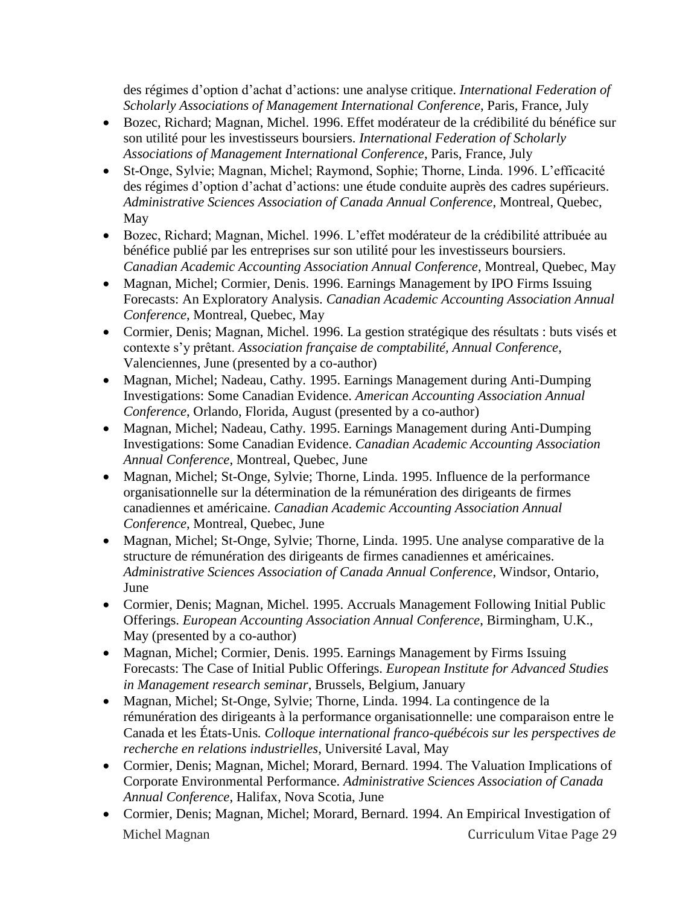des régimes d’option d’achat d’actions: une analyse critique. *International Federation of Scholarly Associations of Management International Conference*, Paris, France, July

- Bozec, Richard; Magnan, Michel. 1996. Effet modérateur de la crédibilité du bénéfice sur son utilité pour les investisseurs boursiers. *International Federation of Scholarly Associations of Management International Conference*, Paris, France, July
- St-Onge, Sylvie; Magnan, Michel; Raymond, Sophie; Thorne, Linda. 1996. L’efficacité des régimes d’option d’achat d’actions: une étude conduite auprès des cadres supérieurs. *Administrative Sciences Association of Canada Annual Conference*, Montreal, Quebec, May
- Bozec, Richard; Magnan, Michel. 1996. L’effet modérateur de la crédibilité attribuée au bénéfice publié par les entreprises sur son utilité pour les investisseurs boursiers. *Canadian Academic Accounting Association Annual Conference*, Montreal, Quebec, May
- Magnan, Michel; Cormier, Denis. 1996. Earnings Management by IPO Firms Issuing Forecasts: An Exploratory Analysis. *Canadian Academic Accounting Association Annual Conference*, Montreal, Quebec, May
- Cormier, Denis; Magnan, Michel. 1996. La gestion stratégique des résultats : buts visés et contexte s’y prêtant. *Association française de comptabilité, Annual Conference*, Valenciennes, June (presented by a co-author)
- Magnan, Michel; Nadeau, Cathy. 1995. Earnings Management during Anti-Dumping Investigations: Some Canadian Evidence. *American Accounting Association Annual Conference*, Orlando, Florida, August (presented by a co-author)
- Magnan, Michel; Nadeau, Cathy. 1995. Earnings Management during Anti-Dumping Investigations: Some Canadian Evidence. *Canadian Academic Accounting Association Annual Conference*, Montreal, Quebec, June
- Magnan, Michel; St-Onge, Sylvie; Thorne, Linda. 1995. Influence de la performance organisationnelle sur la détermination de la rémunération des dirigeants de firmes canadiennes et américaine. *Canadian Academic Accounting Association Annual Conference*, Montreal, Quebec, June
- Magnan, Michel; St-Onge, Sylvie; Thorne, Linda. 1995. Une analyse comparative de la structure de rémunération des dirigeants de firmes canadiennes et américaines. *Administrative Sciences Association of Canada Annual Conference*, Windsor, Ontario, June
- Cormier, Denis; Magnan, Michel. 1995. Accruals Management Following Initial Public Offerings. *European Accounting Association Annual Conference*, Birmingham, U.K., May (presented by a co-author)
- Magnan, Michel; Cormier, Denis. 1995. Earnings Management by Firms Issuing Forecasts: The Case of Initial Public Offerings. *European Institute for Advanced Studies in Management research seminar*, Brussels, Belgium, January
- Magnan, Michel; St-Onge, Sylvie; Thorne, Linda. 1994. La contingence de la rémunération des dirigeants à la performance organisationnelle: une comparaison entre le Canada et les États-Unis. *Colloque international franco-québécois sur les perspectives de recherche en relations industrielles*, Université Laval, May
- Cormier, Denis; Magnan, Michel; Morard, Bernard. 1994. The Valuation Implications of Corporate Environmental Performance. *Administrative Sciences Association of Canada Annual Conference*, Halifax, Nova Scotia, June
- Cormier, Denis; Magnan, Michel; Morard, Bernard. 1994. An Empirical Investigation of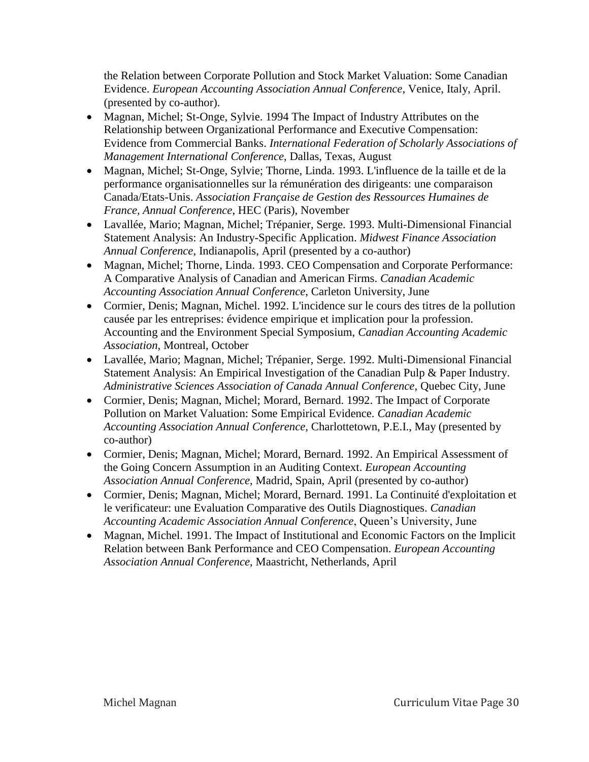the Relation between Corporate Pollution and Stock Market Valuation: Some Canadian Evidence. *European Accounting Association Annual Conference*, Venice, Italy, April. (presented by co-author).

- Magnan, Michel; St-Onge, Sylvie. 1994 The Impact of Industry Attributes on the Relationship between Organizational Performance and Executive Compensation: Evidence from Commercial Banks. *International Federation of Scholarly Associations of Management International Conference*, Dallas, Texas, August
- Magnan, Michel; St-Onge, Sylvie; Thorne, Linda. 1993. L'influence de la taille et de la performance organisationnelles sur la rémunération des dirigeants: une comparaison Canada/Etats-Unis. *Association Française de Gestion des Ressources Humaines de France, Annual Conference*, HEC (Paris), November
- Lavallée, Mario; Magnan, Michel; Trépanier, Serge. 1993. Multi-Dimensional Financial Statement Analysis: An Industry-Specific Application. *Midwest Finance Association Annual Conference*, Indianapolis, April (presented by a co-author)
- Magnan, Michel; Thorne, Linda. 1993. CEO Compensation and Corporate Performance: A Comparative Analysis of Canadian and American Firms. *Canadian Academic Accounting Association Annual Conference*, Carleton University, June
- Cormier, Denis; Magnan, Michel. 1992. L'incidence sur le cours des titres de la pollution causée par les entreprises: évidence empirique et implication pour la profession. Accounting and the Environment Special Symposium, *Canadian Accounting Academic Association*, Montreal, October
- Lavallée, Mario; Magnan, Michel; Trépanier, Serge. 1992. Multi-Dimensional Financial Statement Analysis: An Empirical Investigation of the Canadian Pulp & Paper Industry. *Administrative Sciences Association of Canada Annual Conference*, Quebec City, June
- Cormier, Denis; Magnan, Michel; Morard, Bernard. 1992. The Impact of Corporate Pollution on Market Valuation: Some Empirical Evidence. *Canadian Academic Accounting Association Annual Conference*, Charlottetown, P.E.I., May (presented by co-author)
- Cormier, Denis; Magnan, Michel; Morard, Bernard. 1992. An Empirical Assessment of the Going Concern Assumption in an Auditing Context. *European Accounting Association Annual Conference*, Madrid, Spain, April (presented by co-author)
- Cormier, Denis; Magnan, Michel; Morard, Bernard. 1991. La Continuité d'exploitation et le verificateur: une Evaluation Comparative des Outils Diagnostiques. *Canadian Accounting Academic Association Annual Conference*, Queen's University, June
- Magnan, Michel. 1991. The Impact of Institutional and Economic Factors on the Implicit Relation between Bank Performance and CEO Compensation. *European Accounting Association Annual Conference*, Maastricht, Netherlands, April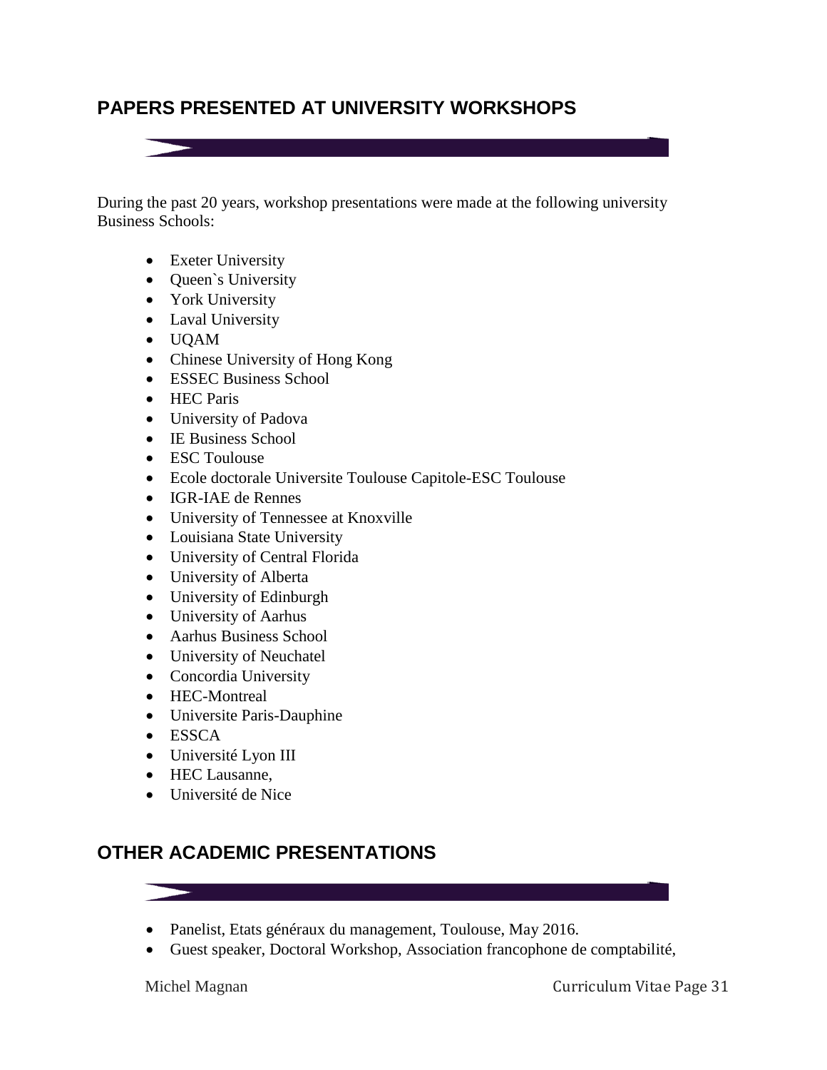## PAPERS PRESENTED AT UNIVERSITY WORKSHOPS

During the past 20 years, workshop presentations were made at the following university Business Schools:

- Exeter University
- Queen`s University
- York University
- Laval University
- UQAM
- Chinese University of Hong Kong
- ESSEC Business School
- HEC Paris
- University of Padova
- IE Business School
- ESC Toulouse
- Ecole doctorale Universite Toulouse Capitole-ESC Toulouse
- IGR-IAE de Rennes
- University of Tennessee at Knoxville
- Louisiana State University
- University of Central Florida
- University of Alberta
- University of Edinburgh
- University of Aarhus
- Aarhus Business School
- University of Neuchatel
- Concordia University
- HEC-Montreal
- Universite Paris-Dauphine
- ESSCA
- Université Lyon III
- HEC Lausanne,
- Université de Nice

## OTHER ACADEMIC PRESENTATIONS

- Panelist, Etats généraux du management, Toulouse, May 2016.
- Guest speaker, Doctoral Workshop, Association francophone de comptabilité,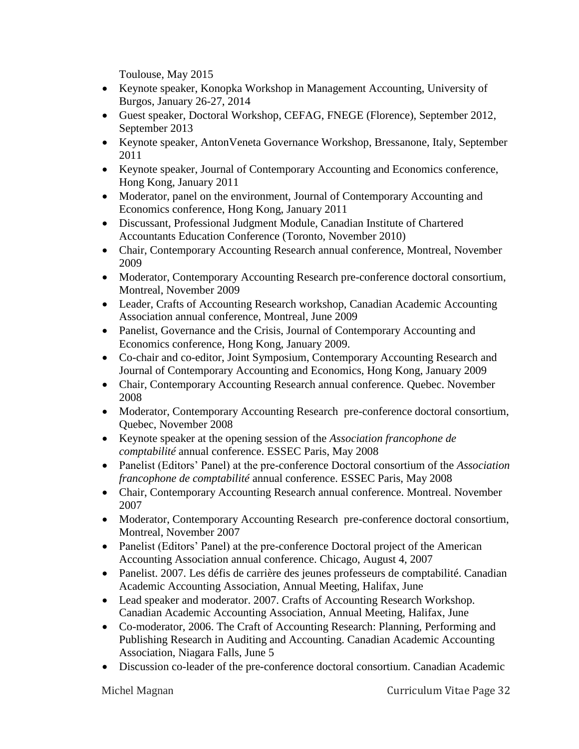Toulouse, May 2015

- Keynote speaker, Konopka Workshop in Management Accounting, University of Burgos, January 26-27, 2014
- Guest speaker, Doctoral Workshop, CEFAG, FNEGE (Florence), September 2012, September 2013
- Keynote speaker, AntonVeneta Governance Workshop, Bressanone, Italy, September 2011
- Keynote speaker, Journal of Contemporary Accounting and Economics conference, Hong Kong, January 2011
- Moderator, panel on the environment, Journal of Contemporary Accounting and Economics conference, Hong Kong, January 2011
- Discussant, Professional Judgment Module, Canadian Institute of Chartered Accountants Education Conference (Toronto, November 2010)
- Chair, Contemporary Accounting Research annual conference, Montreal, November 2009
- Moderator, Contemporary Accounting Research pre-conference doctoral consortium, Montreal, November 2009
- Leader, Crafts of Accounting Research workshop, Canadian Academic Accounting Association annual conference, Montreal, June 2009
- Panelist, Governance and the Crisis, Journal of Contemporary Accounting and Economics conference, Hong Kong, January 2009.
- Co-chair and co-editor, Joint Symposium, Contemporary Accounting Research and Journal of Contemporary Accounting and Economics, Hong Kong, January 2009
- Chair, Contemporary Accounting Research annual conference. Quebec. November 2008
- Moderator, Contemporary Accounting Research pre-conference doctoral consortium, Quebec, November 2008
- Keynote speaker at the opening session of the *Association francophone de comptabilité* annual conference. ESSEC Paris, May 2008
- Panelist (Editors' Panel) at the pre-conference Doctoral consortium of the *Association francophone de comptabilité* annual conference. ESSEC Paris, May 2008
- Chair, Contemporary Accounting Research annual conference. Montreal. November 2007
- Moderator, Contemporary Accounting Research pre-conference doctoral consortium, Montreal, November 2007
- Panelist (Editors' Panel) at the pre-conference Doctoral project of the American Accounting Association annual conference. Chicago, August 4, 2007
- Panelist. 2007. Les défis de carrière des jeunes professeurs de comptabilité. Canadian Academic Accounting Association, Annual Meeting, Halifax, June
- Lead speaker and moderator. 2007. Crafts of Accounting Research Workshop. Canadian Academic Accounting Association, Annual Meeting, Halifax, June
- Co-moderator, 2006. The Craft of Accounting Research: Planning, Performing and Publishing Research in Auditing and Accounting. Canadian Academic Accounting Association, Niagara Falls, June 5
- Discussion co-leader of the pre-conference doctoral consortium. Canadian Academic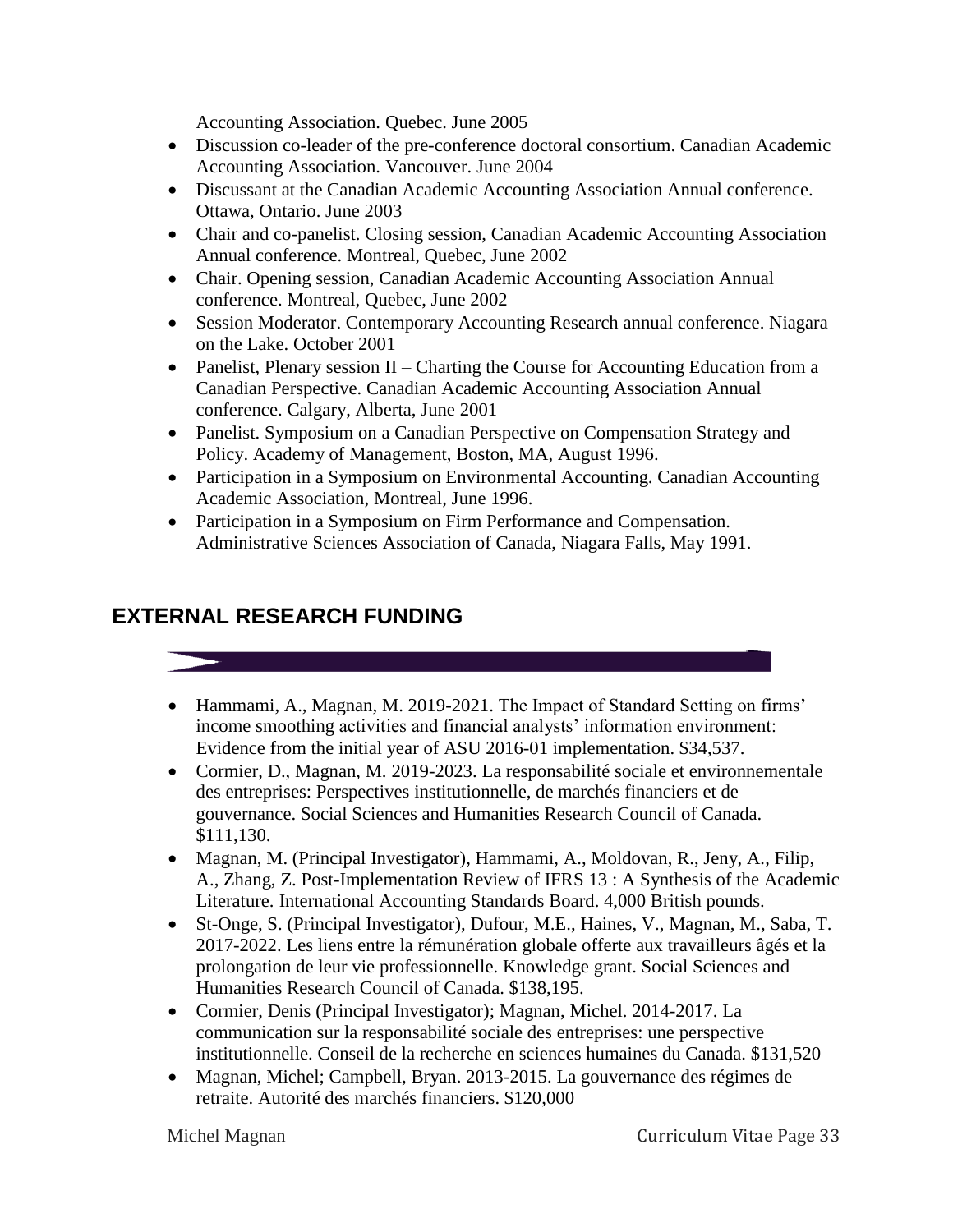Accounting Association. Quebec. June 2005

- Discussion co-leader of the pre-conference doctoral consortium. Canadian Academic Accounting Association. Vancouver. June 2004
- Discussant at the Canadian Academic Accounting Association Annual conference. Ottawa, Ontario. June 2003
- Chair and co-panelist. Closing session, Canadian Academic Accounting Association Annual conference. Montreal, Quebec, June 2002
- Chair. Opening session, Canadian Academic Accounting Association Annual conference. Montreal, Quebec, June 2002
- Session Moderator. Contemporary Accounting Research annual conference. Niagara on the Lake. October 2001
- Panelist, Plenary session II – Charting the Course for Accounting Education from a Canadian Perspective. Canadian Academic Accounting Association Annual conference. Calgary, Alberta, June 2001
- Panelist. Symposium on a Canadian Perspective on Compensation Strategy and Policy. Academy of Management, Boston, MA, August 1996.
- Participation in a Symposium on Environmental Accounting. Canadian Accounting Academic Association, Montreal, June 1996.
- Participation in a Symposium on Firm Performance and Compensation. Administrative Sciences Association of Canada, Niagara Falls, May 1991.

## EXTERNAL RESEARCH FUNDING

- Hammami, A., Magnan, M. 2019-2021. The Impact of Standard Setting on firms' income smoothing activities and financial analysts' information environment: Evidence from the initial year of ASU 2016-01 implementation. $34,537.
- Cormier, D., Magnan, M. 2019-2023. La responsabilité sociale et environnementale des entreprises: Perspectives institutionnelle, de marchés financiers et de gouvernance. Social Sciences and Humanities Research Council of Canada. $111,130.
- Magnan, M. (Principal Investigator), Hammami, A., Moldovan, R., Jeny, A., Filip, A., Zhang, Z. Post-Implementation Review of IFRS 13 : A Synthesis of the Academic Literature. International Accounting Standards Board. 4,000 British pounds.
- St-Onge, S. (Principal Investigator), Dufour, M.E., Haines, V., Magnan, M., Saba, T. 2017-2022. Les liens entre la rémunération globale offerte aux travailleurs âgés et la prolongation de leur vie professionnelle. Knowledge grant. Social Sciences and Humanities Research Council of Canada. $138,195.
- Cormier, Denis (Principal Investigator); Magnan, Michel. 2014-2017. La communication sur la responsabilité sociale des entreprises: une perspective institutionnelle. Conseil de la recherche en sciences humaines du Canada. $131,520
- Magnan, Michel; Campbell, Bryan. 2013-2015. La gouvernance des régimes de retraite. Autorité des marchés financiers. $120,000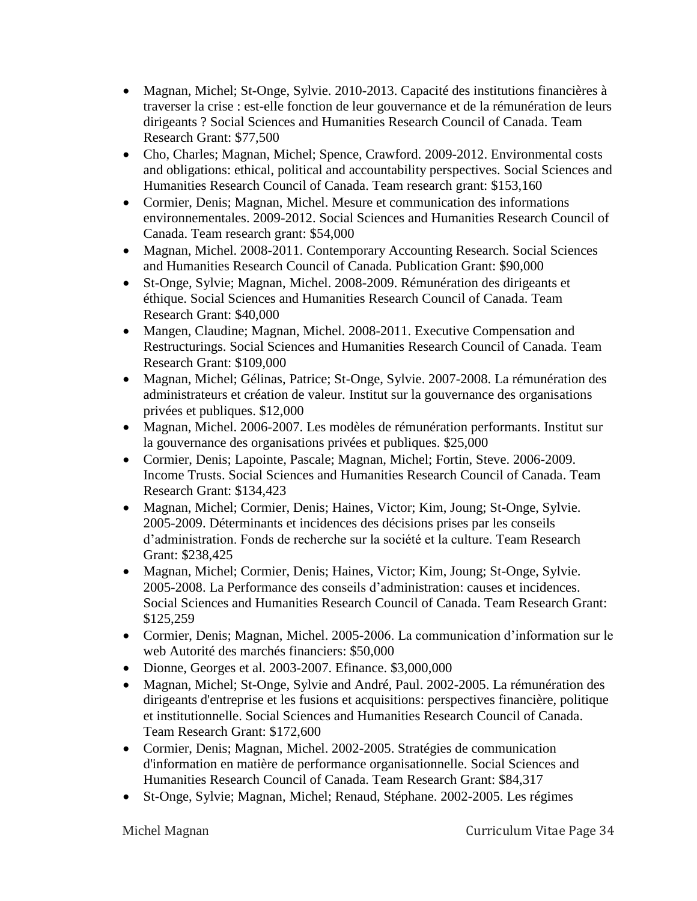- Magnan, Michel; St-Onge, Sylvie. 2010-2013. Capacité des institutions financières à traverser la crise : est-elle fonction de leur gouvernance et de la rémunération de leurs dirigeants ? Social Sciences and Humanities Research Council of Canada. Team Research Grant: $77,500
- Cho, Charles; Magnan, Michel; Spence, Crawford. 2009-2012. Environmental costs and obligations: ethical, political and accountability perspectives. Social Sciences and Humanities Research Council of Canada. Team research grant: $153,160
- Cormier, Denis; Magnan, Michel. Mesure et communication des informations environnementales. 2009-2012. Social Sciences and Humanities Research Council of Canada. Team research grant: $54,000
- Magnan, Michel. 2008-2011. Contemporary Accounting Research. Social Sciences and Humanities Research Council of Canada. Publication Grant: $90,000
- St-Onge, Sylvie; Magnan, Michel. 2008-2009. Rémunération des dirigeants et éthique. Social Sciences and Humanities Research Council of Canada. Team Research Grant: $40,000
- Mangen, Claudine; Magnan, Michel. 2008-2011. Executive Compensation and Restructurings. Social Sciences and Humanities Research Council of Canada. Team Research Grant: $109,000
- Magnan, Michel; Gélinas, Patrice; St-Onge, Sylvie. 2007-2008. La rémunération des administrateurs et création de valeur. Institut sur la gouvernance des organisations privées et publiques. $12,000
- Magnan, Michel. 2006-2007. Les modèles de rémunération performants. Institut sur la gouvernance des organisations privées et publiques. $25,000
- Cormier, Denis; Lapointe, Pascale; Magnan, Michel; Fortin, Steve. 2006-2009. Income Trusts. Social Sciences and Humanities Research Council of Canada. Team Research Grant: $134,423
- Magnan, Michel; Cormier, Denis; Haines, Victor; Kim, Joung; St-Onge, Sylvie. 2005-2009. Déterminants et incidences des décisions prises par les conseils d'administration. Fonds de recherche sur la société et la culture. Team Research Grant: $238,425
- Magnan, Michel; Cormier, Denis; Haines, Victor; Kim, Joung; St-Onge, Sylvie. 2005-2008. La Performance des conseils d'administration: causes et incidences. Social Sciences and Humanities Research Council of Canada. Team Research Grant: $125,259
- Cormier, Denis; Magnan, Michel. 2005-2006. La communication d'information sur le web Autorité des marchés financiers: $50,000
- Dionne, Georges et al. 2003-2007. Efinance. $3,000,000
- Magnan, Michel; St-Onge, Sylvie and André, Paul. 2002-2005. La rémunération des dirigeants d'entreprise et les fusions et acquisitions: perspectives financière, politique et institutionnelle. Social Sciences and Humanities Research Council of Canada. Team Research Grant: $172,600
- Cormier, Denis; Magnan, Michel. 2002-2005. Stratégies de communication d'information en matière de performance organisationnelle. Social Sciences and Humanities Research Council of Canada. Team Research Grant: $84,317
- St-Onge, Sylvie; Magnan, Michel; Renaud, Stéphane. 2002-2005. Les régimes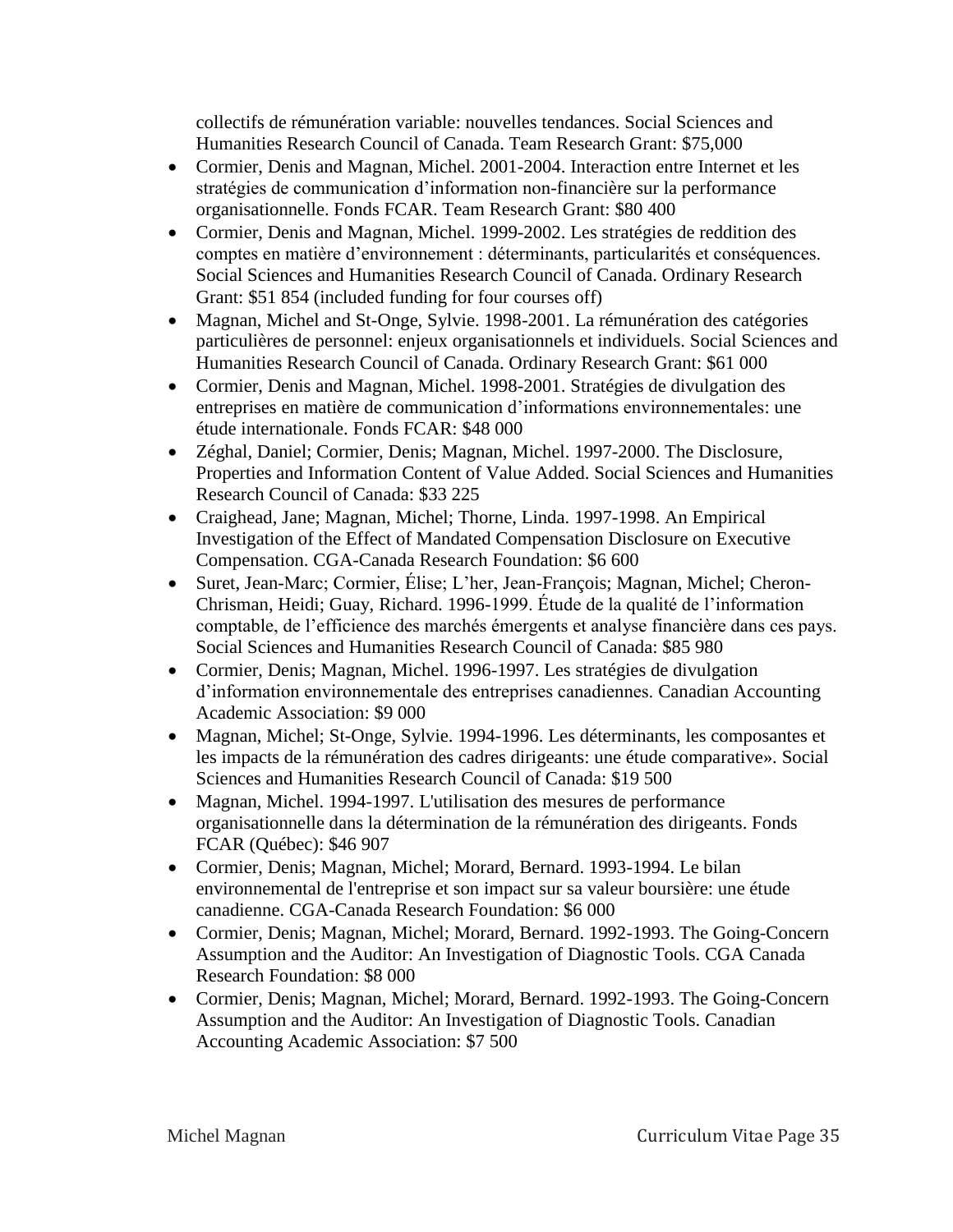collectifs de rémunération variable: nouvelles tendances. Social Sciences and Humanities Research Council of Canada. Team Research Grant: $75,000

- Cormier, Denis and Magnan, Michel. 2001-2004. Interaction entre Internet et les stratégies de communication d'information non-financière sur la performance organisationnelle. Fonds FCAR. Team Research Grant: $80 400
- Cormier, Denis and Magnan, Michel. 1999-2002. Les stratégies de reddition des comptes en matière d'environnement : déterminants, particularités et conséquences. Social Sciences and Humanities Research Council of Canada. Ordinary Research Grant: $51 854 (included funding for four courses off)
- Magnan, Michel and St-Onge, Sylvie. 1998-2001. La rémunération des catégories particulières de personnel: enjeux organisationnels et individuels. Social Sciences and Humanities Research Council of Canada. Ordinary Research Grant: $61 000
- Cormier, Denis and Magnan, Michel. 1998-2001. Stratégies de divulgation des entreprises en matière de communication d'informations environnementales: une étude internationale. Fonds FCAR: $48 000
- Zéghal, Daniel; Cormier, Denis; Magnan, Michel. 1997-2000. The Disclosure, Properties and Information Content of Value Added. Social Sciences and Humanities Research Council of Canada: $33 225
- Craighead, Jane; Magnan, Michel; Thorne, Linda. 1997-1998. An Empirical Investigation of the Effect of Mandated Compensation Disclosure on Executive Compensation. CGA-Canada Research Foundation: $6 600
- Suret, Jean-Marc; Cormier, Élise; L'her, Jean-François; Magnan, Michel; Cheron-Chrisman, Heidi; Guay, Richard. 1996-1999. Étude de la qualité de l'information comptable, de l'efficience des marchés émergents et analyse financière dans ces pays. Social Sciences and Humanities Research Council of Canada: $85 980
- Cormier, Denis; Magnan, Michel. 1996-1997. Les stratégies de divulgation d'information environnementale des entreprises canadiennes. Canadian Accounting Academic Association: $9 000
- Magnan, Michel; St-Onge, Sylvie. 1994-1996. Les déterminants, les composantes et les impacts de la rémunération des cadres dirigeants: une étude comparative». Social Sciences and Humanities Research Council of Canada: $19 500
- Magnan, Michel. 1994-1997. L'utilisation des mesures de performance organisationnelle dans la détermination de la rémunération des dirigeants. Fonds FCAR (Québec): $46 907
- Cormier, Denis; Magnan, Michel; Morard, Bernard. 1993-1994. Le bilan environnemental de l'entreprise et son impact sur sa valeur boursière: une étude canadienne. CGA-Canada Research Foundation: $6 000
- Cormier, Denis; Magnan, Michel; Morard, Bernard. 1992-1993. The Going-Concern Assumption and the Auditor: An Investigation of Diagnostic Tools. CGA Canada Research Foundation: $8 000
- Cormier, Denis; Magnan, Michel; Morard, Bernard. 1992-1993. The Going-Concern Assumption and the Auditor: An Investigation of Diagnostic Tools. Canadian Accounting Academic Association: $7 500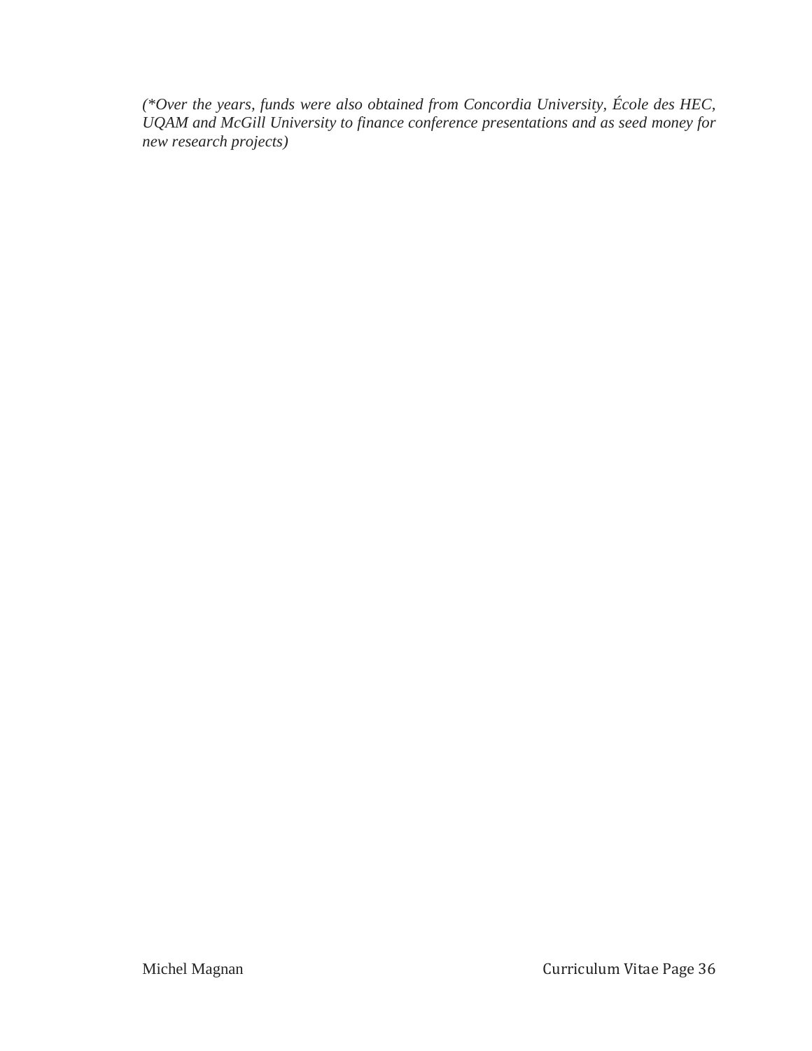*(*Over the years, funds were also obtained from Concordia University, École des HEC, UQAM and McGill University to finance conference presentations and as seed money for new research projects)*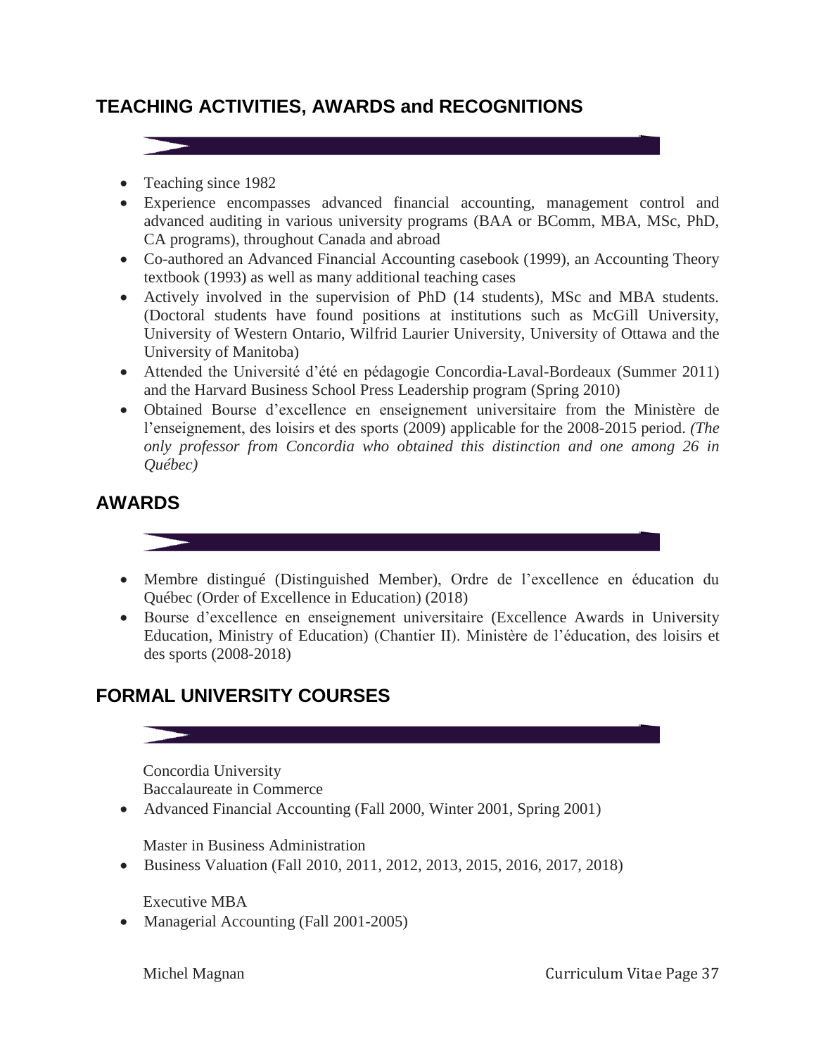## TEACHING ACTIVITIES, AWARDS and RECOGNITIONS

- Teaching since 1982
- Experience encompasses advanced financial accounting, management control and advanced auditing in various university programs (BAA or BComm, MBA, MSc, PhD, CA programs), throughout Canada and abroad
- Co-authored an Advanced Financial Accounting casebook (1999), an Accounting Theory textbook (1993) as well as many additional teaching cases
- Actively involved in the supervision of PhD (14 students), MSc and MBA students. (Doctoral students have found positions at institutions such as McGill University, University of Western Ontario, Wilfrid Laurier University, University of Ottawa and the University of Manitoba)
- Attended the Université d'été en pédagogie Concordia-Laval-Bordeaux (Summer 2011) and the Harvard Business School Press Leadership program (Spring 2010)
- Obtained Bourse d'excellence en enseignement universitaire from the Ministère de l'enseignement, des loisirs et des sports (2009) applicable for the 2008-2015 period. *(The only professor from Concordia who obtained this distinction and one among 26 in Québec)*

## AWARDS

- Membre distingué (Distinguished Member), Ordre de l'excellence en éducation du Québec (Order of Excellence in Education) (2018)
- Bourse d'excellence en enseignement universitaire (Excellence Awards in University Education, Ministry of Education) (Chantier II). Ministère de l'éducation, des loisirs et des sports (2008-2018)

## FORMAL UNIVERSITY COURSES

Concordia University
Baccalaureate in Commerce

- Advanced Financial Accounting (Fall 2000, Winter 2001, Spring 2001)

Master in Business Administration

- Business Valuation (Fall 2010, 2011, 2012, 2013, 2015, 2016, 2017, 2018)

Executive MBA

- Managerial Accounting (Fall 2001-2005)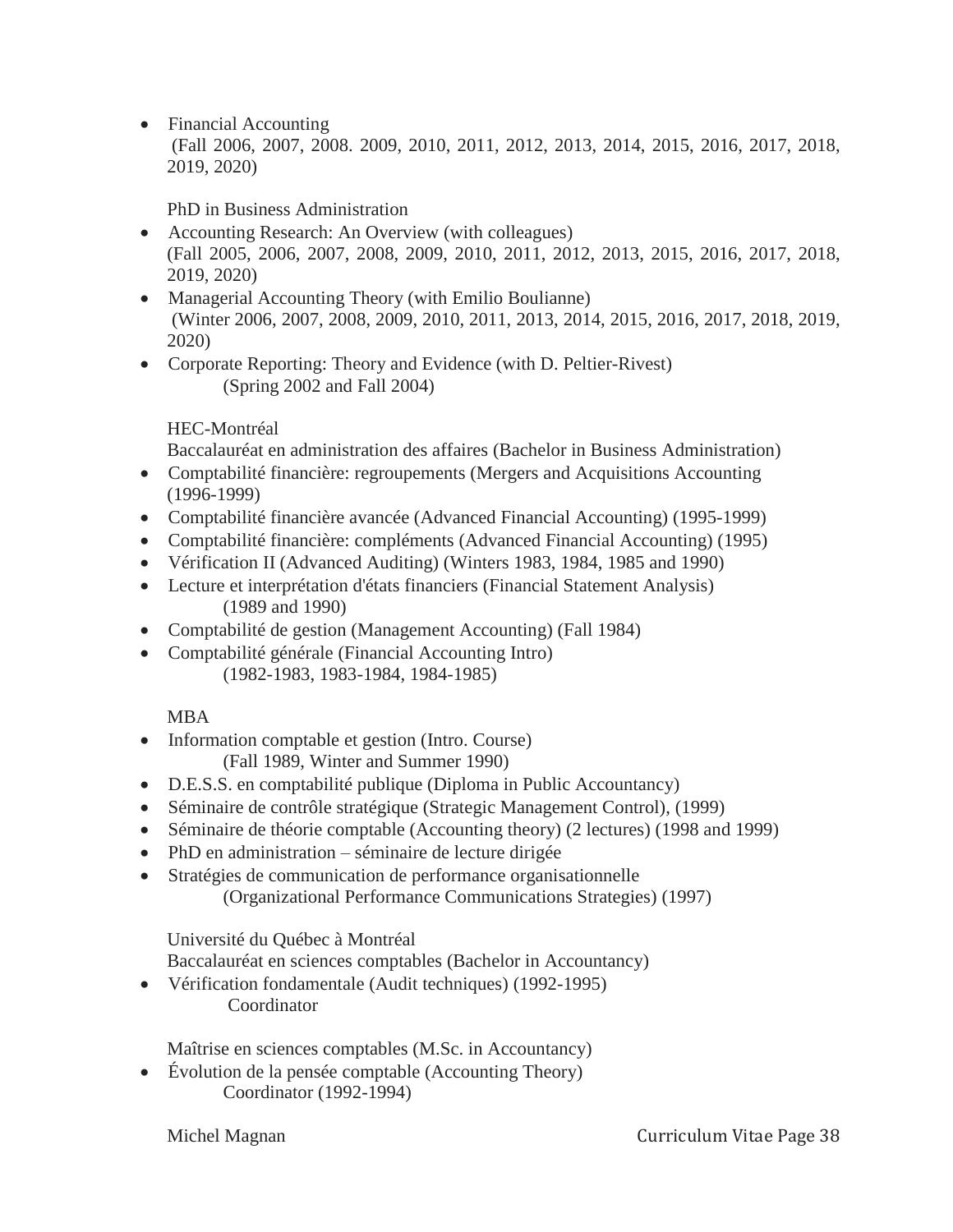- Financial Accounting
  (Fall 2006, 2007, 2008. 2009, 2010, 2011, 2012, 2013, 2014, 2015, 2016, 2017, 2018, 2019, 2020)

PhD in Business Administration

- Accounting Research: An Overview (with colleagues)
  (Fall 2005, 2006, 2007, 2008, 2009, 2010, 2011, 2012, 2013, 2015, 2016, 2017, 2018, 2019, 2020)
- Managerial Accounting Theory (with Emilio Boulianne)
  (Winter 2006, 2007, 2008, 2009, 2010, 2011, 2013, 2014, 2015, 2016, 2017, 2018, 2019, 2020)
- Corporate Reporting: Theory and Evidence (with D. Peltier-Rivest)
  (Spring 2002 and Fall 2004)

HEC-Montréal

Baccalauréat en administration des affaires (Bachelor in Business Administration)

- Comptabilité financière: regroupements (Mergers and Acquisitions Accounting (1996-1999)
- Comptabilité financière avancée (Advanced Financial Accounting) (1995-1999)
- Comptabilité financière: compléments (Advanced Financial Accounting) (1995)
- Vérification II (Advanced Auditing) (Winters 1983, 1984, 1985 and 1990)
- Lecture et interprétation d'états financiers (Financial Statement Analysis)
  (1989 and 1990)
- Comptabilité de gestion (Management Accounting) (Fall 1984)
- Comptabilité générale (Financial Accounting Intro)
  (1982-1983, 1983-1984, 1984-1985)

MBA

- Information comptable et gestion (Intro. Course)
  (Fall 1989, Winter and Summer 1990)
- D.E.S.S. en comptabilité publique (Diploma in Public Accountancy)
- Séminaire de contrôle stratégique (Strategic Management Control), (1999)
- Séminaire de théorie comptable (Accounting theory) (2 lectures) (1998 and 1999)
- PhD en administration – séminaire de lecture dirigée
- Stratégies de communication de performance organisationnelle
  (Organizational Performance Communications Strategies) (1997)

Université du Québec à Montréal

Baccalauréat en sciences comptables (Bachelor in Accountancy)

- Vérification fondamentale (Audit techniques) (1992-1995)
  Coordinator

Maîtrise en sciences comptables (M.Sc. in Accountancy)

- Évolution de la pensée comptable (Accounting Theory)
  Coordinator (1992-1994)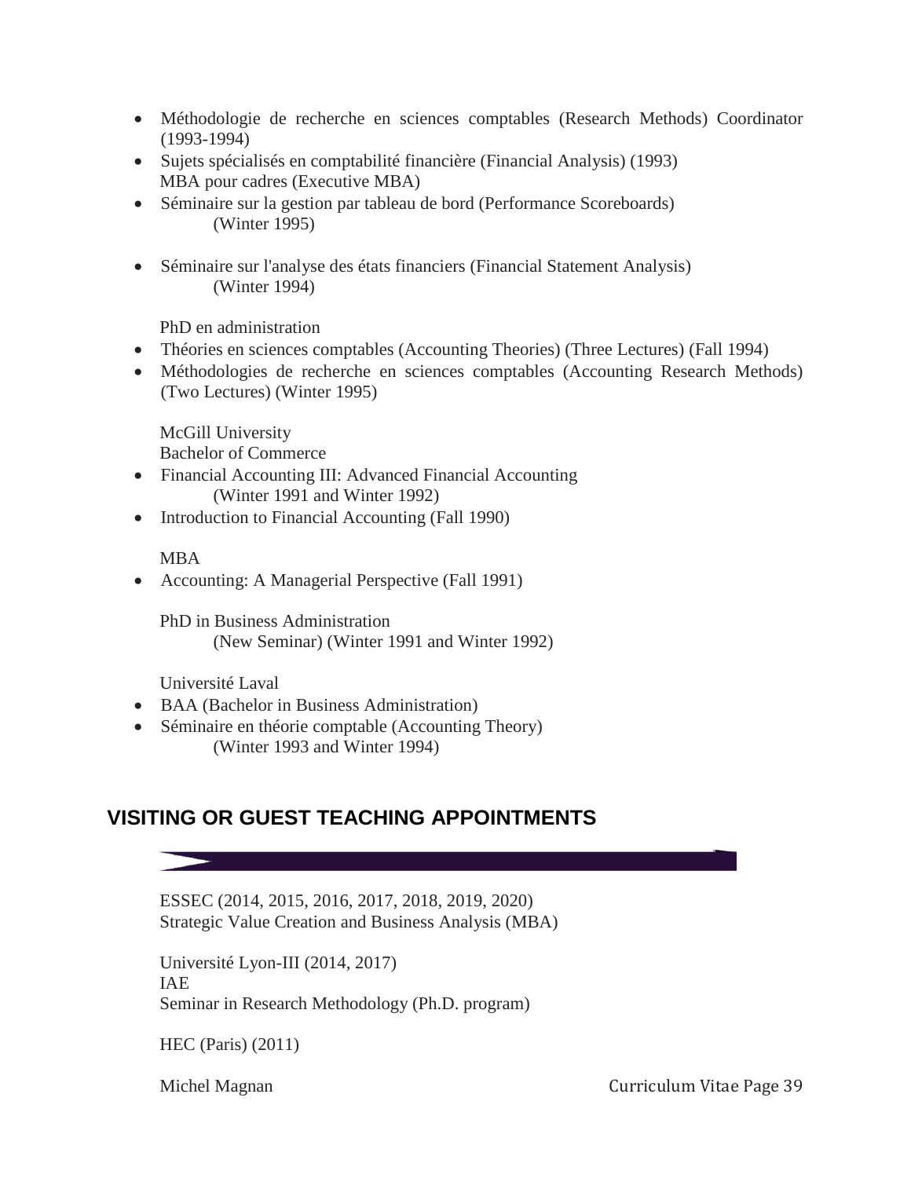- Méthodologie de recherche en sciences comptables (Research Methods) Coordinator (1993-1994)
- Sujets spécialisés en comptabilité financière (Financial Analysis) (1993)
  MBA pour cadres (Executive MBA)
- Séminaire sur la gestion par tableau de bord (Performance Scoreboards)
  (Winter 1995)
- Séminaire sur l'analyse des états financiers (Financial Statement Analysis)
  (Winter 1994)

PhD en administration

- Théories en sciences comptables (Accounting Theories) (Three Lectures) (Fall 1994)
- Méthodologies de recherche en sciences comptables (Accounting Research Methods) (Two Lectures) (Winter 1995)

McGill University
Bachelor of Commerce

- Financial Accounting III: Advanced Financial Accounting
  (Winter 1991 and Winter 1992)
- Introduction to Financial Accounting (Fall 1990)

MBA

- Accounting: A Managerial Perspective (Fall 1991)

PhD in Business Administration
(New Seminar) (Winter 1991 and Winter 1992)

Université Laval

- BAA (Bachelor in Business Administration)
- Séminaire en théorie comptable (Accounting Theory)
  (Winter 1993 and Winter 1994)

## VISITING OR GUEST TEACHING APPOINTMENTS

ESSEC (2014, 2015, 2016, 2017, 2018, 2019, 2020)
Strategic Value Creation and Business Analysis (MBA)

Université Lyon-III (2014, 2017)
IAE
Seminar in Research Methodology (Ph.D. program)

HEC (Paris) (2011)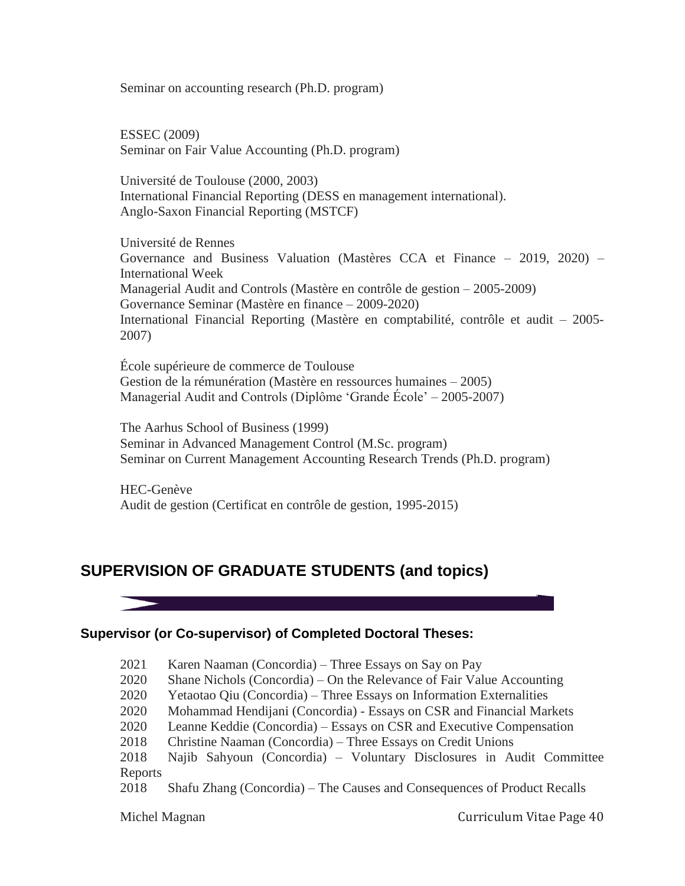Seminar on accounting research (Ph.D. program)

ESSEC (2009)
Seminar on Fair Value Accounting (Ph.D. program)

Université de Toulouse (2000, 2003)
International Financial Reporting (DESS en management international).
Anglo-Saxon Financial Reporting (MSTCF)

Université de Rennes
Governance and Business Valuation (Mastères CCA et Finance – 2019, 2020) – International Week
Managerial Audit and Controls (Mastère en contrôle de gestion – 2005-2009)
Governance Seminar (Mastère en finance – 2009-2020)
International Financial Reporting (Mastère en comptabilité, contrôle et audit – 2005-2007)

École supérieure de commerce de Toulouse
Gestion de la rémunération (Mastère en ressources humaines – 2005)
Managerial Audit and Controls (Diplôme 'Grande École' – 2005-2007)

The Aarhus School of Business (1999)
Seminar in Advanced Management Control (M.Sc. program)
Seminar on Current Management Accounting Research Trends (Ph.D. program)

HEC-Genève
Audit de gestion (Certificat en contrôle de gestion, 1995-2015)

## SUPERVISION OF GRADUATE STUDENTS (and topics)

### Supervisor (or Co-supervisor) of Completed Doctoral Theses:

2021 Karen Naaman (Concordia) – Three Essays on Say on Pay
2020 Shane Nichols (Concordia) – On the Relevance of Fair Value Accounting
2020 Yetaotao Qiu (Concordia) – Three Essays on Information Externalities
2020 Mohammad Hendijani (Concordia) - Essays on CSR and Financial Markets
2020 Leanne Keddie (Concordia) – Essays on CSR and Executive Compensation
2018 Christine Naaman (Concordia) – Three Essays on Credit Unions
2018 Najib Sahyoun (Concordia) – Voluntary Disclosures in Audit Committee Reports
2018 Shafu Zhang (Concordia) – The Causes and Consequences of Product Recalls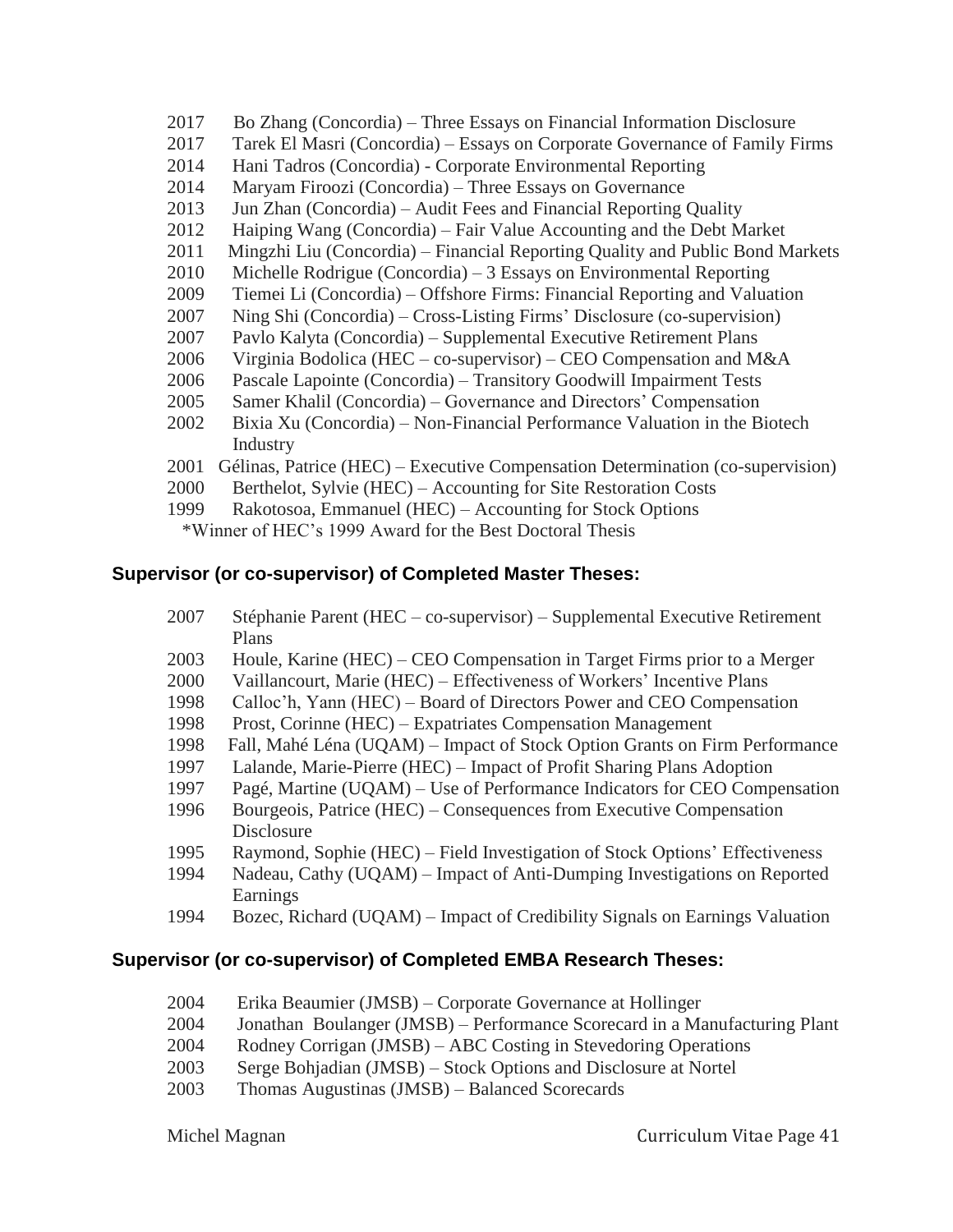2017 Bo Zhang (Concordia) – Three Essays on Financial Information Disclosure
2017 Tarek El Masri (Concordia) – Essays on Corporate Governance of Family Firms
2014 Hani Tadros (Concordia) - Corporate Environmental Reporting
2014 Maryam Firoozi (Concordia) – Three Essays on Governance
2013 Jun Zhan (Concordia) – Audit Fees and Financial Reporting Quality
2012 Haiping Wang (Concordia) – Fair Value Accounting and the Debt Market
2011 Mingzhi Liu (Concordia) – Financial Reporting Quality and Public Bond Markets
2010 Michelle Rodrigue (Concordia) – 3 Essays on Environmental Reporting
2009 Tiemei Li (Concordia) – Offshore Firms: Financial Reporting and Valuation
2007 Ning Shi (Concordia) – Cross-Listing Firms' Disclosure (co-supervision)
2007 Pavlo Kalyta (Concordia) – Supplemental Executive Retirement Plans
2006 Virginia Bodolica (HEC – co-supervisor) – CEO Compensation and M&A
2006 Pascale Lapointe (Concordia) – Transitory Goodwill Impairment Tests
2005 Samer Khalil (Concordia) – Governance and Directors' Compensation
2002 Bixia Xu (Concordia) – Non-Financial Performance Valuation in the Biotech Industry
2001 Gélinas, Patrice (HEC) – Executive Compensation Determination (co-supervision)
2000 Berthelot, Sylvie (HEC) – Accounting for Site Restoration Costs
1999 Rakotosoa, Emmanuel (HEC) – Accounting for Stock Options
*Winner of HEC's 1999 Award for the Best Doctoral Thesis

### Supervisor (or co-supervisor) of Completed Master Theses:

2007 Stéphanie Parent (HEC – co-supervisor) – Supplemental Executive Retirement Plans
2003 Houle, Karine (HEC) – CEO Compensation in Target Firms prior to a Merger
2000 Vaillancourt, Marie (HEC) – Effectiveness of Workers' Incentive Plans
1998 Calloc'h, Yann (HEC) – Board of Directors Power and CEO Compensation
1998 Prost, Corinne (HEC) – Expatriates Compensation Management
1998 Fall, Mahé Léna (UQAM) – Impact of Stock Option Grants on Firm Performance
1997 Lalande, Marie-Pierre (HEC) – Impact of Profit Sharing Plans Adoption
1997 Pagé, Martine (UQAM) – Use of Performance Indicators for CEO Compensation
1996 Bourgeois, Patrice (HEC) – Consequences from Executive Compensation Disclosure
1995 Raymond, Sophie (HEC) – Field Investigation of Stock Options' Effectiveness
1994 Nadeau, Cathy (UQAM) – Impact of Anti-Dumping Investigations on Reported Earnings
1994 Bozec, Richard (UQAM) – Impact of Credibility Signals on Earnings Valuation

### Supervisor (or co-supervisor) of Completed EMBA Research Theses:

2004 Erika Beaumier (JMSB) – Corporate Governance at Hollinger
2004 Jonathan Boulanger (JMSB) – Performance Scorecard in a Manufacturing Plant
2004 Rodney Corrigan (JMSB) – ABC Costing in Stevedoring Operations
2003 Serge Bohjadian (JMSB) – Stock Options and Disclosure at Nortel
2003 Thomas Augustinas (JMSB) – Balanced Scorecards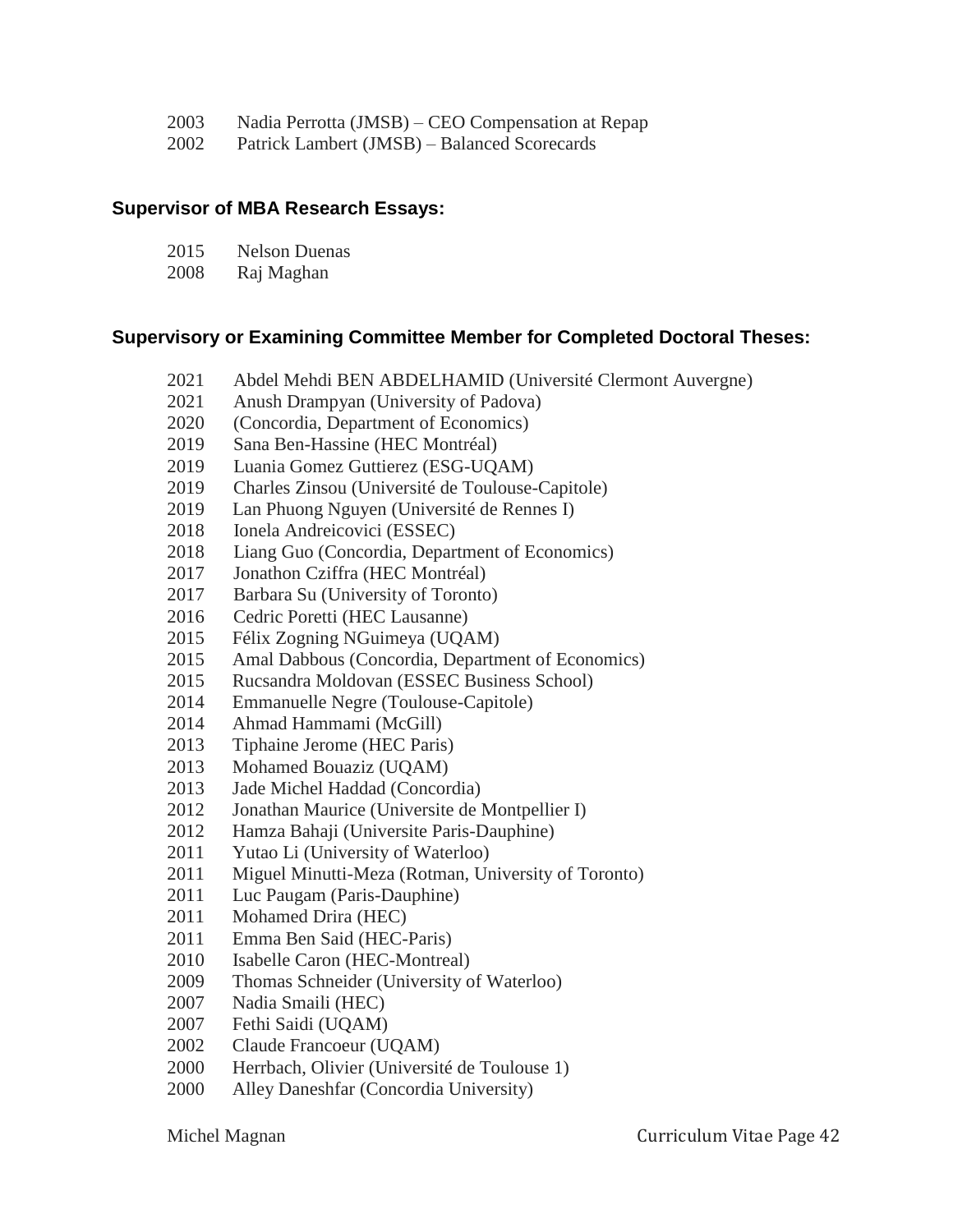2003 Nadia Perrotta (JMSB) – CEO Compensation at Repap
2002 Patrick Lambert (JMSB) – Balanced Scorecards

### Supervisor of MBA Research Essays:

2015 Nelson Duenas
2008 Raj Maghan

### Supervisory or Examining Committee Member for Completed Doctoral Theses:

2021 Abdel Mehdi BEN ABDELHAMID (Université Clermont Auvergne)
2021 Anush Drampyan (University of Padova)
2020 (Concordia, Department of Economics)
2019 Sana Ben-Hassine (HEC Montréal)
2019 Luania Gomez Guttierez (ESG-UQAM)
2019 Charles Zinsou (Université de Toulouse-Capitole)
2019 Lan Phuong Nguyen (Université de Rennes I)
2018 Ionela Andreicovici (ESSEC)
2018 Liang Guo (Concordia, Department of Economics)
2017 Jonathon Cziffra (HEC Montréal)
2017 Barbara Su (University of Toronto)
2016 Cedric Poretti (HEC Lausanne)
2015 Félix Zogning NGuimeya (UQAM)
2015 Amal Dabbous (Concordia, Department of Economics)
2015 Rucsandra Moldovan (ESSEC Business School)
2014 Emmanuelle Negre (Toulouse-Capitole)
2014 Ahmad Hammami (McGill)
2013 Tiphaine Jerome (HEC Paris)
2013 Mohamed Bouaziz (UQAM)
2013 Jade Michel Haddad (Concordia)
2012 Jonathan Maurice (Universite de Montpellier I)
2012 Hamza Bahaji (Universite Paris-Dauphine)
2011 Yutao Li (University of Waterloo)
2011 Miguel Minutti-Meza (Rotman, University of Toronto)
2011 Luc Paugam (Paris-Dauphine)
2011 Mohamed Drira (HEC)
2011 Emma Ben Said (HEC-Paris)
2010 Isabelle Caron (HEC-Montreal)
2009 Thomas Schneider (University of Waterloo)
2007 Nadia Smaili (HEC)
2007 Fethi Saidi (UQAM)
2002 Claude Francoeur (UQAM)
2000 Herrbach, Olivier (Université de Toulouse 1)
2000 Alley Daneshfar (Concordia University)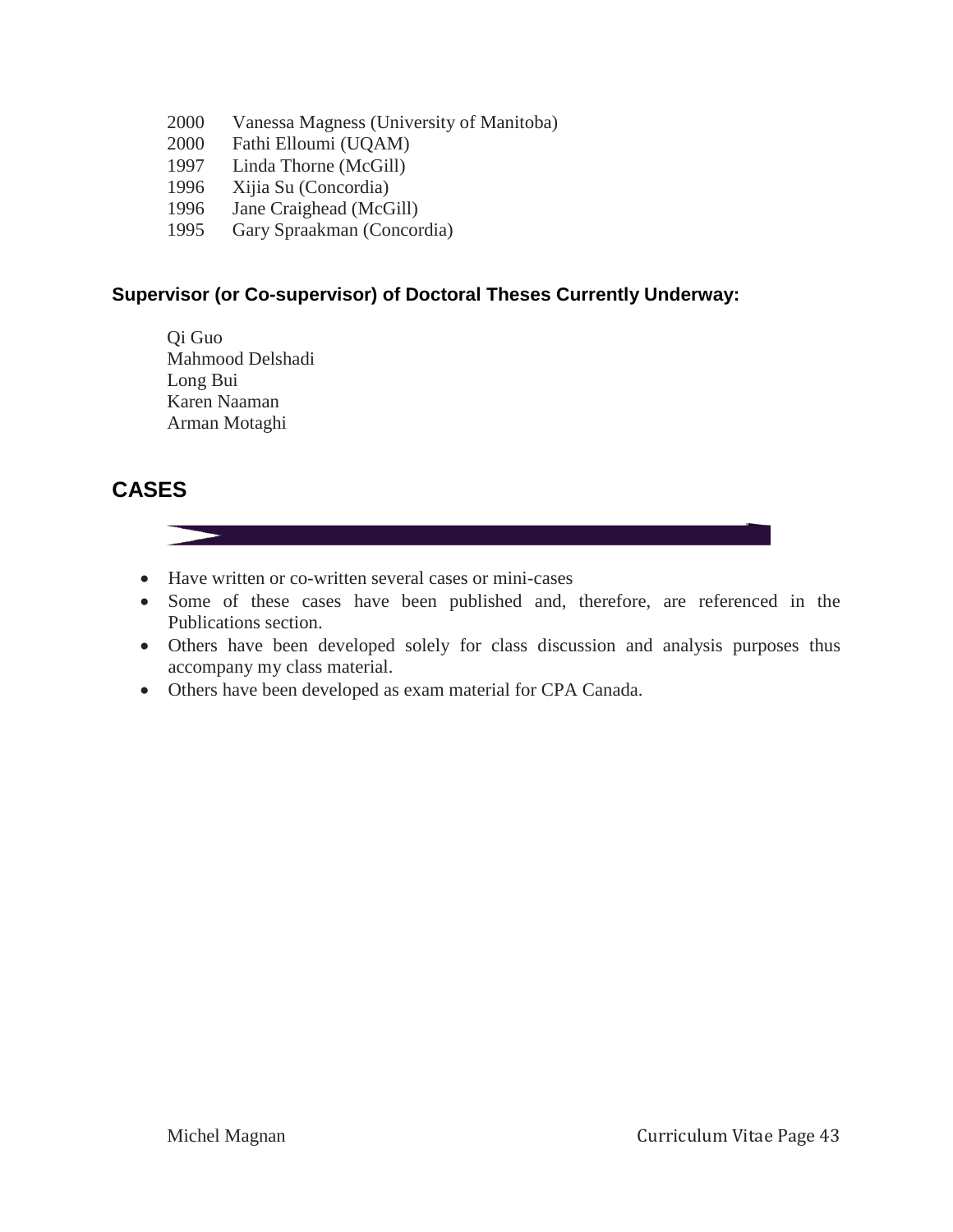2000 Vanessa Magness (University of Manitoba)
2000 Fathi Elloumi (UQAM)
1997 Linda Thorne (McGill)
1996 Xijia Su (Concordia)
1996 Jane Craighead (McGill)
1995 Gary Spraakman (Concordia)

### Supervisor (or Co-supervisor) of Doctoral Theses Currently Underway:

Qi Guo
Mahmood Delshadi
Long Bui
Karen Naaman
Arman Motaghi

## CASES

- Have written or co-written several cases or mini-cases
- Some of these cases have been published and, therefore, are referenced in the Publications section.
- Others have been developed solely for class discussion and analysis purposes thus accompany my class material.
- Others have been developed as exam material for CPA Canada.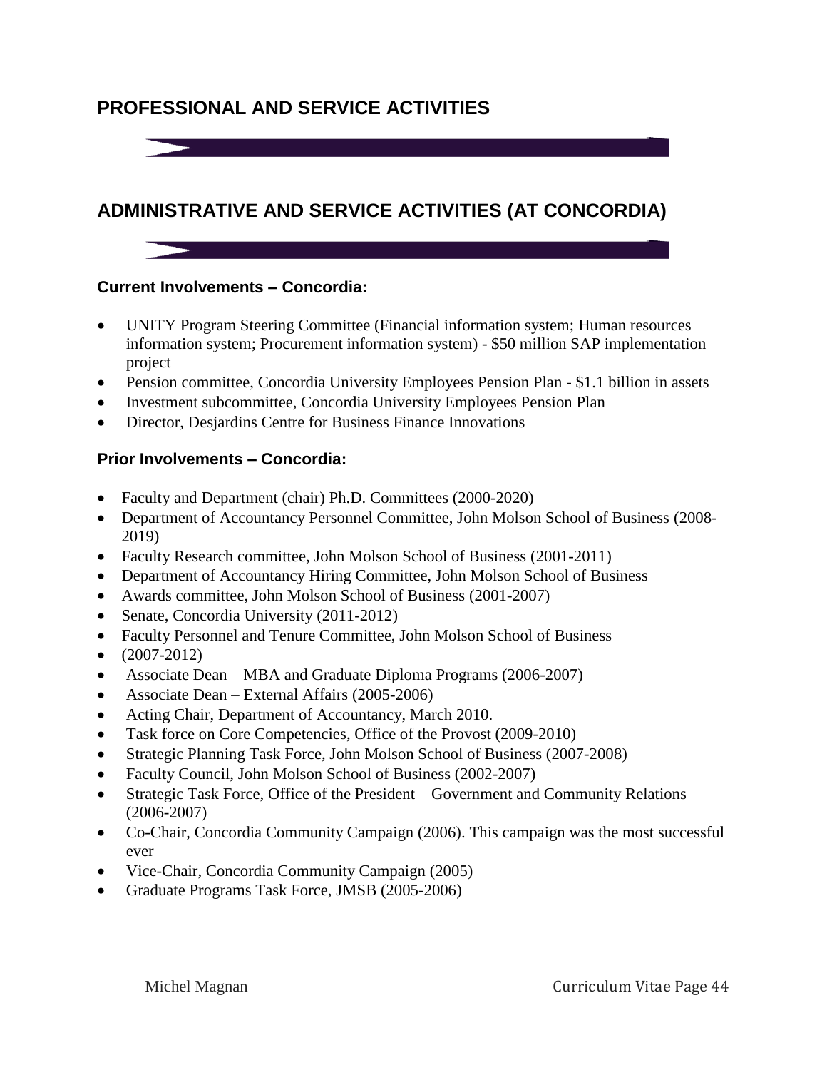## PROFESSIONAL AND SERVICE ACTIVITIES

## ADMINISTRATIVE AND SERVICE ACTIVITIES (AT CONCORDIA)

### Current Involvements – Concordia:

- UNITY Program Steering Committee (Financial information system; Human resources information system; Procurement information system) - $50 million SAP implementation project
- Pension committee, Concordia University Employees Pension Plan - $1.1 billion in assets
- Investment subcommittee, Concordia University Employees Pension Plan
- Director, Desjardins Centre for Business Finance Innovations

### Prior Involvements – Concordia:

- Faculty and Department (chair) Ph.D. Committees (2000-2020)
- Department of Accountancy Personnel Committee, John Molson School of Business (2008-2019)
- Faculty Research committee, John Molson School of Business (2001-2011)
- Department of Accountancy Hiring Committee, John Molson School of Business
- Awards committee, John Molson School of Business (2001-2007)
- Senate, Concordia University (2011-2012)
- Faculty Personnel and Tenure Committee, John Molson School of Business
- (2007-2012)
- Associate Dean – MBA and Graduate Diploma Programs (2006-2007)
- Associate Dean – External Affairs (2005-2006)
- Acting Chair, Department of Accountancy, March 2010.
- Task force on Core Competencies, Office of the Provost (2009-2010)
- Strategic Planning Task Force, John Molson School of Business (2007-2008)
- Faculty Council, John Molson School of Business (2002-2007)
- Strategic Task Force, Office of the President – Government and Community Relations (2006-2007)
- Co-Chair, Concordia Community Campaign (2006). This campaign was the most successful ever
- Vice-Chair, Concordia Community Campaign (2005)
- Graduate Programs Task Force, JMSB (2005-2006)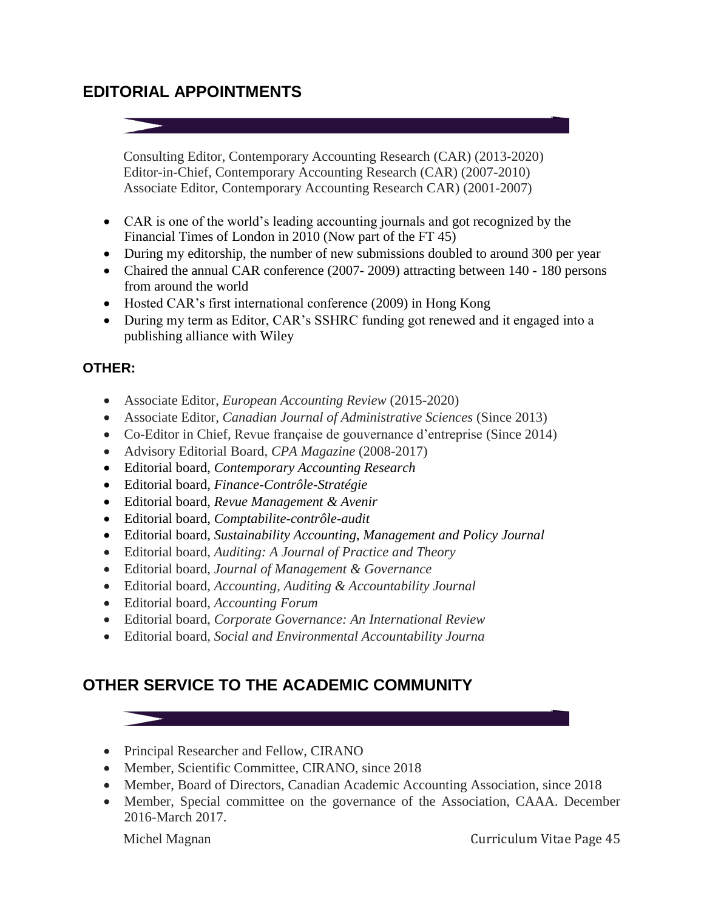## EDITORIAL APPOINTMENTS

Consulting Editor, Contemporary Accounting Research (CAR) (2013-2020)
Editor-in-Chief, Contemporary Accounting Research (CAR) (2007-2010)
Associate Editor, Contemporary Accounting Research CAR) (2001-2007)

- CAR is one of the world's leading accounting journals and got recognized by the Financial Times of London in 2010 (Now part of the FT 45)
- During my editorship, the number of new submissions doubled to around 300 per year
- Chaired the annual CAR conference (2007- 2009) attracting between 140 - 180 persons from around the world
- Hosted CAR's first international conference (2009) in Hong Kong
- During my term as Editor, CAR's SSHRC funding got renewed and it engaged into a publishing alliance with Wiley

### OTHER:

- Associate Editor, *European Accounting Review* (2015-2020)
- Associate Editor, *Canadian Journal of Administrative Sciences* (Since 2013)
- Co-Editor in Chief, Revue française de gouvernance d'entreprise (Since 2014)
- Advisory Editorial Board, *CPA Magazine* (2008-2017)
- Editorial board, *Contemporary Accounting Research*
- Editorial board, *Finance-Contrôle-Stratégie*
- Editorial board, *Revue Management & Avenir*
- Editorial board, *Comptabilite-contrôle-audit*
- Editorial board, *Sustainability Accounting, Management and Policy Journal*
- Editorial board, *Auditing: A Journal of Practice and Theory*
- Editorial board, *Journal of Management & Governance*
- Editorial board, *Accounting, Auditing & Accountability Journal*
- Editorial board, *Accounting Forum*
- Editorial board, *Corporate Governance: An International Review*
- Editorial board, *Social and Environmental Accountability Journa*

## OTHER SERVICE TO THE ACADEMIC COMMUNITY

- Principal Researcher and Fellow, CIRANO
- Member, Scientific Committee, CIRANO, since 2018
- Member, Board of Directors, Canadian Academic Accounting Association, since 2018
- Member, Special committee on the governance of the Association, CAAA. December 2016-March 2017.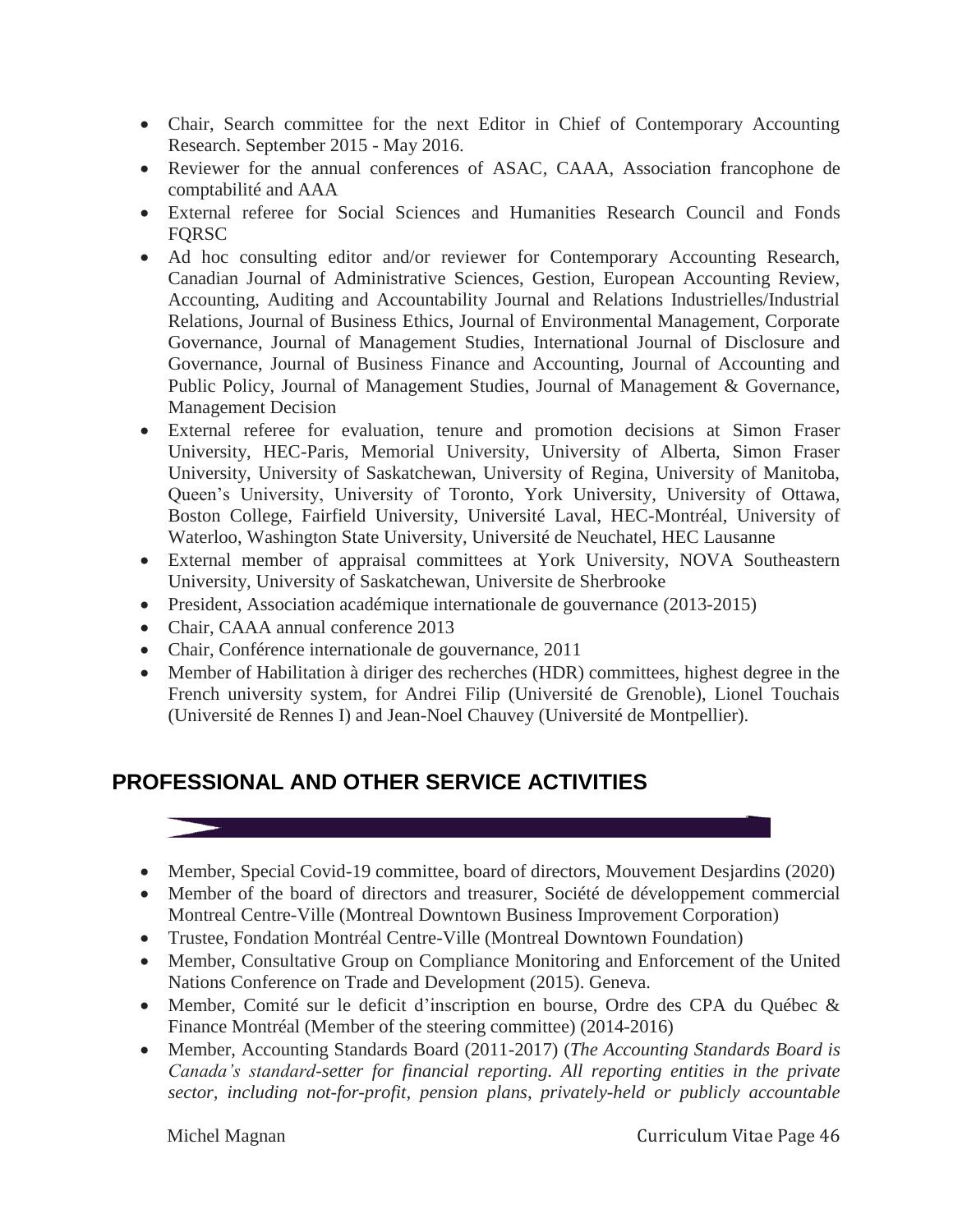- Chair, Search committee for the next Editor in Chief of Contemporary Accounting Research. September 2015 - May 2016.
- Reviewer for the annual conferences of ASAC, CAAA, Association francophone de comptabilité and AAA
- External referee for Social Sciences and Humanities Research Council and Fonds FQRSC
- Ad hoc consulting editor and/or reviewer for Contemporary Accounting Research, Canadian Journal of Administrative Sciences, Gestion, European Accounting Review, Accounting, Auditing and Accountability Journal and Relations Industrielles/Industrial Relations, Journal of Business Ethics, Journal of Environmental Management, Corporate Governance, Journal of Management Studies, International Journal of Disclosure and Governance, Journal of Business Finance and Accounting, Journal of Accounting and Public Policy, Journal of Management Studies, Journal of Management & Governance, Management Decision
- External referee for evaluation, tenure and promotion decisions at Simon Fraser University, HEC-Paris, Memorial University, University of Alberta, Simon Fraser University, University of Saskatchewan, University of Regina, University of Manitoba, Queen's University, University of Toronto, York University, University of Ottawa, Boston College, Fairfield University, Université Laval, HEC-Montréal, University of Waterloo, Washington State University, Université de Neuchatel, HEC Lausanne
- External member of appraisal committees at York University, NOVA Southeastern University, University of Saskatchewan, Universite de Sherbrooke
- President, Association académique internationale de gouvernance (2013-2015)
- Chair, CAAA annual conference 2013
- Chair, Conférence internationale de gouvernance, 2011
- Member of Habilitation à diriger des recherches (HDR) committees, highest degree in the French university system, for Andrei Filip (Université de Grenoble), Lionel Touchais (Université de Rennes I) and Jean-Noel Chauvey (Université de Montpellier).

## PROFESSIONAL AND OTHER SERVICE ACTIVITIES

- Member, Special Covid-19 committee, board of directors, Mouvement Desjardins (2020)
- Member of the board of directors and treasurer, Société de développement commercial Montreal Centre-Ville (Montreal Downtown Business Improvement Corporation)
- Trustee, Fondation Montréal Centre-Ville (Montreal Downtown Foundation)
- Member, Consultative Group on Compliance Monitoring and Enforcement of the United Nations Conference on Trade and Development (2015). Geneva.
- Member, Comité sur le deficit d'inscription en bourse, Ordre des CPA du Québec & Finance Montréal (Member of the steering committee) (2014-2016)
- Member, Accounting Standards Board (2011-2017) (*The Accounting Standards Board is Canada's standard-setter for financial reporting. All reporting entities in the private sector, including not-for-profit, pension plans, privately-held or publicly accountable*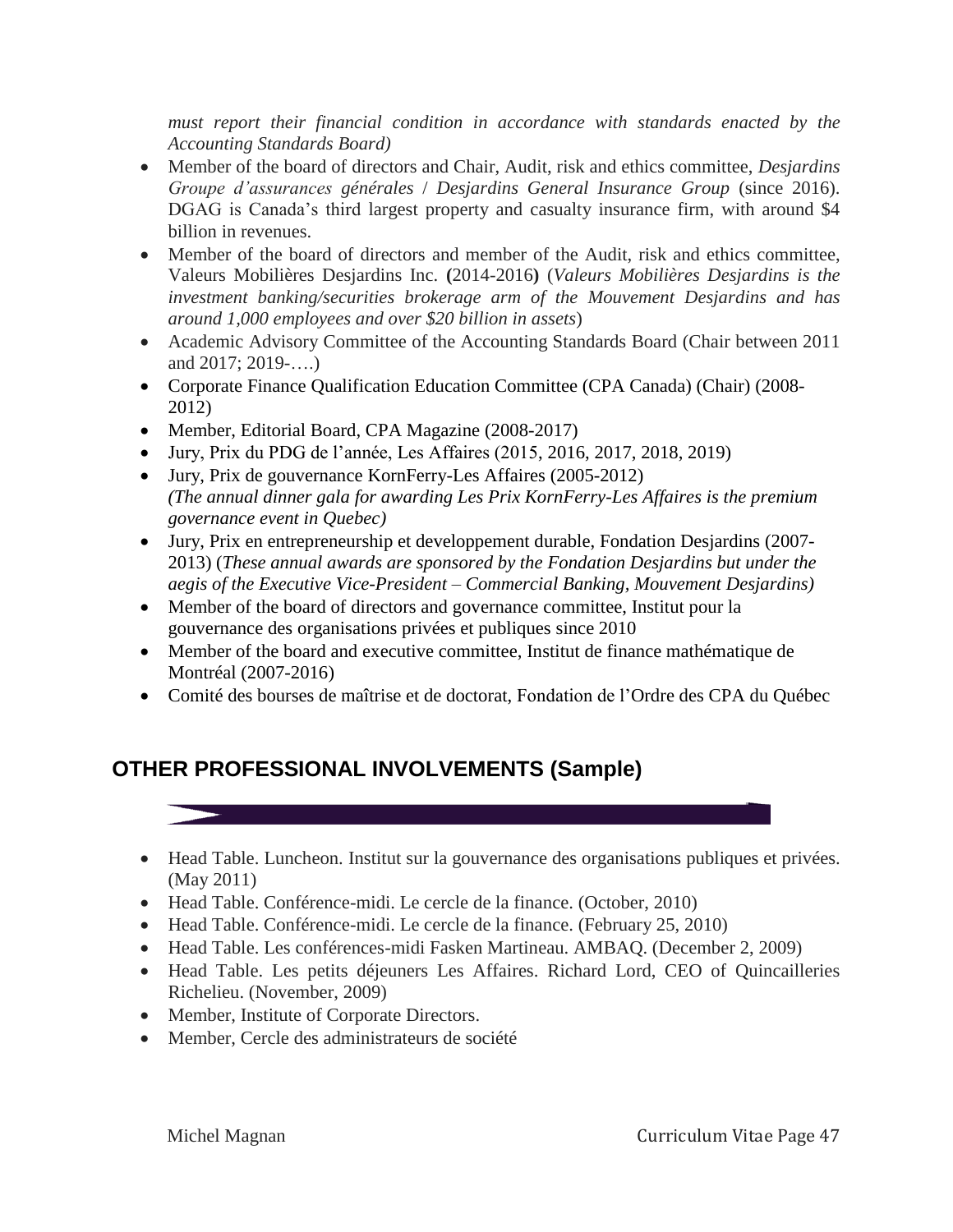*must report their financial condition in accordance with standards enacted by the Accounting Standards Board)*

- Member of the board of directors and Chair, Audit, risk and ethics committee, *Desjardins Groupe d'assurances générales* / *Desjardins General Insurance Group* (since 2016). DGAG is Canada's third largest property and casualty insurance firm, with around $4 billion in revenues.
- Member of the board of directors and member of the Audit, risk and ethics committee, Valeurs Mobilières Desjardins Inc. **(**2014-2016**)** (*Valeurs Mobilières Desjardins is the investment banking/securities brokerage arm of the Mouvement Desjardins and has around 1,000 employees and over $20 billion in assets*)
- Academic Advisory Committee of the Accounting Standards Board (Chair between 2011 and 2017; 2019-….)
- Corporate Finance Qualification Education Committee (CPA Canada) (Chair) (2008-2012)
- Member, Editorial Board, CPA Magazine (2008-2017)
- Jury, Prix du PDG de l'année, Les Affaires (2015, 2016, 2017, 2018, 2019)
- Jury, Prix de gouvernance KornFerry-Les Affaires (2005-2012) *(The annual dinner gala for awarding Les Prix KornFerry-Les Affaires is the premium governance event in Quebec)*
- Jury, Prix en entrepreneurship et developpement durable, Fondation Desjardins (2007-2013) (*These annual awards are sponsored by the Fondation Desjardins but under the aegis of the Executive Vice-President – Commercial Banking, Mouvement Desjardins)*
- Member of the board of directors and governance committee, Institut pour la gouvernance des organisations privées et publiques since 2010
- Member of the board and executive committee, Institut de finance mathématique de Montréal (2007-2016)
- Comité des bourses de maîtrise et de doctorat, Fondation de l'Ordre des CPA du Québec

## OTHER PROFESSIONAL INVOLVEMENTS (Sample)

- Head Table. Luncheon. Institut sur la gouvernance des organisations publiques et privées. (May 2011)
- Head Table. Conférence-midi. Le cercle de la finance. (October, 2010)
- Head Table. Conférence-midi. Le cercle de la finance. (February 25, 2010)
- Head Table. Les conférences-midi Fasken Martineau. AMBAQ. (December 2, 2009)
- Head Table. Les petits déjeuners Les Affaires. Richard Lord, CEO of Quincailleries Richelieu. (November, 2009)
- Member, Institute of Corporate Directors.
- Member, Cercle des administrateurs de société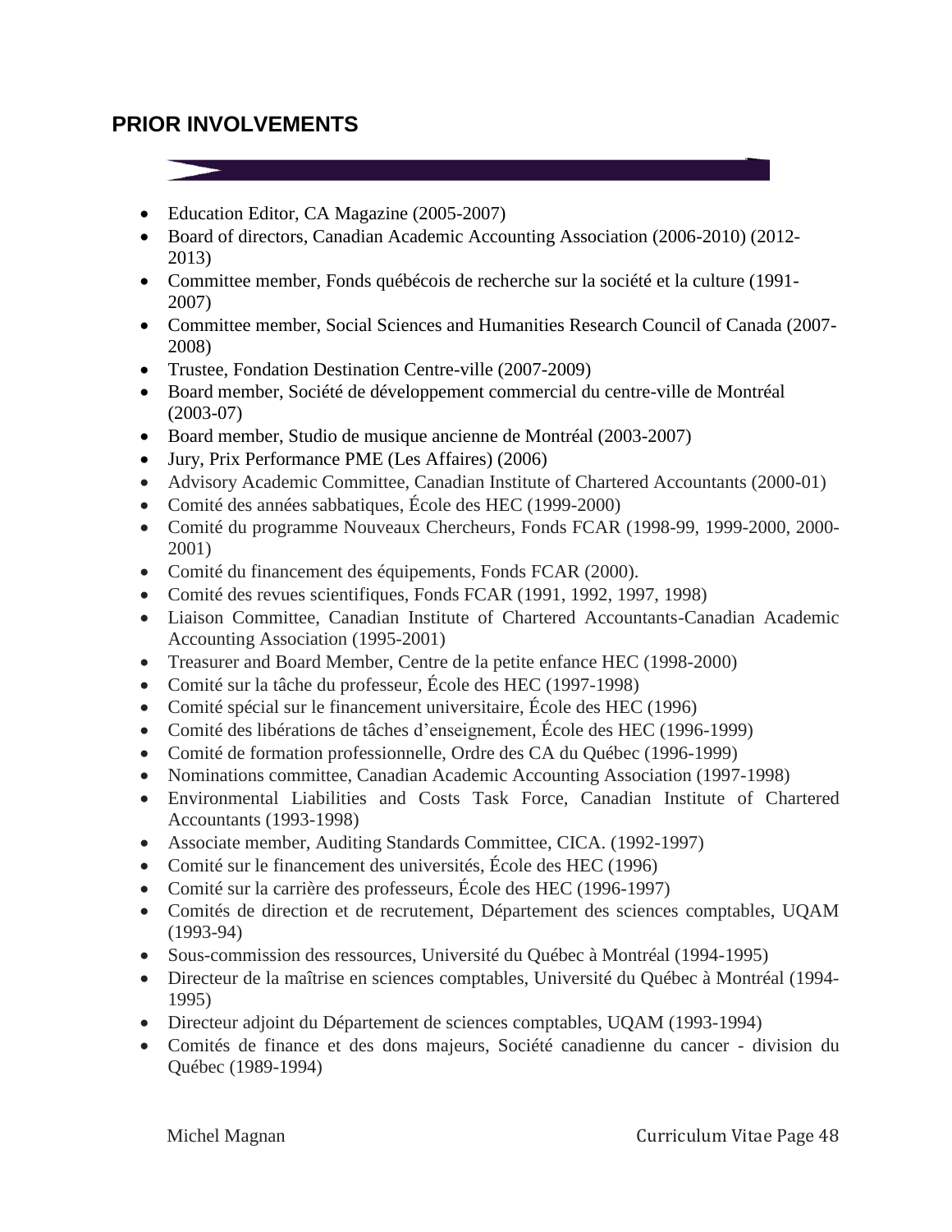## PRIOR INVOLVEMENTS

- Education Editor, CA Magazine (2005-2007)
- Board of directors, Canadian Academic Accounting Association (2006-2010) (2012-2013)
- Committee member, Fonds québécois de recherche sur la société et la culture (1991-2007)
- Committee member, Social Sciences and Humanities Research Council of Canada (2007-2008)
- Trustee, Fondation Destination Centre-ville (2007-2009)
- Board member, Société de développement commercial du centre-ville de Montréal (2003-07)
- Board member, Studio de musique ancienne de Montréal (2003-2007)
- Jury, Prix Performance PME (Les Affaires) (2006)
- Advisory Academic Committee, Canadian Institute of Chartered Accountants (2000-01)
- Comité des années sabbatiques, École des HEC (1999-2000)
- Comité du programme Nouveaux Chercheurs, Fonds FCAR (1998-99, 1999-2000, 2000-2001)
- Comité du financement des équipements, Fonds FCAR (2000).
- Comité des revues scientifiques, Fonds FCAR (1991, 1992, 1997, 1998)
- Liaison Committee, Canadian Institute of Chartered Accountants-Canadian Academic Accounting Association (1995-2001)
- Treasurer and Board Member, Centre de la petite enfance HEC (1998-2000)
- Comité sur la tâche du professeur, École des HEC (1997-1998)
- Comité spécial sur le financement universitaire, École des HEC (1996)
- Comité des libérations de tâches d'enseignement, École des HEC (1996-1999)
- Comité de formation professionnelle, Ordre des CA du Québec (1996-1999)
- Nominations committee, Canadian Academic Accounting Association (1997-1998)
- Environmental Liabilities and Costs Task Force, Canadian Institute of Chartered Accountants (1993-1998)
- Associate member, Auditing Standards Committee, CICA. (1992-1997)
- Comité sur le financement des universités, École des HEC (1996)
- Comité sur la carrière des professeurs, École des HEC (1996-1997)
- Comités de direction et de recrutement, Département des sciences comptables, UQAM (1993-94)
- Sous-commission des ressources, Université du Québec à Montréal (1994-1995)
- Directeur de la maîtrise en sciences comptables, Université du Québec à Montréal (1994-1995)
- Directeur adjoint du Département de sciences comptables, UQAM (1993-1994)
- Comités de finance et des dons majeurs, Société canadienne du cancer - division du Québec (1989-1994)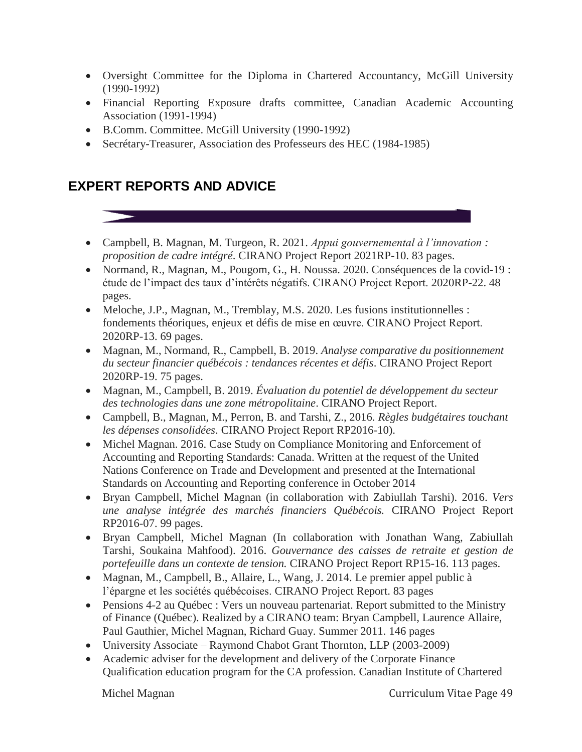- Oversight Committee for the Diploma in Chartered Accountancy, McGill University (1990-1992)
- Financial Reporting Exposure drafts committee, Canadian Academic Accounting Association (1991-1994)
- B.Comm. Committee. McGill University (1990-1992)
- Secrétary-Treasurer, Association des Professeurs des HEC (1984-1985)

## EXPERT REPORTS AND ADVICE

- Campbell, B. Magnan, M. Turgeon, R. 2021. *Appui gouvernemental à l'innovation : proposition de cadre intégré*. CIRANO Project Report 2021RP-10. 83 pages.
- Normand, R., Magnan, M., Pougom, G., H. Noussa. 2020. Conséquences de la covid-19 : étude de l'impact des taux d'intérêts négatifs. CIRANO Project Report. 2020RP-22. 48 pages.
- Meloche, J.P., Magnan, M., Tremblay, M.S. 2020. Les fusions institutionnelles : fondements théoriques, enjeux et défis de mise en œuvre. CIRANO Project Report. 2020RP-13. 69 pages.
- Magnan, M., Normand, R., Campbell, B. 2019. *Analyse comparative du positionnement du secteur financier québécois : tendances récentes et défis*. CIRANO Project Report 2020RP-19. 75 pages.
- Magnan, M., Campbell, B. 2019. *Évaluation du potentiel de développement du secteur des technologies dans une zone métropolitaine*. CIRANO Project Report.
- Campbell, B., Magnan, M., Perron, B. and Tarshi, Z., 2016. *Règles budgétaires touchant les dépenses consolidées*. CIRANO Project Report RP2016-10).
- Michel Magnan. 2016. Case Study on Compliance Monitoring and Enforcement of Accounting and Reporting Standards: Canada. Written at the request of the United Nations Conference on Trade and Development and presented at the International Standards on Accounting and Reporting conference in October 2014
- Bryan Campbell, Michel Magnan (in collaboration with Zabiullah Tarshi). 2016. *Vers une analyse intégrée des marchés financiers Québécois.* CIRANO Project Report RP2016-07. 99 pages.
- Bryan Campbell, Michel Magnan (In collaboration with Jonathan Wang, Zabiullah Tarshi, Soukaina Mahfood). 2016. *Gouvernance des caisses de retraite et gestion de portefeuille dans un contexte de tension.* CIRANO Project Report RP15-16. 113 pages.
- Magnan, M., Campbell, B., Allaire, L., Wang, J. 2014. Le premier appel public à l'épargne et les sociétés québécoises. CIRANO Project Report. 83 pages
- Pensions 4-2 au Québec : Vers un nouveau partenariat. Report submitted to the Ministry of Finance (Québec). Realized by a CIRANO team: Bryan Campbell, Laurence Allaire, Paul Gauthier, Michel Magnan, Richard Guay. Summer 2011. 146 pages
- University Associate – Raymond Chabot Grant Thornton, LLP (2003-2009)
- Academic adviser for the development and delivery of the Corporate Finance Qualification education program for the CA profession. Canadian Institute of Chartered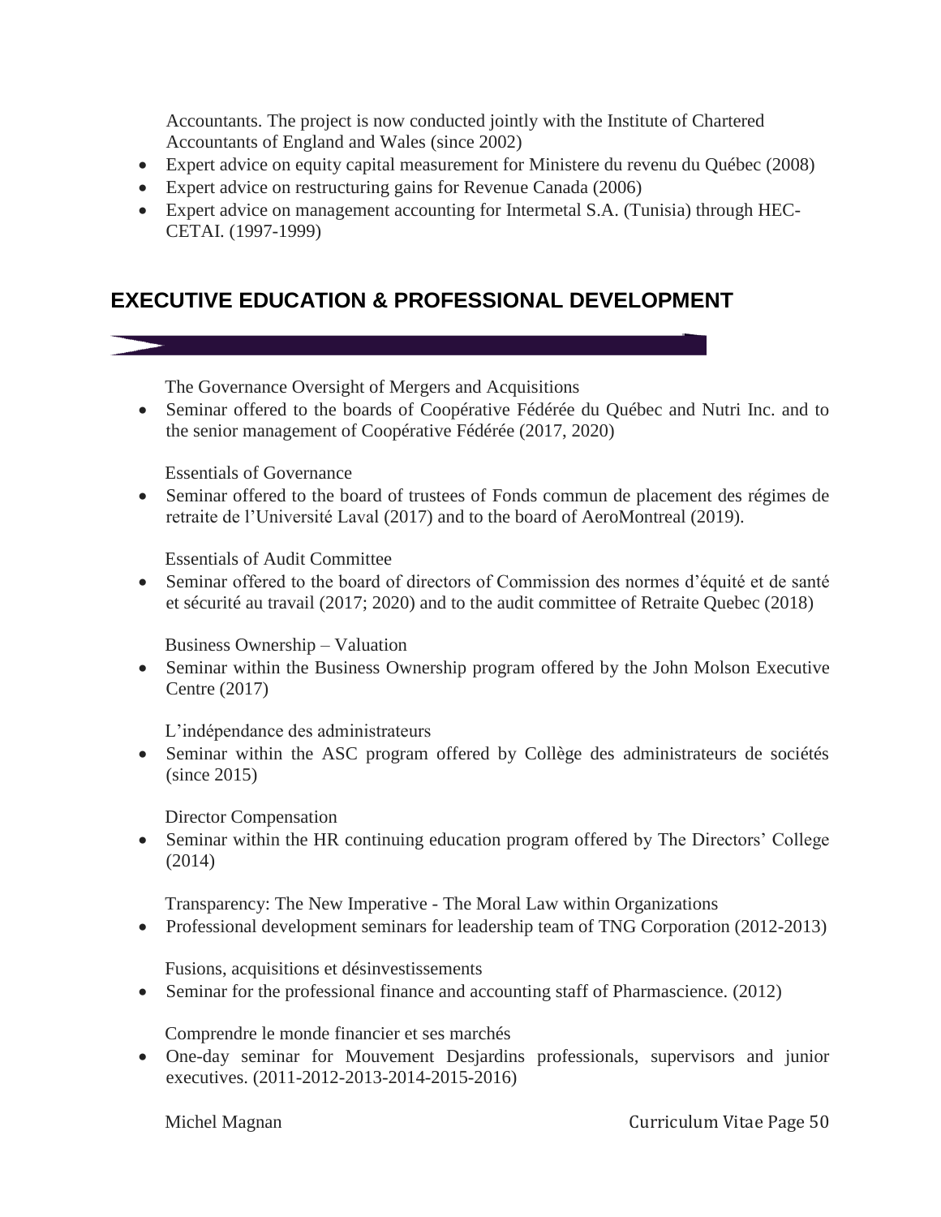Accountants. The project is now conducted jointly with the Institute of Chartered Accountants of England and Wales (since 2002)

- Expert advice on equity capital measurement for Ministere du revenu du Québec (2008)
- Expert advice on restructuring gains for Revenue Canada (2006)
- Expert advice on management accounting for Intermetal S.A. (Tunisia) through HEC-CETAI. (1997-1999)

## EXECUTIVE EDUCATION & PROFESSIONAL DEVELOPMENT

The Governance Oversight of Mergers and Acquisitions

- Seminar offered to the boards of Coopérative Fédérée du Québec and Nutri Inc. and to the senior management of Coopérative Fédérée (2017, 2020)

Essentials of Governance

- Seminar offered to the board of trustees of Fonds commun de placement des régimes de retraite de l'Université Laval (2017) and to the board of AeroMontreal (2019).

Essentials of Audit Committee

- Seminar offered to the board of directors of Commission des normes d'équité et de santé et sécurité au travail (2017; 2020) and to the audit committee of Retraite Quebec (2018)

Business Ownership – Valuation

- Seminar within the Business Ownership program offered by the John Molson Executive Centre (2017)

L'indépendance des administrateurs

- Seminar within the ASC program offered by Collège des administrateurs de sociétés (since 2015)

Director Compensation

- Seminar within the HR continuing education program offered by The Directors' College (2014)

Transparency: The New Imperative - The Moral Law within Organizations

- Professional development seminars for leadership team of TNG Corporation (2012-2013)

Fusions, acquisitions et désinvestissements

- Seminar for the professional finance and accounting staff of Pharmascience. (2012)

Comprendre le monde financier et ses marchés

- One-day seminar for Mouvement Desjardins professionals, supervisors and junior executives. (2011-2012-2013-2014-2015-2016)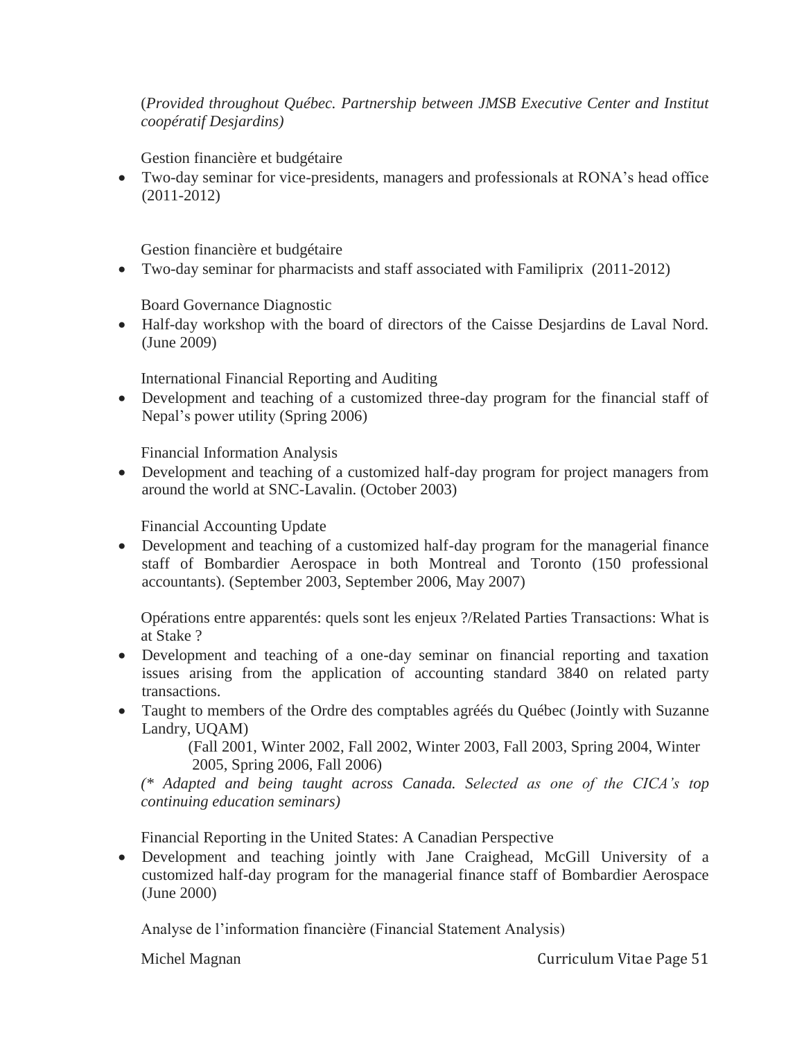(*Provided throughout Québec. Partnership between JMSB Executive Center and Institut coopératif Desjardins)*

Gestion financière et budgétaire

- Two-day seminar for vice-presidents, managers and professionals at RONA's head office (2011-2012)

Gestion financière et budgétaire

- Two-day seminar for pharmacists and staff associated with Familiprix (2011-2012)

Board Governance Diagnostic

- Half-day workshop with the board of directors of the Caisse Desjardins de Laval Nord. (June 2009)

International Financial Reporting and Auditing

- Development and teaching of a customized three-day program for the financial staff of Nepal's power utility (Spring 2006)

Financial Information Analysis

- Development and teaching of a customized half-day program for project managers from around the world at SNC-Lavalin. (October 2003)

Financial Accounting Update

- Development and teaching of a customized half-day program for the managerial finance staff of Bombardier Aerospace in both Montreal and Toronto (150 professional accountants). (September 2003, September 2006, May 2007)

Opérations entre apparentés: quels sont les enjeux ?/Related Parties Transactions: What is at Stake ?

- Development and teaching of a one-day seminar on financial reporting and taxation issues arising from the application of accounting standard 3840 on related party transactions.
- Taught to members of the Ordre des comptables agréés du Québec (Jointly with Suzanne Landry, UQAM)

  (Fall 2001, Winter 2002, Fall 2002, Winter 2003, Fall 2003, Spring 2004, Winter 2005, Spring 2006, Fall 2006)

*(\* Adapted and being taught across Canada. Selected as one of the CICA's top continuing education seminars)*

Financial Reporting in the United States: A Canadian Perspective

- Development and teaching jointly with Jane Craighead, McGill University of a customized half-day program for the managerial finance staff of Bombardier Aerospace (June 2000)

Analyse de l'information financière (Financial Statement Analysis)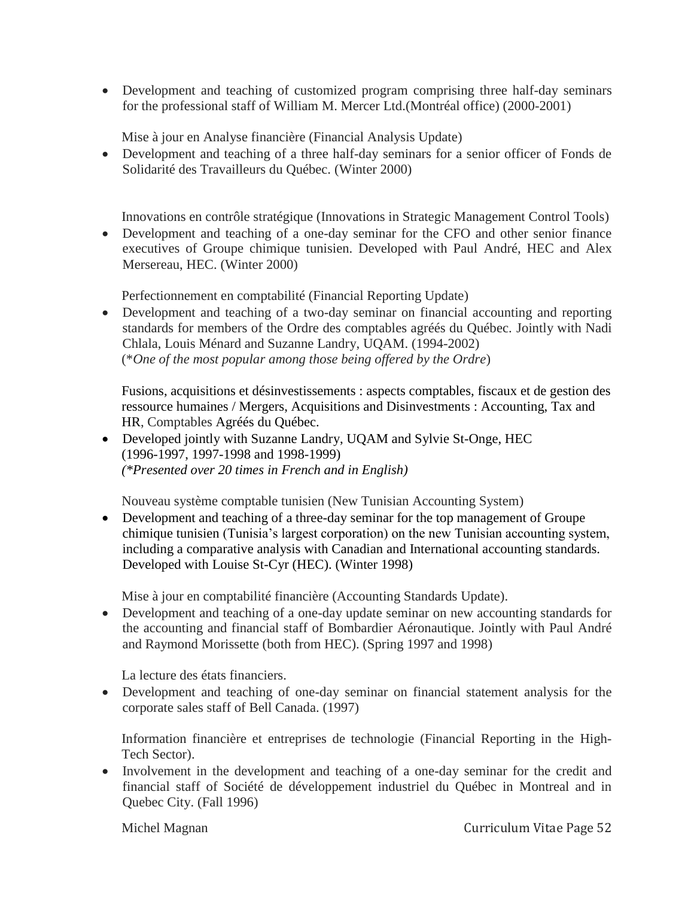- Development and teaching of customized program comprising three half-day seminars for the professional staff of William M. Mercer Ltd.(Montréal office) (2000-2001)

Mise à jour en Analyse financière (Financial Analysis Update)

- Development and teaching of a three half-day seminars for a senior officer of Fonds de Solidarité des Travailleurs du Québec. (Winter 2000)

Innovations en contrôle stratégique (Innovations in Strategic Management Control Tools)

- Development and teaching of a one-day seminar for the CFO and other senior finance executives of Groupe chimique tunisien. Developed with Paul André, HEC and Alex Mersereau, HEC. (Winter 2000)

Perfectionnement en comptabilité (Financial Reporting Update)

- Development and teaching of a two-day seminar on financial accounting and reporting standards for members of the Ordre des comptables agréés du Québec. Jointly with Nadi Chlala, Louis Ménard and Suzanne Landry, UQAM. (1994-2002)
  (**One of the most popular among those being offered by the Ordre*)

Fusions, acquisitions et désinvestissements : aspects comptables, fiscaux et de gestion des ressource humaines / Mergers, Acquisitions and Disinvestments : Accounting, Tax and HR, Comptables Agréés du Québec.

- Developed jointly with Suzanne Landry, UQAM and Sylvie St-Onge, HEC (1996-1997, 1997-1998 and 1998-1999)
  *(*Presented over 20 times in French and in English)*

Nouveau système comptable tunisien (New Tunisian Accounting System)

- Development and teaching of a three-day seminar for the top management of Groupe chimique tunisien (Tunisia's largest corporation) on the new Tunisian accounting system, including a comparative analysis with Canadian and International accounting standards. Developed with Louise St-Cyr (HEC). (Winter 1998)

Mise à jour en comptabilité financière (Accounting Standards Update).

- Development and teaching of a one-day update seminar on new accounting standards for the accounting and financial staff of Bombardier Aéronautique. Jointly with Paul André and Raymond Morissette (both from HEC). (Spring 1997 and 1998)

La lecture des états financiers.

- Development and teaching of one-day seminar on financial statement analysis for the corporate sales staff of Bell Canada. (1997)

Information financière et entreprises de technologie (Financial Reporting in the High-Tech Sector).

- Involvement in the development and teaching of a one-day seminar for the credit and financial staff of Société de développement industriel du Québec in Montreal and in Quebec City. (Fall 1996)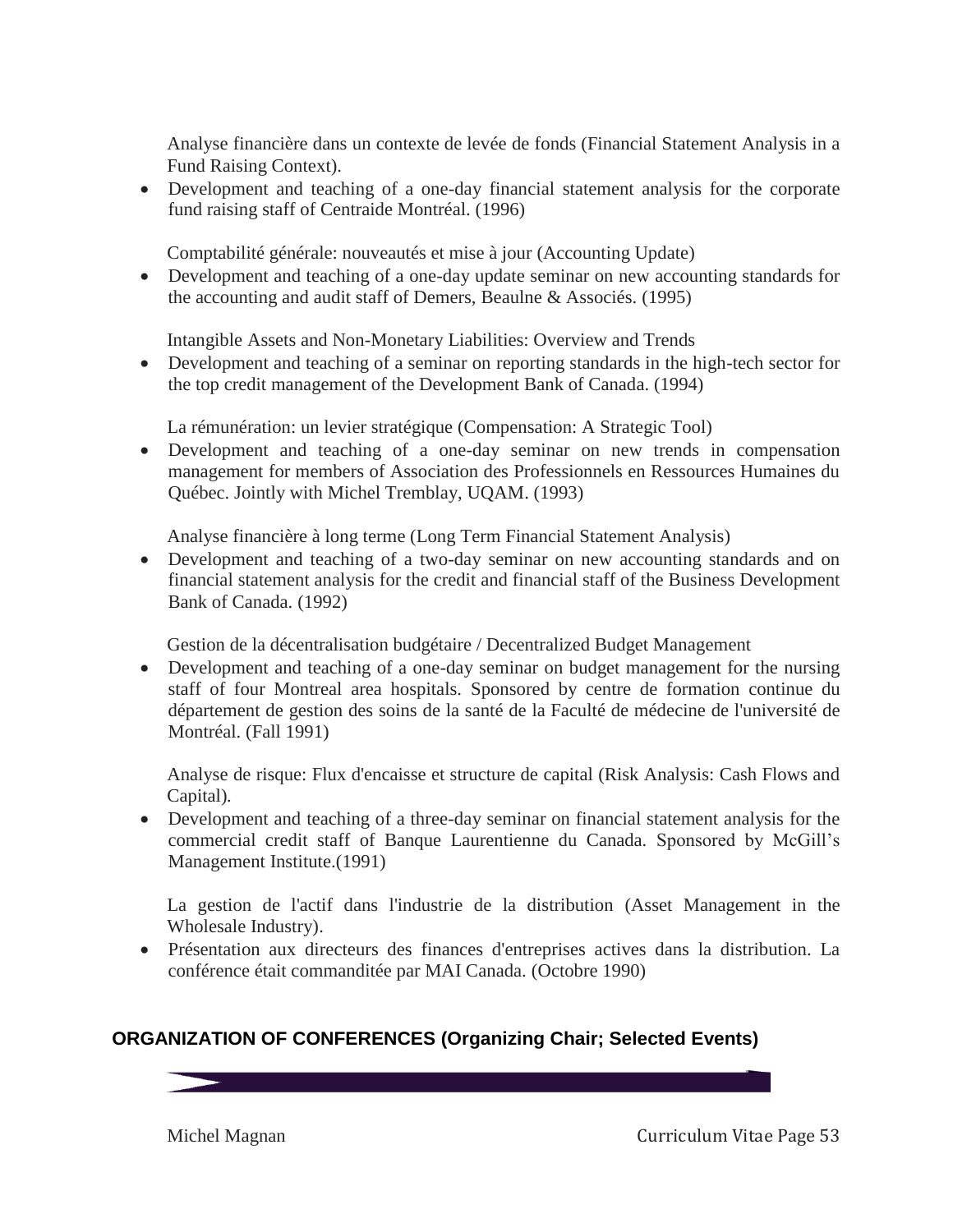Analyse financière dans un contexte de levée de fonds (Financial Statement Analysis in a Fund Raising Context).

- Development and teaching of a one-day financial statement analysis for the corporate fund raising staff of Centraide Montréal. (1996)

Comptabilité générale: nouveautés et mise à jour (Accounting Update)

- Development and teaching of a one-day update seminar on new accounting standards for the accounting and audit staff of Demers, Beaulne & Associés. (1995)

Intangible Assets and Non-Monetary Liabilities: Overview and Trends

- Development and teaching of a seminar on reporting standards in the high-tech sector for the top credit management of the Development Bank of Canada. (1994)

La rémunération: un levier stratégique (Compensation: A Strategic Tool)

- Development and teaching of a one-day seminar on new trends in compensation management for members of Association des Professionnels en Ressources Humaines du Québec. Jointly with Michel Tremblay, UQAM. (1993)

Analyse financière à long terme (Long Term Financial Statement Analysis)

- Development and teaching of a two-day seminar on new accounting standards and on financial statement analysis for the credit and financial staff of the Business Development Bank of Canada. (1992)

Gestion de la décentralisation budgétaire / Decentralized Budget Management

- Development and teaching of a one-day seminar on budget management for the nursing staff of four Montreal area hospitals. Sponsored by centre de formation continue du département de gestion des soins de la santé de la Faculté de médecine de l'université de Montréal. (Fall 1991)

Analyse de risque: Flux d'encaisse et structure de capital (Risk Analysis: Cash Flows and Capital).

- Development and teaching of a three-day seminar on financial statement analysis for the commercial credit staff of Banque Laurentienne du Canada. Sponsored by McGill's Management Institute.(1991)

La gestion de l'actif dans l'industrie de la distribution (Asset Management in the Wholesale Industry).

- Présentation aux directeurs des finances d'entreprises actives dans la distribution. La conférence était commanditée par MAI Canada. (Octobre 1990)

## ORGANIZATION OF CONFERENCES (Organizing Chair; Selected Events)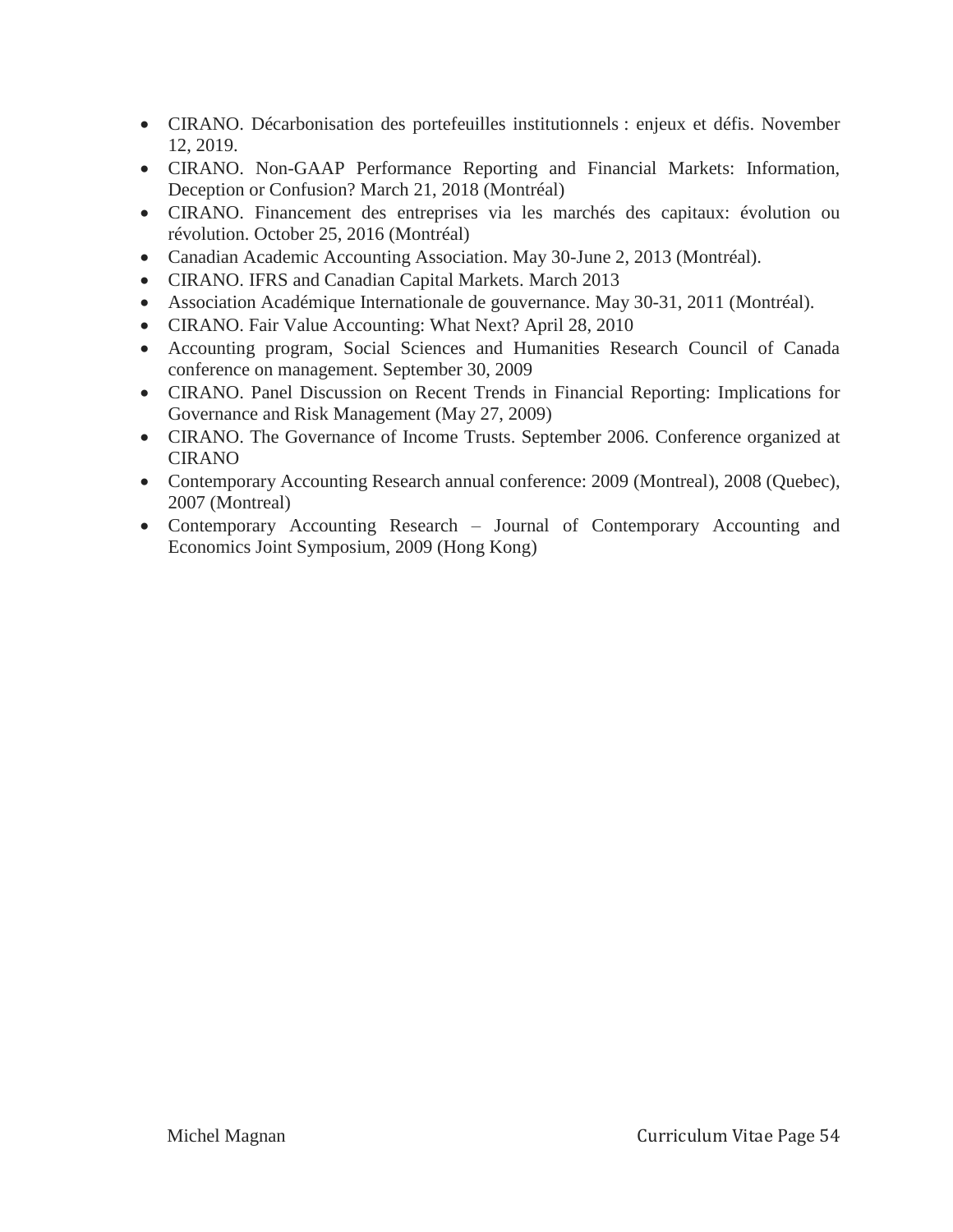- CIRANO. Décarbonisation des portefeuilles institutionnels : enjeux et défis. November 12, 2019.
- CIRANO. Non-GAAP Performance Reporting and Financial Markets: Information, Deception or Confusion? March 21, 2018 (Montréal)
- CIRANO. Financement des entreprises via les marchés des capitaux: évolution ou révolution. October 25, 2016 (Montréal)
- Canadian Academic Accounting Association. May 30-June 2, 2013 (Montréal).
- CIRANO. IFRS and Canadian Capital Markets. March 2013
- Association Académique Internationale de gouvernance. May 30-31, 2011 (Montréal).
- CIRANO. Fair Value Accounting: What Next? April 28, 2010
- Accounting program, Social Sciences and Humanities Research Council of Canada conference on management. September 30, 2009
- CIRANO. Panel Discussion on Recent Trends in Financial Reporting: Implications for Governance and Risk Management (May 27, 2009)
- CIRANO. The Governance of Income Trusts. September 2006. Conference organized at CIRANO
- Contemporary Accounting Research annual conference: 2009 (Montreal), 2008 (Quebec), 2007 (Montreal)
- Contemporary Accounting Research – Journal of Contemporary Accounting and Economics Joint Symposium, 2009 (Hong Kong)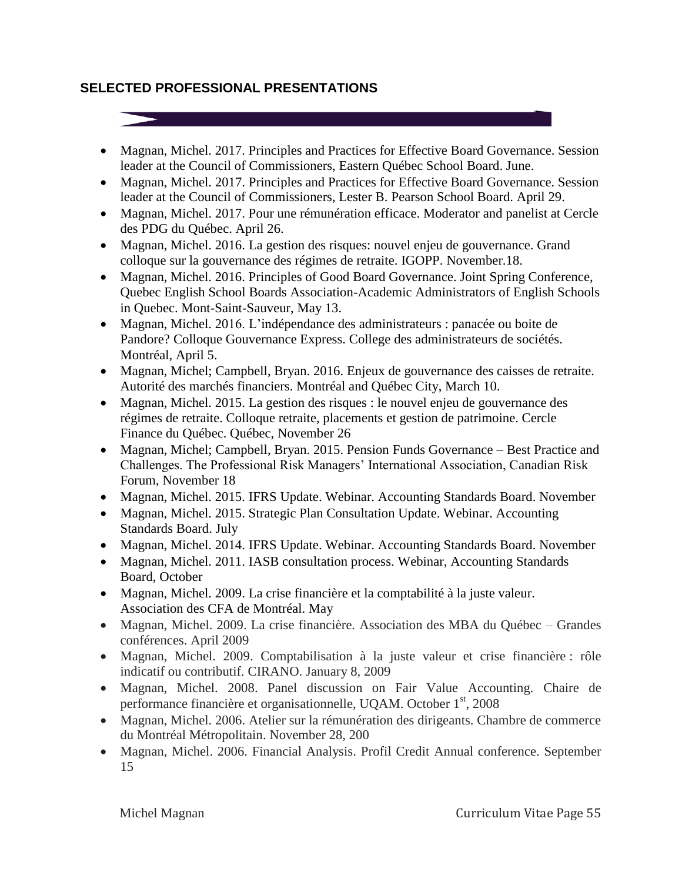## SELECTED PROFESSIONAL PRESENTATIONS

- Magnan, Michel. 2017. Principles and Practices for Effective Board Governance. Session leader at the Council of Commissioners, Eastern Québec School Board. June.
- Magnan, Michel. 2017. Principles and Practices for Effective Board Governance. Session leader at the Council of Commissioners, Lester B. Pearson School Board. April 29.
- Magnan, Michel. 2017. Pour une rémunération efficace. Moderator and panelist at Cercle des PDG du Québec. April 26.
- Magnan, Michel. 2016. La gestion des risques: nouvel enjeu de gouvernance. Grand colloque sur la gouvernance des régimes de retraite. IGOPP. November.18.
- Magnan, Michel. 2016. Principles of Good Board Governance. Joint Spring Conference, Quebec English School Boards Association-Academic Administrators of English Schools in Quebec. Mont-Saint-Sauveur, May 13.
- Magnan, Michel. 2016. L'indépendance des administrateurs : panacée ou boite de Pandore? Colloque Gouvernance Express. College des administrateurs de sociétés. Montréal, April 5.
- Magnan, Michel; Campbell, Bryan. 2016. Enjeux de gouvernance des caisses de retraite. Autorité des marchés financiers. Montréal and Québec City, March 10.
- Magnan, Michel. 2015. La gestion des risques : le nouvel enjeu de gouvernance des régimes de retraite. Colloque retraite, placements et gestion de patrimoine. Cercle Finance du Québec. Québec, November 26
- Magnan, Michel; Campbell, Bryan. 2015. Pension Funds Governance – Best Practice and Challenges. The Professional Risk Managers' International Association, Canadian Risk Forum, November 18
- Magnan, Michel. 2015. IFRS Update. Webinar. Accounting Standards Board. November
- Magnan, Michel. 2015. Strategic Plan Consultation Update. Webinar. Accounting Standards Board. July
- Magnan, Michel. 2014. IFRS Update. Webinar. Accounting Standards Board. November
- Magnan, Michel. 2011. IASB consultation process. Webinar, Accounting Standards Board, October
- Magnan, Michel. 2009. La crise financière et la comptabilité à la juste valeur. Association des CFA de Montréal. May
- Magnan, Michel. 2009. La crise financière. Association des MBA du Québec – Grandes conférences. April 2009
- Magnan, Michel. 2009. Comptabilisation à la juste valeur et crise financière : rôle indicatif ou contributif. CIRANO. January 8, 2009
- Magnan, Michel. 2008. Panel discussion on Fair Value Accounting. Chaire de performance financière et organisationnelle, UQAM. October 1st, 2008
- Magnan, Michel. 2006. Atelier sur la rémunération des dirigeants. Chambre de commerce du Montréal Métropolitain. November 28, 200
- Magnan, Michel. 2006. Financial Analysis. Profil Credit Annual conference. September 15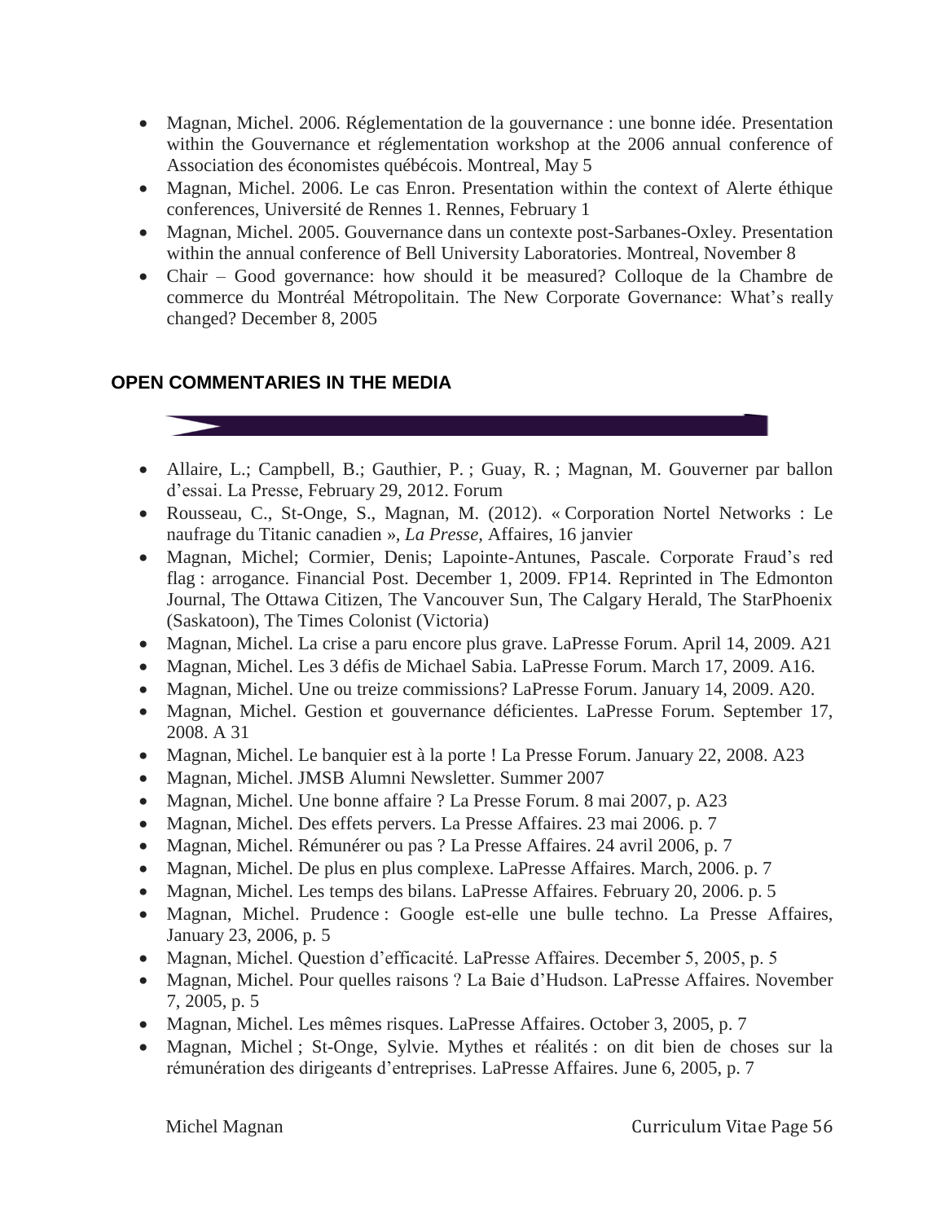- Magnan, Michel. 2006. Réglementation de la gouvernance : une bonne idée. Presentation within the Gouvernance et réglementation workshop at the 2006 annual conference of Association des économistes québécois. Montreal, May 5
- Magnan, Michel. 2006. Le cas Enron. Presentation within the context of Alerte éthique conferences, Université de Rennes 1. Rennes, February 1
- Magnan, Michel. 2005. Gouvernance dans un contexte post-Sarbanes-Oxley. Presentation within the annual conference of Bell University Laboratories. Montreal, November 8
- Chair – Good governance: how should it be measured? Colloque de la Chambre de commerce du Montréal Métropolitain. The New Corporate Governance: What's really changed? December 8, 2005

## OPEN COMMENTARIES IN THE MEDIA

- Allaire, L.; Campbell, B.; Gauthier, P. ; Guay, R. ; Magnan, M. Gouverner par ballon d'essai. La Presse, February 29, 2012. Forum
- Rousseau, C., St-Onge, S., Magnan, M. (2012). « Corporation Nortel Networks : Le naufrage du Titanic canadien », *La Presse*, Affaires, 16 janvier
- Magnan, Michel; Cormier, Denis; Lapointe-Antunes, Pascale. Corporate Fraud's red flag : arrogance. Financial Post. December 1, 2009. FP14. Reprinted in The Edmonton Journal, The Ottawa Citizen, The Vancouver Sun, The Calgary Herald, The StarPhoenix (Saskatoon), The Times Colonist (Victoria)
- Magnan, Michel. La crise a paru encore plus grave. LaPresse Forum. April 14, 2009. A21
- Magnan, Michel. Les 3 défis de Michael Sabia. LaPresse Forum. March 17, 2009. A16.
- Magnan, Michel. Une ou treize commissions? LaPresse Forum. January 14, 2009. A20.
- Magnan, Michel. Gestion et gouvernance déficientes. LaPresse Forum. September 17, 2008. A 31
- Magnan, Michel. Le banquier est à la porte ! La Presse Forum. January 22, 2008. A23
- Magnan, Michel. JMSB Alumni Newsletter. Summer 2007
- Magnan, Michel. Une bonne affaire ? La Presse Forum. 8 mai 2007, p. A23
- Magnan, Michel. Des effets pervers. La Presse Affaires. 23 mai 2006. p. 7
- Magnan, Michel. Rémunérer ou pas ? La Presse Affaires. 24 avril 2006, p. 7
- Magnan, Michel. De plus en plus complexe. LaPresse Affaires. March, 2006. p. 7
- Magnan, Michel. Les temps des bilans. LaPresse Affaires. February 20, 2006. p. 5
- Magnan, Michel. Prudence : Google est-elle une bulle techno. La Presse Affaires, January 23, 2006, p. 5
- Magnan, Michel. Question d'efficacité. LaPresse Affaires. December 5, 2005, p. 5
- Magnan, Michel. Pour quelles raisons ? La Baie d'Hudson. LaPresse Affaires. November 7, 2005, p. 5
- Magnan, Michel. Les mêmes risques. LaPresse Affaires. October 3, 2005, p. 7
- Magnan, Michel ; St-Onge, Sylvie. Mythes et réalités : on dit bien de choses sur la rémunération des dirigeants d'entreprises. LaPresse Affaires. June 6, 2005, p. 7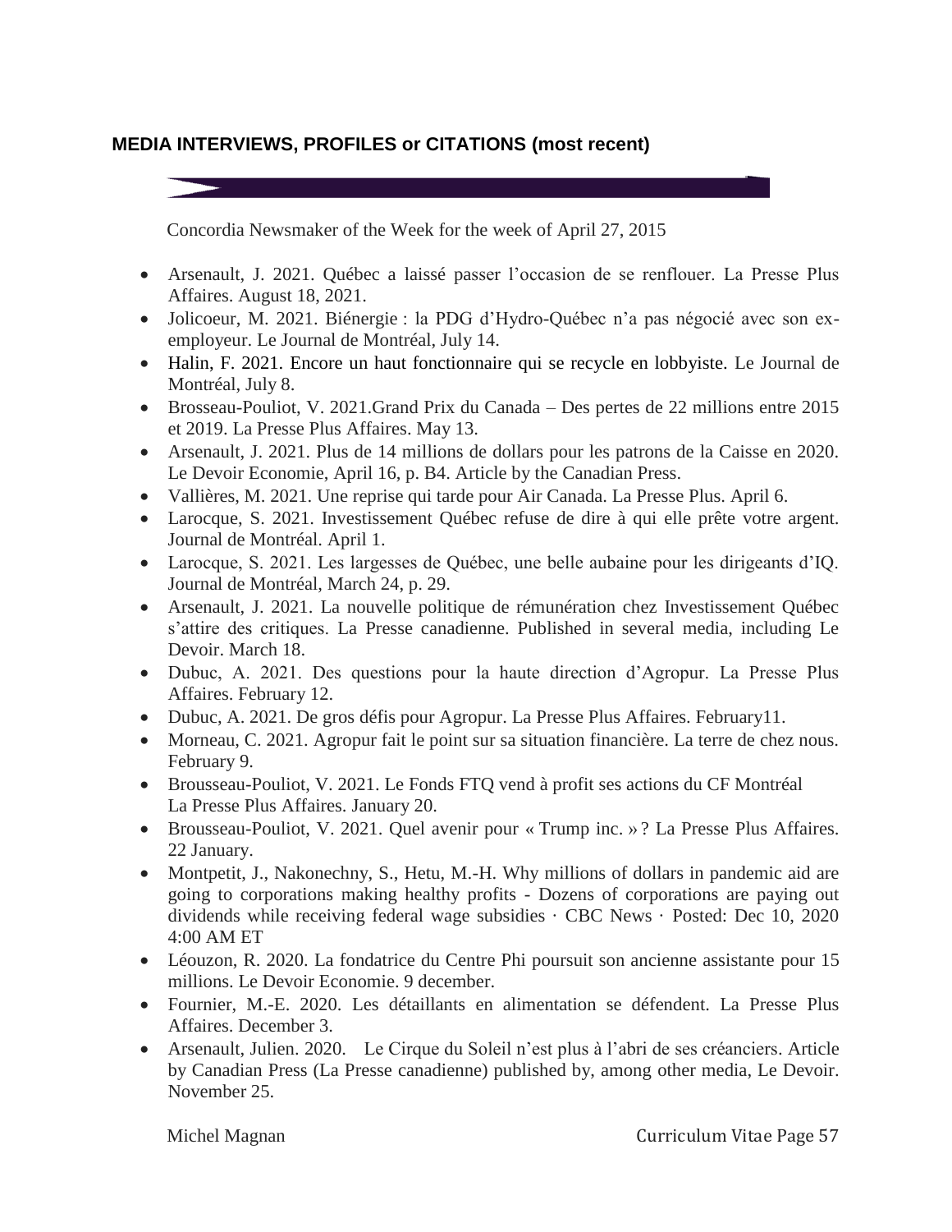## MEDIA INTERVIEWS, PROFILES or CITATIONS (most recent)

Concordia Newsmaker of the Week for the week of April 27, 2015

- Arsenault, J. 2021. Québec a laissé passer l'occasion de se renflouer. La Presse Plus Affaires. August 18, 2021.
- Jolicoeur, M. 2021. Biénergie : la PDG d'Hydro-Québec n'a pas négocié avec son ex-employeur. Le Journal de Montréal, July 14.
- Halin, F. 2021. Encore un haut fonctionnaire qui se recycle en lobbyiste. Le Journal de Montréal, July 8.
- Brosseau-Pouliot, V. 2021.Grand Prix du Canada – Des pertes de 22 millions entre 2015 et 2019. La Presse Plus Affaires. May 13.
- Arsenault, J. 2021. Plus de 14 millions de dollars pour les patrons de la Caisse en 2020. Le Devoir Economie, April 16, p. B4. Article by the Canadian Press.
- Vallières, M. 2021. Une reprise qui tarde pour Air Canada. La Presse Plus. April 6.
- Larocque, S. 2021. Investissement Québec refuse de dire à qui elle prête votre argent. Journal de Montréal. April 1.
- Larocque, S. 2021. Les largesses de Québec, une belle aubaine pour les dirigeants d'IQ. Journal de Montréal, March 24, p. 29.
- Arsenault, J. 2021. La nouvelle politique de rémunération chez Investissement Québec s'attire des critiques. La Presse canadienne. Published in several media, including Le Devoir. March 18.
- Dubuc, A. 2021. Des questions pour la haute direction d'Agropur. La Presse Plus Affaires. February 12.
- Dubuc, A. 2021. De gros défis pour Agropur. La Presse Plus Affaires. February11.
- Morneau, C. 2021. Agropur fait le point sur sa situation financière. La terre de chez nous. February 9.
- Brousseau-Pouliot, V. 2021. Le Fonds FTQ vend à profit ses actions du CF Montréal La Presse Plus Affaires. January 20.
- Brousseau-Pouliot, V. 2021. Quel avenir pour « Trump inc. » ? La Presse Plus Affaires. 22 January.
- Montpetit, J., Nakonechny, S., Hetu, M.-H. Why millions of dollars in pandemic aid are going to corporations making healthy profits - Dozens of corporations are paying out dividends while receiving federal wage subsidies · CBC News · Posted: Dec 10, 2020 4:00 AM ET
- Léouzon, R. 2020. La fondatrice du Centre Phi poursuit son ancienne assistante pour 15 millions. Le Devoir Economie. 9 december.
- Fournier, M.-E. 2020. Les détaillants en alimentation se défendent. La Presse Plus Affaires. December 3.
- Arsenault, Julien. 2020. Le Cirque du Soleil n'est plus à l'abri de ses créanciers. Article by Canadian Press (La Presse canadienne) published by, among other media, Le Devoir. November 25.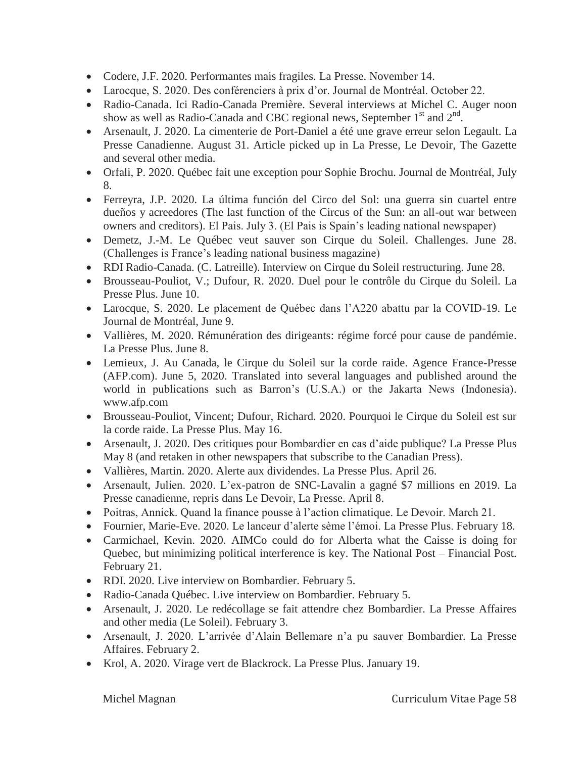- Codere, J.F. 2020. Performantes mais fragiles. La Presse. November 14.
- Larocque, S. 2020. Des conférenciers à prix d'or. Journal de Montréal. October 22.
- Radio-Canada. Ici Radio-Canada Première. Several interviews at Michel C. Auger noon show as well as Radio-Canada and CBC regional news, September 1st and 2nd.
- Arsenault, J. 2020. La cimenterie de Port-Daniel a été une grave erreur selon Legault. La Presse Canadienne. August 31. Article picked up in La Presse, Le Devoir, The Gazette and several other media.
- Orfali, P. 2020. Québec fait une exception pour Sophie Brochu. Journal de Montréal, July 8.
- Ferreyra, J.P. 2020. La última función del Circo del Sol: una guerra sin cuartel entre dueños y acreedores (The last function of the Circus of the Sun: an all-out war between owners and creditors). El Pais. July 3. (El Pais is Spain's leading national newspaper)
- Demetz, J.-M. Le Québec veut sauver son Cirque du Soleil. Challenges. June 28. (Challenges is France's leading national business magazine)
- RDI Radio-Canada. (C. Latreille). Interview on Cirque du Soleil restructuring. June 28.
- Brousseau-Pouliot, V.; Dufour, R. 2020. Duel pour le contrôle du Cirque du Soleil. La Presse Plus. June 10.
- Larocque, S. 2020. Le placement de Québec dans l'A220 abattu par la COVID-19. Le Journal de Montréal, June 9.
- Vallières, M. 2020. Rémunération des dirigeants: régime forcé pour cause de pandémie. La Presse Plus. June 8.
- Lemieux, J. Au Canada, le Cirque du Soleil sur la corde raide. Agence France-Presse (AFP.com). June 5, 2020. Translated into several languages and published around the world in publications such as Barron's (U.S.A.) or the Jakarta News (Indonesia). www.afp.com
- Brousseau-Pouliot, Vincent; Dufour, Richard. 2020. Pourquoi le Cirque du Soleil est sur la corde raide. La Presse Plus. May 16.
- Arsenault, J. 2020. Des critiques pour Bombardier en cas d'aide publique? La Presse Plus May 8 (and retaken in other newspapers that subscribe to the Canadian Press).
- Vallières, Martin. 2020. Alerte aux dividendes. La Presse Plus. April 26.
- Arsenault, Julien. 2020. L'ex-patron de SNC-Lavalin a gagné $7 millions en 2019. La Presse canadienne, repris dans Le Devoir, La Presse. April 8.
- Poitras, Annick. Quand la finance pousse à l'action climatique. Le Devoir. March 21.
- Fournier, Marie-Eve. 2020. Le lanceur d'alerte sème l'émoi. La Presse Plus. February 18.
- Carmichael, Kevin. 2020. AIMCo could do for Alberta what the Caisse is doing for Quebec, but minimizing political interference is key. The National Post – Financial Post. February 21.
- RDI. 2020. Live interview on Bombardier. February 5.
- Radio-Canada Québec. Live interview on Bombardier. February 5.
- Arsenault, J. 2020. Le redécollage se fait attendre chez Bombardier. La Presse Affaires and other media (Le Soleil). February 3.
- Arsenault, J. 2020. L'arrivée d'Alain Bellemare n'a pu sauver Bombardier. La Presse Affaires. February 2.
- Krol, A. 2020. Virage vert de Blackrock. La Presse Plus. January 19.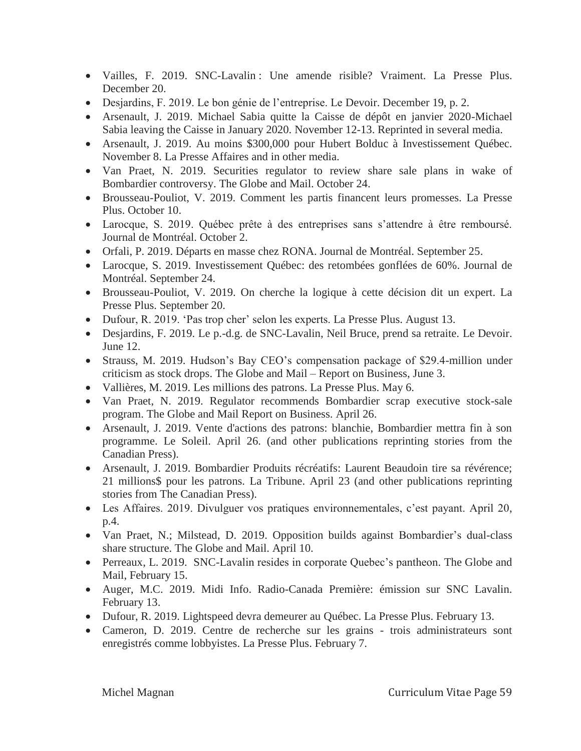- Vailles, F. 2019. SNC-Lavalin : Une amende risible? Vraiment. La Presse Plus. December 20.
- Desjardins, F. 2019. Le bon génie de l'entreprise. Le Devoir. December 19, p. 2.
- Arsenault, J. 2019. Michael Sabia quitte la Caisse de dépôt en janvier 2020-Michael Sabia leaving the Caisse in January 2020. November 12-13. Reprinted in several media.
- Arsenault, J. 2019. Au moins $300,000 pour Hubert Bolduc à Investissement Québec. November 8. La Presse Affaires and in other media.
- Van Praet, N. 2019. Securities regulator to review share sale plans in wake of Bombardier controversy. The Globe and Mail. October 24.
- Brousseau-Pouliot, V. 2019. Comment les partis financent leurs promesses. La Presse Plus. October 10.
- Larocque, S. 2019. Québec prête à des entreprises sans s'attendre à être remboursé. Journal de Montréal. October 2.
- Orfali, P. 2019. Départs en masse chez RONA. Journal de Montréal. September 25.
- Larocque, S. 2019. Investissement Québec: des retombées gonflées de 60%. Journal de Montréal. September 24.
- Brousseau-Pouliot, V. 2019. On cherche la logique à cette décision dit un expert. La Presse Plus. September 20.
- Dufour, R. 2019. 'Pas trop cher' selon les experts. La Presse Plus. August 13.
- Desjardins, F. 2019. Le p.-d.g. de SNC-Lavalin, Neil Bruce, prend sa retraite. Le Devoir. June 12.
- Strauss, M. 2019. Hudson's Bay CEO's compensation package of $29.4-million under criticism as stock drops. The Globe and Mail – Report on Business, June 3.
- Vallières, M. 2019. Les millions des patrons. La Presse Plus. May 6.
- Van Praet, N. 2019. Regulator recommends Bombardier scrap executive stock-sale program. The Globe and Mail Report on Business. April 26.
- Arsenault, J. 2019. Vente d'actions des patrons: blanchie, Bombardier mettra fin à son programme. Le Soleil. April 26. (and other publications reprinting stories from the Canadian Press).
- Arsenault, J. 2019. Bombardier Produits récréatifs: Laurent Beaudoin tire sa révérence; 21 millions$ pour les patrons. La Tribune. April 23 (and other publications reprinting stories from The Canadian Press).
- Les Affaires. 2019. Divulguer vos pratiques environnementales, c'est payant. April 20, p.4.
- Van Praet, N.; Milstead, D. 2019. Opposition builds against Bombardier's dual-class share structure. The Globe and Mail. April 10.
- Perreaux, L. 2019. SNC-Lavalin resides in corporate Quebec's pantheon. The Globe and Mail, February 15.
- Auger, M.C. 2019. Midi Info. Radio-Canada Première: émission sur SNC Lavalin. February 13.
- Dufour, R. 2019. Lightspeed devra demeurer au Québec. La Presse Plus. February 13.
- Cameron, D. 2019. Centre de recherche sur les grains - trois administrateurs sont enregistrés comme lobbyistes. La Presse Plus. February 7.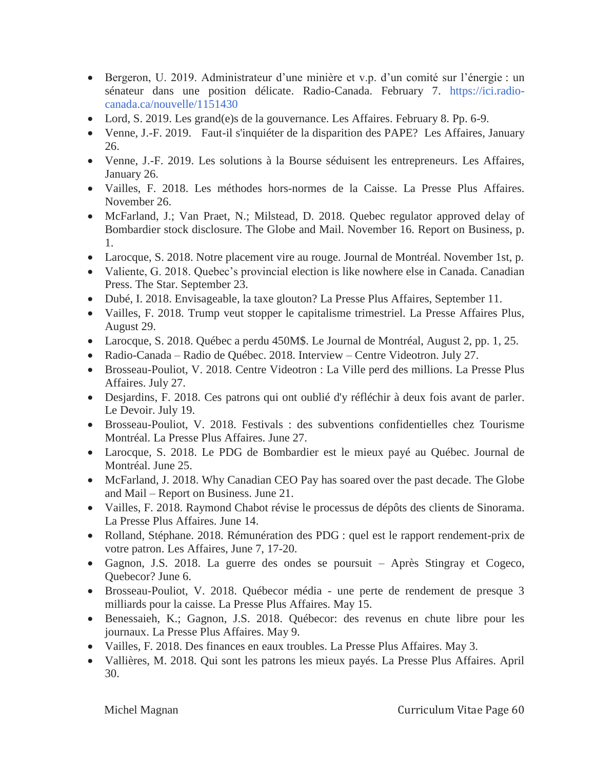- Bergeron, U. 2019. Administrateur d'une minière et v.p. d'un comité sur l'énergie : un sénateur dans une position délicate. Radio-Canada. February 7. https://ici.radio-canada.ca/nouvelle/1151430
- Lord, S. 2019. Les grand(e)s de la gouvernance. Les Affaires. February 8. Pp. 6-9.
- Venne, J.-F. 2019. Faut-il s'inquiéter de la disparition des PAPE? Les Affaires, January 26.
- Venne, J.-F. 2019. Les solutions à la Bourse séduisent les entrepreneurs. Les Affaires, January 26.
- Vailles, F. 2018. Les méthodes hors-normes de la Caisse. La Presse Plus Affaires. November 26.
- McFarland, J.; Van Praet, N.; Milstead, D. 2018. Quebec regulator approved delay of Bombardier stock disclosure. The Globe and Mail. November 16. Report on Business, p. 1.
- Larocque, S. 2018. Notre placement vire au rouge. Journal de Montréal. November 1st, p.
- Valiente, G. 2018. Quebec's provincial election is like nowhere else in Canada. Canadian Press. The Star. September 23.
- Dubé, I. 2018. Envisageable, la taxe glouton? La Presse Plus Affaires, September 11.
- Vailles, F. 2018. Trump veut stopper le capitalisme trimestriel. La Presse Affaires Plus, August 29.
- Larocque, S. 2018. Québec a perdu 450M$. Le Journal de Montréal, August 2, pp. 1, 25.
- Radio-Canada – Radio de Québec. 2018. Interview – Centre Videotron. July 27.
- Brosseau-Pouliot, V. 2018. Centre Videotron : La Ville perd des millions. La Presse Plus Affaires. July 27.
- Desjardins, F. 2018. Ces patrons qui ont oublié d'y réfléchir à deux fois avant de parler. Le Devoir. July 19.
- Brosseau-Pouliot, V. 2018. Festivals : des subventions confidentielles chez Tourisme Montréal. La Presse Plus Affaires. June 27.
- Larocque, S. 2018. Le PDG de Bombardier est le mieux payé au Québec. Journal de Montréal. June 25.
- McFarland, J. 2018. Why Canadian CEO Pay has soared over the past decade. The Globe and Mail – Report on Business. June 21.
- Vailles, F. 2018. Raymond Chabot révise le processus de dépôts des clients de Sinorama. La Presse Plus Affaires. June 14.
- Rolland, Stéphane. 2018. Rémunération des PDG : quel est le rapport rendement-prix de votre patron. Les Affaires, June 7, 17-20.
- Gagnon, J.S. 2018. La guerre des ondes se poursuit – Après Stingray et Cogeco, Quebecor? June 6.
- Brosseau-Pouliot, V. 2018. Québecor média - une perte de rendement de presque 3 milliards pour la caisse. La Presse Plus Affaires. May 15.
- Benessaieh, K.; Gagnon, J.S. 2018. Québecor: des revenus en chute libre pour les journaux. La Presse Plus Affaires. May 9.
- Vailles, F. 2018. Des finances en eaux troubles. La Presse Plus Affaires. May 3.
- Vallières, M. 2018. Qui sont les patrons les mieux payés. La Presse Plus Affaires. April 30.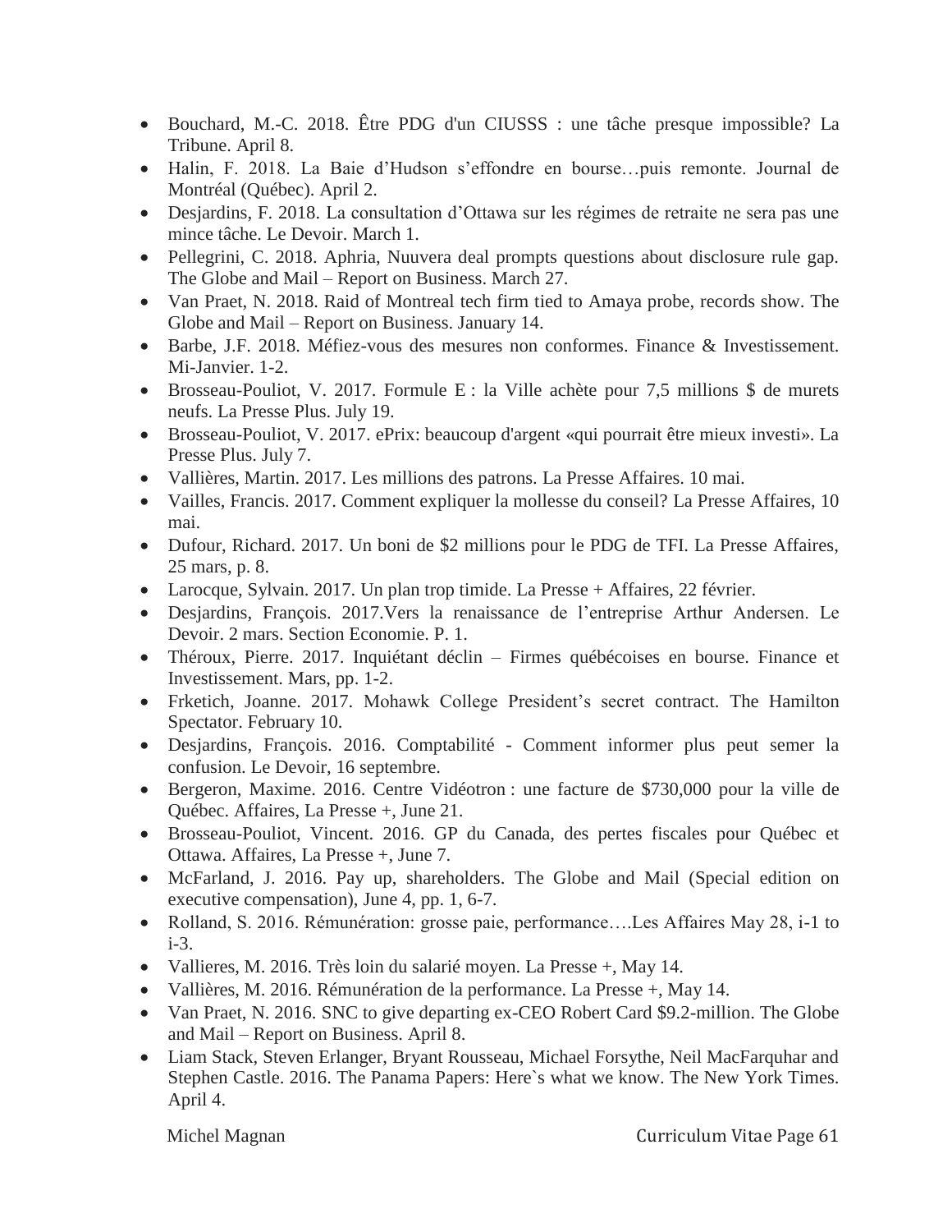- Bouchard, M.-C. 2018. Être PDG d'un CIUSSS : une tâche presque impossible? La Tribune. April 8.
- Halin, F. 2018. La Baie d'Hudson s'effondre en bourse…puis remonte. Journal de Montréal (Québec). April 2.
- Desjardins, F. 2018. La consultation d'Ottawa sur les régimes de retraite ne sera pas une mince tâche. Le Devoir. March 1.
- Pellegrini, C. 2018. Aphria, Nuuvera deal prompts questions about disclosure rule gap. The Globe and Mail – Report on Business. March 27.
- Van Praet, N. 2018. Raid of Montreal tech firm tied to Amaya probe, records show. The Globe and Mail – Report on Business. January 14.
- Barbe, J.F. 2018. Méfiez-vous des mesures non conformes. Finance & Investissement. Mi-Janvier. 1-2.
- Brosseau-Pouliot, V. 2017. Formule E : la Ville achète pour 7,5 millions $ de murets neufs. La Presse Plus. July 19.
- Brosseau-Pouliot, V. 2017. ePrix: beaucoup d'argent «qui pourrait être mieux investi». La Presse Plus. July 7.
- Vallières, Martin. 2017. Les millions des patrons. La Presse Affaires. 10 mai.
- Vailles, Francis. 2017. Comment expliquer la mollesse du conseil? La Presse Affaires, 10 mai.
- Dufour, Richard. 2017. Un boni de $2 millions pour le PDG de TFI. La Presse Affaires, 25 mars, p. 8.
- Larocque, Sylvain. 2017. Un plan trop timide. La Presse + Affaires, 22 février.
- Desjardins, François. 2017.Vers la renaissance de l'entreprise Arthur Andersen. Le Devoir. 2 mars. Section Economie. P. 1.
- Théroux, Pierre. 2017. Inquiétant déclin – Firmes québécoises en bourse. Finance et Investissement. Mars, pp. 1-2.
- Frketich, Joanne. 2017. Mohawk College President's secret contract. The Hamilton Spectator. February 10.
- Desjardins, François. 2016. Comptabilité - Comment informer plus peut semer la confusion. Le Devoir, 16 septembre.
- Bergeron, Maxime. 2016. Centre Vidéotron : une facture de $730,000 pour la ville de Québec. Affaires, La Presse +, June 21.
- Brosseau-Pouliot, Vincent. 2016. GP du Canada, des pertes fiscales pour Québec et Ottawa. Affaires, La Presse +, June 7.
- McFarland, J. 2016. Pay up, shareholders. The Globe and Mail (Special edition on executive compensation), June 4, pp. 1, 6-7.
- Rolland, S. 2016. Rémunération: grosse paie, performance….Les Affaires May 28, i-1 to i-3.
- Vallieres, M. 2016. Très loin du salarié moyen. La Presse +, May 14.
- Vallières, M. 2016. Rémunération de la performance. La Presse +, May 14.
- Van Praet, N. 2016. SNC to give departing ex-CEO Robert Card $9.2-million. The Globe and Mail – Report on Business. April 8.
- Liam Stack, Steven Erlanger, Bryant Rousseau, Michael Forsythe, Neil MacFarquhar and Stephen Castle. 2016. The Panama Papers: Here`s what we know. The New York Times. April 4.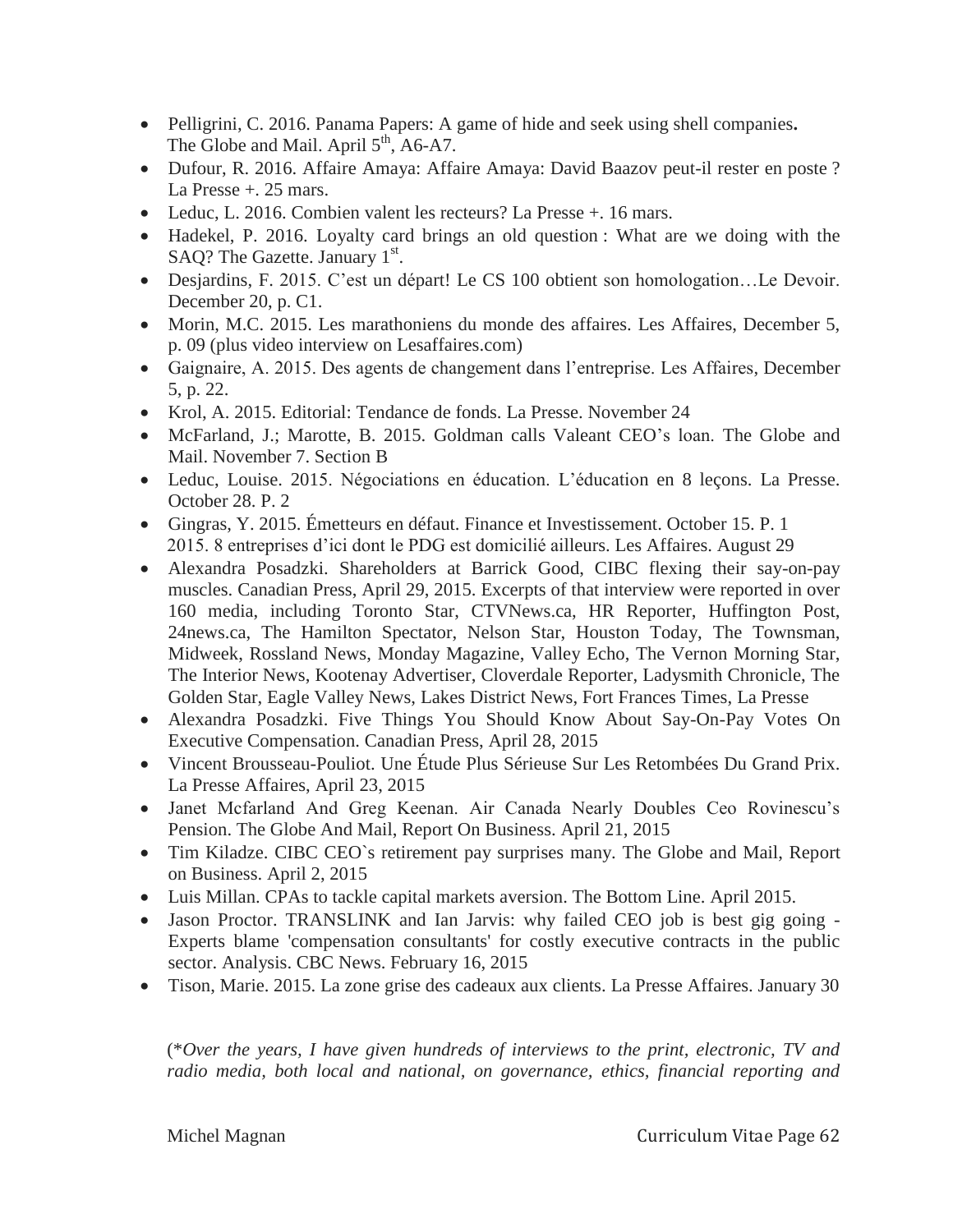- Pelligrini, C. 2016. Panama Papers: A game of hide and seek using shell companies**.** The Globe and Mail. April 5th, A6-A7.
- Dufour, R. 2016. Affaire Amaya: Affaire Amaya: David Baazov peut-il rester en poste ? La Presse +. 25 mars.
- Leduc, L. 2016. Combien valent les recteurs? La Presse +. 16 mars.
- Hadekel, P. 2016. Loyalty card brings an old question : What are we doing with the SAQ? The Gazette. January 1st.
- Desjardins, F. 2015. C'est un départ! Le CS 100 obtient son homologation…Le Devoir. December 20, p. C1.
- Morin, M.C. 2015. Les marathoniens du monde des affaires. Les Affaires, December 5, p. 09 (plus video interview on Lesaffaires.com)
- Gaignaire, A. 2015. Des agents de changement dans l'entreprise. Les Affaires, December 5, p. 22.
- Krol, A. 2015. Editorial: Tendance de fonds. La Presse. November 24
- McFarland, J.; Marotte, B. 2015. Goldman calls Valeant CEO's loan. The Globe and Mail. November 7. Section B
- Leduc, Louise. 2015. Négociations en éducation. L'éducation en 8 leçons. La Presse. October 28. P. 2
- Gingras, Y. 2015. Émetteurs en défaut. Finance et Investissement. October 15. P. 1
  2015. 8 entreprises d'ici dont le PDG est domicilié ailleurs. Les Affaires. August 29
- Alexandra Posadzki. Shareholders at Barrick Good, CIBC flexing their say-on-pay muscles. Canadian Press, April 29, 2015. Excerpts of that interview were reported in over 160 media, including Toronto Star, CTVNews.ca, HR Reporter, Huffington Post, 24news.ca, The Hamilton Spectator, Nelson Star, Houston Today, The Townsman, Midweek, Rossland News, Monday Magazine, Valley Echo, The Vernon Morning Star, The Interior News, Kootenay Advertiser, Cloverdale Reporter, Ladysmith Chronicle, The Golden Star, Eagle Valley News, Lakes District News, Fort Frances Times, La Presse
- Alexandra Posadzki. Five Things You Should Know About Say-On-Pay Votes On Executive Compensation. Canadian Press, April 28, 2015
- Vincent Brousseau-Pouliot. Une Étude Plus Sérieuse Sur Les Retombées Du Grand Prix. La Presse Affaires, April 23, 2015
- Janet Mcfarland And Greg Keenan. Air Canada Nearly Doubles Ceo Rovinescu's Pension. The Globe And Mail, Report On Business. April 21, 2015
- Tim Kiladze. CIBC CEO`s retirement pay surprises many. The Globe and Mail, Report on Business. April 2, 2015
- Luis Millan. CPAs to tackle capital markets aversion. The Bottom Line. April 2015.
- Jason Proctor. TRANSLINK and Ian Jarvis: why failed CEO job is best gig going - Experts blame 'compensation consultants' for costly executive contracts in the public sector. Analysis. CBC News. February 16, 2015
- Tison, Marie. 2015. La zone grise des cadeaux aux clients. La Presse Affaires. January 30

(**Over the years, I have given hundreds of interviews to the print, electronic, TV and radio media, both local and national, on governance, ethics, financial reporting and*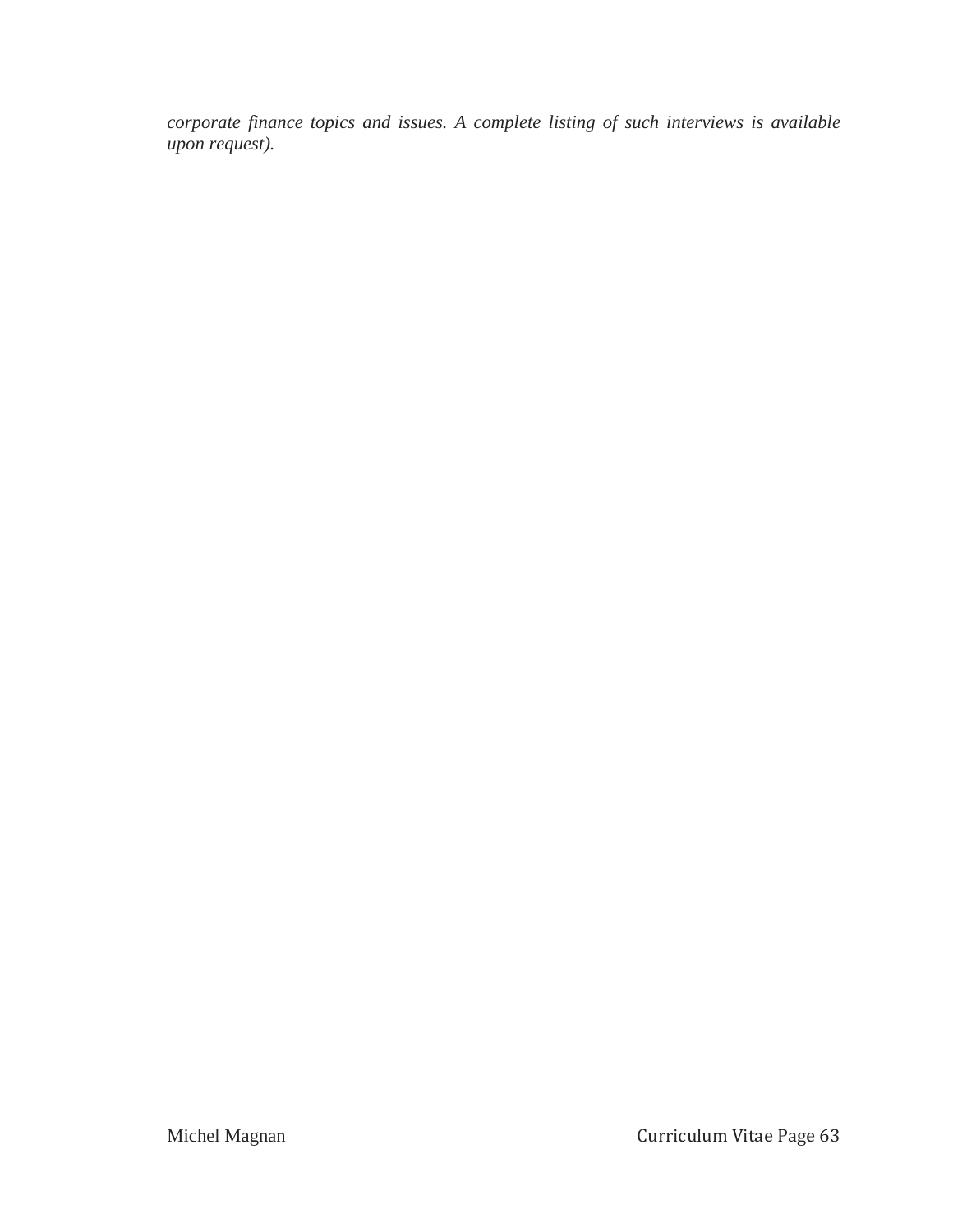*corporate finance topics and issues. A complete listing of such interviews is available upon request).*